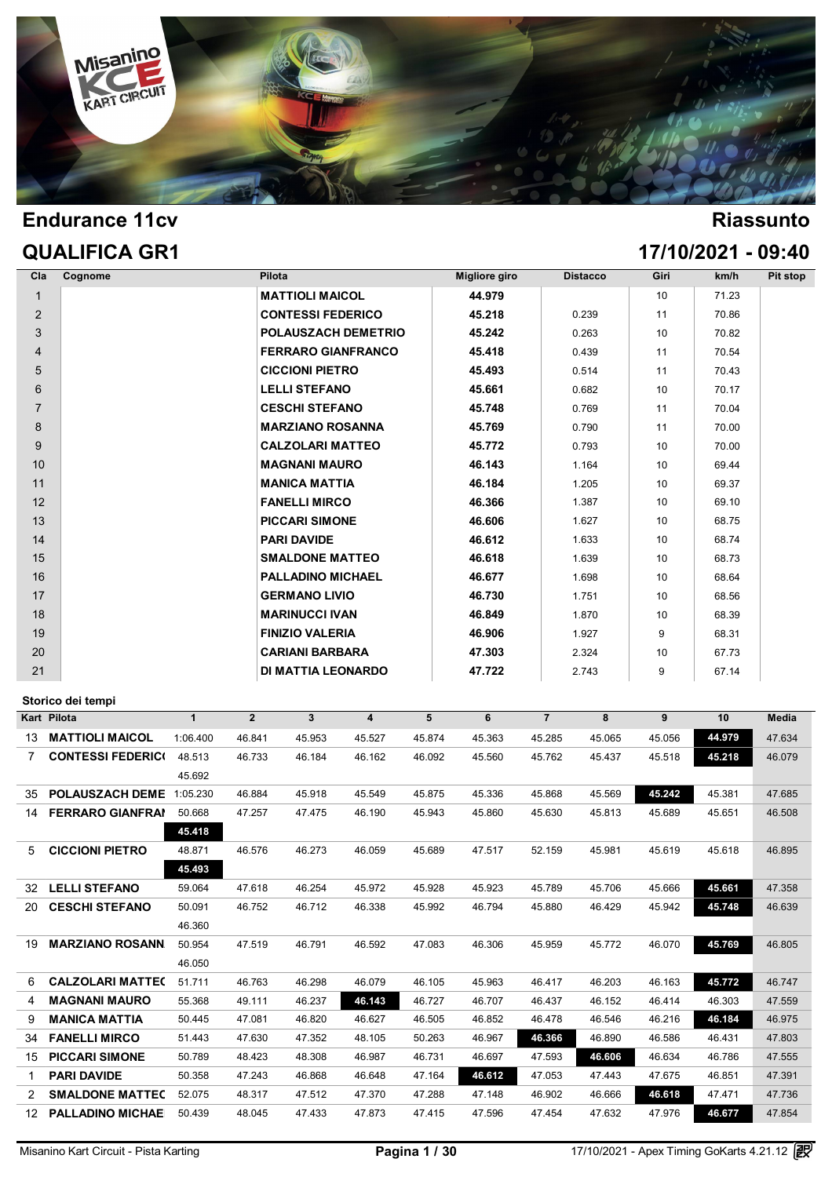# Endurance 11cv

# Riassunto

## QUALIFICA GR1

## 17/10/2021 - 09:40

| Cla | Cognome | Pilota | Migliore giro | Distacco | Giri | km/h | Pit stop |
|---|---|---|---|---|---|---|---|
| 1 | | MATTIOLI MAICOL | 44.979 | | 10 | 71.23 | |
| 2 | | CONTESSI FEDERICO | 45.218 | 0.239 | 11 | 70.86 | |
| 3 | | POLAUSZACH DEMETRIO | 45.242 | 0.263 | 10 | 70.82 | |
| 4 | | FERRARO GIANFRANCO | 45.418 | 0.439 | 11 | 70.54 | |
| 5 | | CICCIONI PIETRO | 45.493 | 0.514 | 11 | 70.43 | |
| 6 | | LELLI STEFANO | 45.661 | 0.682 | 10 | 70.17 | |
| 7 | | CESCHI STEFANO | 45.748 | 0.769 | 11 | 70.04 | |
| 8 | | MARZIANO ROSANNA | 45.769 | 0.790 | 11 | 70.00 | |
| 9 | | CALZOLARI MATTEO | 45.772 | 0.793 | 10 | 70.00 | |
| 10 | | MAGNANI MAURO | 46.143 | 1.164 | 10 | 69.44 | |
| 11 | | MANICA MATTIA | 46.184 | 1.205 | 10 | 69.37 | |
| 12 | | FANELLI MIRCO | 46.366 | 1.387 | 10 | 69.10 | |
| 13 | | PICCARI SIMONE | 46.606 | 1.627 | 10 | 68.75 | |
| 14 | | PARI DAVIDE | 46.612 | 1.633 | 10 | 68.74 | |
| 15 | | SMALDONE MATTEO | 46.618 | 1.639 | 10 | 68.73 | |
| 16 | | PALLADINO MICHAEL | 46.677 | 1.698 | 10 | 68.64 | |
| 17 | | GERMANO LIVIO | 46.730 | 1.751 | 10 | 68.56 | |
| 18 | | MARINUCCI IVAN | 46.849 | 1.870 | 10 | 68.39 | |
| 19 | | FINIZIO VALERIA | 46.906 | 1.927 | 9 | 68.31 | |
| 20 | | CARIANI BARBARA | 47.303 | 2.324 | 10 | 67.73 | |
| 21 | | DI MATTIA LEONARDO | 47.722 | 2.743 | 9 | 67.14 | |

### Storico dei tempi

| Kart | Pilota | 1 | 2 | 3 | 4 | 5 | 6 | 7 | 8 | 9 | 10 | Media |
|---|---|---|---|---|---|---|---|---|---|---|---|---|
| 13 | MATTIOLI MAICOL | 1:06.400 | 46.841 | 45.953 | 45.527 | 45.874 | 45.363 | 45.285 | 45.065 | 45.056 | **44.979** | 47.634 |
| 7 | CONTESSI FEDERICO | 48.513 | 46.733 | 46.184 | 46.162 | 46.092 | 45.560 | 45.762 | 45.437 | 45.518 | **45.218** | 46.079 |
| | | 45.692 | | | | | | | | | | |
| 35 | POLAUSZACH DEME | 1:05.230 | 46.884 | 45.918 | 45.549 | 45.875 | 45.336 | 45.868 | 45.569 | **45.242** | 45.381 | 47.685 |
| 14 | FERRARO GIANFRAN | 50.668 | 47.257 | 47.475 | 46.190 | 45.943 | 45.860 | 45.630 | 45.813 | 45.689 | 45.651 | 46.508 |
| | | **45.418** | | | | | | | | | | |
| 5 | CICCIONI PIETRO | 48.871 | 46.576 | 46.273 | 46.059 | 45.689 | 47.517 | 52.159 | 45.981 | 45.619 | 45.618 | 46.895 |
| | | **45.493** | | | | | | | | | | |
| 32 | LELLI STEFANO | 59.064 | 47.618 | 46.254 | 45.972 | 45.928 | 45.923 | 45.789 | 45.706 | 45.666 | **45.661** | 47.358 |
| 20 | CESCHI STEFANO | 50.091 | 46.752 | 46.712 | 46.338 | 45.992 | 46.794 | 45.880 | 46.429 | 45.942 | **45.748** | 46.639 |
| | | 46.360 | | | | | | | | | | |
| 19 | MARZIANO ROSANN | 50.954 | 47.519 | 46.791 | 46.592 | 47.083 | 46.306 | 45.959 | 45.772 | 46.070 | **45.769** | 46.805 |
| | | 46.050 | | | | | | | | | | |
| 6 | CALZOLARI MATTEO | 51.711 | 46.763 | 46.298 | 46.079 | 46.105 | 45.963 | 46.417 | 46.203 | 46.163 | **45.772** | 46.747 |
| 4 | MAGNANI MAURO | 55.368 | 49.111 | 46.237 | **46.143** | 46.727 | 46.707 | 46.437 | 46.152 | 46.414 | 46.303 | 47.559 |
| 9 | MANICA MATTIA | 50.445 | 47.081 | 46.820 | 46.627 | 46.505 | 46.852 | 46.478 | 46.546 | 46.216 | **46.184** | 46.975 |
| 34 | FANELLI MIRCO | 51.443 | 47.630 | 47.352 | 48.105 | 50.263 | 46.967 | **46.366** | 46.890 | 46.586 | 46.431 | 47.803 |
| 15 | PICCARI SIMONE | 50.789 | 48.423 | 48.308 | 46.987 | 46.731 | 46.697 | 47.593 | **46.606** | 46.634 | 46.786 | 47.555 |
| 1 | PARI DAVIDE | 50.358 | 47.243 | 46.868 | 46.648 | 47.164 | **46.612** | 47.053 | 47.443 | 47.675 | 46.851 | 47.391 |
| 2 | SMALDONE MATTEO | 52.075 | 48.317 | 47.512 | 47.370 | 47.288 | 47.148 | 46.902 | 46.666 | **46.618** | 47.471 | 47.736 |
| 12 | PALLADINO MICHAE | 50.439 | 48.045 | 47.433 | 47.873 | 47.415 | 47.596 | 47.454 | 47.632 | 47.976 | **46.677** | 47.854 |

Misanino Kart Circuit - Pista Karting | 17/10/2021 - Apex Timing GoKarts 4.21.12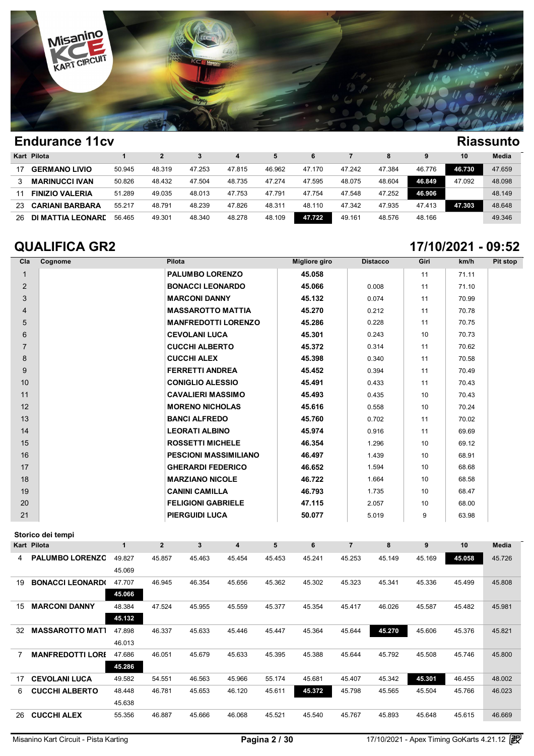## Endurance 11cv

## Riassunto

| Kart | Pilota | 1 | 2 | 3 | 4 | 5 | 6 | 7 | 8 | 9 | 10 | Media |
|---|---|---|---|---|---|---|---|---|---|---|---|---|
| 17 | **GERMANO LIVIO** | 50.945 | 48.319 | 47.253 | 47.815 | 46.962 | 47.170 | 47.242 | 47.384 | 46.776 | **46.730** | 47.659 |
| 3 | **MARINUCCI IVAN** | 50.826 | 48.432 | 47.504 | 48.735 | 47.274 | 47.595 | 48.075 | 48.604 | **46.849** | 47.092 | 48.098 |
| 11 | **FINIZIO VALERIA** | 51.289 | 49.035 | 48.013 | 47.753 | 47.791 | 47.754 | 47.548 | 47.252 | **46.906** | | 48.149 |
| 23 | **CARIANI BARBARA** | 55.217 | 48.791 | 48.239 | 47.826 | 48.311 | 48.110 | 47.342 | 47.935 | 47.413 | **47.303** | 48.648 |
| 26 | **DI MATTIA LEONARD** | 56.465 | 49.301 | 48.340 | 48.278 | 48.109 | **47.722** | 49.161 | 48.576 | 48.166 | | 49.346 |

## QUALIFICA GR2

## 17/10/2021 - 09:52

| Cla | Cognome | Pilota | Migliore giro | Distacco | Giri | km/h | Pit stop |
|---|---|---|---|---|---|---|---|
| 1 | | **PALUMBO LORENZO** | **45.058** | | 11 | 71.11 | |
| 2 | | **BONACCI LEONARDO** | **45.066** | 0.008 | 11 | 71.10 | |
| 3 | | **MARCONI DANNY** | **45.132** | 0.074 | 11 | 70.99 | |
| 4 | | **MASSAROTTO MATTIA** | **45.270** | 0.212 | 11 | 70.78 | |
| 5 | | **MANFREDOTTI LORENZO** | **45.286** | 0.228 | 11 | 70.75 | |
| 6 | | **CEVOLANI LUCA** | **45.301** | 0.243 | 10 | 70.73 | |
| 7 | | **CUCCHI ALBERTO** | **45.372** | 0.314 | 11 | 70.62 | |
| 8 | | **CUCCHI ALEX** | **45.398** | 0.340 | 11 | 70.58 | |
| 9 | | **FERRETTI ANDREA** | **45.452** | 0.394 | 11 | 70.49 | |
| 10 | | **CONIGLIO ALESSIO** | **45.491** | 0.433 | 11 | 70.43 | |
| 11 | | **CAVALIERI MASSIMO** | **45.493** | 0.435 | 10 | 70.43 | |
| 12 | | **MORENO NICHOLAS** | **45.616** | 0.558 | 10 | 70.24 | |
| 13 | | **BANCI ALFREDO** | **45.760** | 0.702 | 11 | 70.02 | |
| 14 | | **LEORATI ALBINO** | **45.974** | 0.916 | 11 | 69.69 | |
| 15 | | **ROSSETTI MICHELE** | **46.354** | 1.296 | 10 | 69.12 | |
| 16 | | **PESCIONI MASSIMILIANO** | **46.497** | 1.439 | 10 | 68.91 | |
| 17 | | **GHERARDI FEDERICO** | **46.652** | 1.594 | 10 | 68.68 | |
| 18 | | **MARZIANO NICOLE** | **46.722** | 1.664 | 10 | 68.58 | |
| 19 | | **CANINI CAMILLA** | **46.793** | 1.735 | 10 | 68.47 | |
| 20 | | **FELIGIONI GABRIELE** | **47.115** | 2.057 | 10 | 68.00 | |
| 21 | | **PIERGUIDI LUCA** | **50.077** | 5.019 | 9 | 63.98 | |

### Storico dei tempi

| Kart | Pilota | 1 | 2 | 3 | 4 | 5 | 6 | 7 | 8 | 9 | 10 | Media |
|---|---|---|---|---|---|---|---|---|---|---|---|---|
| 4 | **PALUMBO LORENZO** | 49.827 | 45.857 | 45.463 | 45.454 | 45.453 | 45.241 | 45.253 | 45.149 | 45.169 | **45.058** | 45.726 |
| | | 45.069 | | | | | | | | | | |
| 19 | **BONACCI LEONARDO** | 47.707 | 46.945 | 46.354 | 45.656 | 45.362 | 45.302 | 45.323 | 45.341 | 45.336 | 45.499 | 45.808 |
| | | **45.066** | | | | | | | | | | |
| 15 | **MARCONI DANNY** | 48.384 | 47.524 | 45.955 | 45.559 | 45.377 | 45.354 | 45.417 | 46.026 | 45.587 | 45.482 | 45.981 |
| | | **45.132** | | | | | | | | | | |
| 32 | **MASSAROTTO MATT** | 47.898 | 46.337 | 45.633 | 45.446 | 45.447 | 45.364 | 45.644 | **45.270** | 45.606 | 45.376 | 45.821 |
| | | 46.013 | | | | | | | | | | |
| 7 | **MANFREDOTTI LORE** | 47.686 | 46.051 | 45.679 | 45.633 | 45.395 | 45.388 | 45.644 | 45.792 | 45.508 | 45.746 | 45.800 |
| | | **45.286** | | | | | | | | | | |
| 17 | **CEVOLANI LUCA** | 49.582 | 54.551 | 46.563 | 45.966 | 55.174 | 45.681 | 45.407 | 45.342 | **45.301** | 46.455 | 48.002 |
| 6 | **CUCCHI ALBERTO** | 48.448 | 46.781 | 45.653 | 46.120 | 45.611 | **45.372** | 45.798 | 45.565 | 45.504 | 45.766 | 46.023 |
| | | 45.638 | | | | | | | | | | |
| 26 | **CUCCHI ALEX** | 55.356 | 46.887 | 45.666 | 46.068 | 45.521 | 45.540 | 45.767 | 45.893 | 45.648 | 45.615 | 46.669 |

Misanino Kart Circuit - Pista Karting

17/10/2021 - Apex Timing GoKarts 4.21.12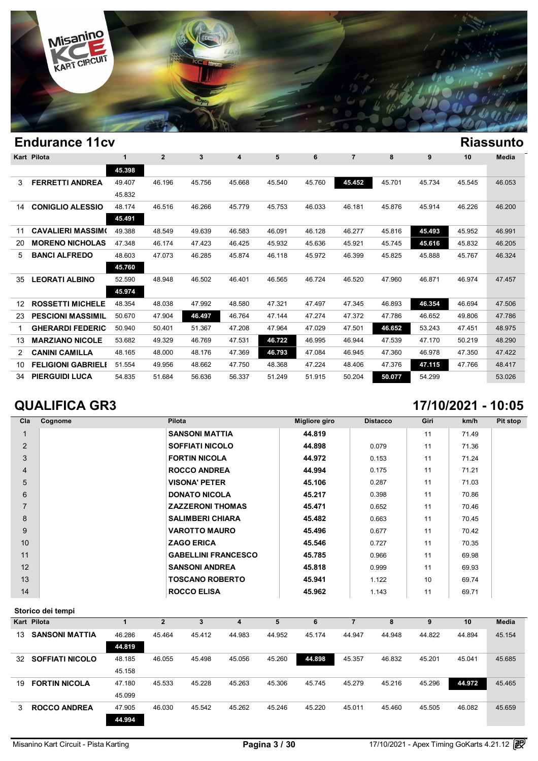## Endurance 11cv

**Riassunto**

| Kart | Pilota | 1 | 2 | 3 | 4 | 5 | 6 | 7 | 8 | 9 | 10 | Media |
|---|---|---|---|---|---|---|---|---|---|---|---|---|
| | | **45.398** | | | | | | | | | | |
| 3 | FERRETTI ANDREA | 49.407 | 46.196 | 45.756 | 45.668 | 45.540 | 45.760 | **45.452** | 45.701 | 45.734 | 45.545 | 46.053 |
| | | 45.832 | | | | | | | | | | |
| 14 | CONIGLIO ALESSIO | 48.174 | 46.516 | 46.266 | 45.779 | 45.753 | 46.033 | 46.181 | 45.876 | 45.914 | 46.226 | 46.200 |
| | | **45.491** | | | | | | | | | | |
| 11 | CAVALIERI MASSIM( | 49.388 | 48.549 | 49.639 | 46.583 | 46.091 | 46.128 | 46.277 | 45.816 | **45.493** | 45.952 | 46.991 |
| 20 | MORENO NICHOLAS | 47.348 | 46.174 | 47.423 | 46.425 | 45.932 | 45.636 | 45.921 | 45.745 | **45.616** | 45.832 | 46.205 |
| 5 | BANCI ALFREDO | 48.603 | 47.073 | 46.285 | 45.874 | 46.118 | 45.972 | 46.399 | 45.825 | 45.888 | 45.767 | 46.324 |
| | | **45.760** | | | | | | | | | | |
| 35 | LEORATI ALBINO | 52.590 | 48.948 | 46.502 | 46.401 | 46.565 | 46.724 | 46.520 | 47.960 | 46.871 | 46.974 | 47.457 |
| | | **45.974** | | | | | | | | | | |
| 12 | ROSSETTI MICHELE | 48.354 | 48.038 | 47.992 | 48.580 | 47.321 | 47.497 | 47.345 | 46.893 | **46.354** | 46.694 | 47.506 |
| 23 | PESCIONI MASSIMIL | 50.670 | 47.904 | **46.497** | 46.764 | 47.144 | 47.274 | 47.372 | 47.786 | 46.652 | 49.806 | 47.786 |
| 1 | GHERARDI FEDERIC | 50.940 | 50.401 | 51.367 | 47.208 | 47.964 | 47.029 | 47.501 | **46.652** | 53.243 | 47.451 | 48.975 |
| 13 | MARZIANO NICOLE | 53.682 | 49.329 | 46.769 | 47.531 | **46.722** | 46.995 | 46.944 | 47.539 | 47.170 | 50.219 | 48.290 |
| 2 | CANINI CAMILLA | 48.165 | 48.000 | 48.176 | 47.369 | **46.793** | 47.084 | 46.945 | 47.360 | 46.978 | 47.350 | 47.422 |
| 10 | FELIGIONI GABRIELI | 51.554 | 49.956 | 48.662 | 47.750 | 48.368 | 47.224 | 48.406 | 47.376 | **47.115** | 47.766 | 48.417 |
| 34 | PIERGUIDI LUCA | 54.835 | 51.684 | 56.636 | 56.337 | 51.249 | 51.915 | 50.204 | **50.077** | 54.299 | | 53.026 |

## QUALIFICA GR3

**17/10/2021 - 10:05**

| Cla | Cognome | Pilota | Migliore giro | Distacco | Giri | km/h | Pit stop |
|---|---|---|---|---|---|---|---|
| 1 | | SANSONI MATTIA | 44.819 | | 11 | 71.49 | |
| 2 | | SOFFIATI NICOLO | 44.898 | 0.079 | 11 | 71.36 | |
| 3 | | FORTIN NICOLA | 44.972 | 0.153 | 11 | 71.24 | |
| 4 | | ROCCO ANDREA | 44.994 | 0.175 | 11 | 71.21 | |
| 5 | | VISONA' PETER | 45.106 | 0.287 | 11 | 71.03 | |
| 6 | | DONATO NICOLA | 45.217 | 0.398 | 11 | 70.86 | |
| 7 | | ZAZZERONI THOMAS | 45.471 | 0.652 | 11 | 70.46 | |
| 8 | | SALIMBERI CHIARA | 45.482 | 0.663 | 11 | 70.45 | |
| 9 | | VAROTTO MAURO | 45.496 | 0.677 | 11 | 70.42 | |
| 10 | | ZAGO ERICA | 45.546 | 0.727 | 11 | 70.35 | |
| 11 | | GABELLINI FRANCESCO | 45.785 | 0.966 | 11 | 69.98 | |
| 12 | | SANSONI ANDREA | 45.818 | 0.999 | 11 | 69.93 | |
| 13 | | TOSCANO ROBERTO | 45.941 | 1.122 | 10 | 69.74 | |
| 14 | | ROCCO ELISA | 45.962 | 1.143 | 11 | 69.71 | |

### Storico dei tempi

| Kart | Pilota | 1 | 2 | 3 | 4 | 5 | 6 | 7 | 8 | 9 | 10 | Media |
|---|---|---|---|---|---|---|---|---|---|---|---|---|
| 13 | SANSONI MATTIA | 46.286 | 45.464 | 45.412 | 44.983 | 44.952 | 45.174 | 44.947 | 44.948 | 44.822 | 44.894 | 45.154 |
| | | **44.819** | | | | | | | | | | |
| 32 | SOFFIATI NICOLO | 48.185 | 46.055 | 45.498 | 45.056 | 45.260 | **44.898** | 45.357 | 46.832 | 45.201 | 45.041 | 45.685 |
| | | 45.158 | | | | | | | | | | |
| 19 | FORTIN NICOLA | 47.180 | 45.533 | 45.228 | 45.263 | 45.306 | 45.745 | 45.279 | 45.216 | 45.296 | **44.972** | 45.465 |
| | | 45.099 | | | | | | | | | | |
| 3 | ROCCO ANDREA | 47.905 | 46.030 | 45.542 | 45.262 | 45.246 | 45.220 | 45.011 | 45.460 | 45.505 | 46.082 | 45.659 |
| | | **44.994** | | | | | | | | | | |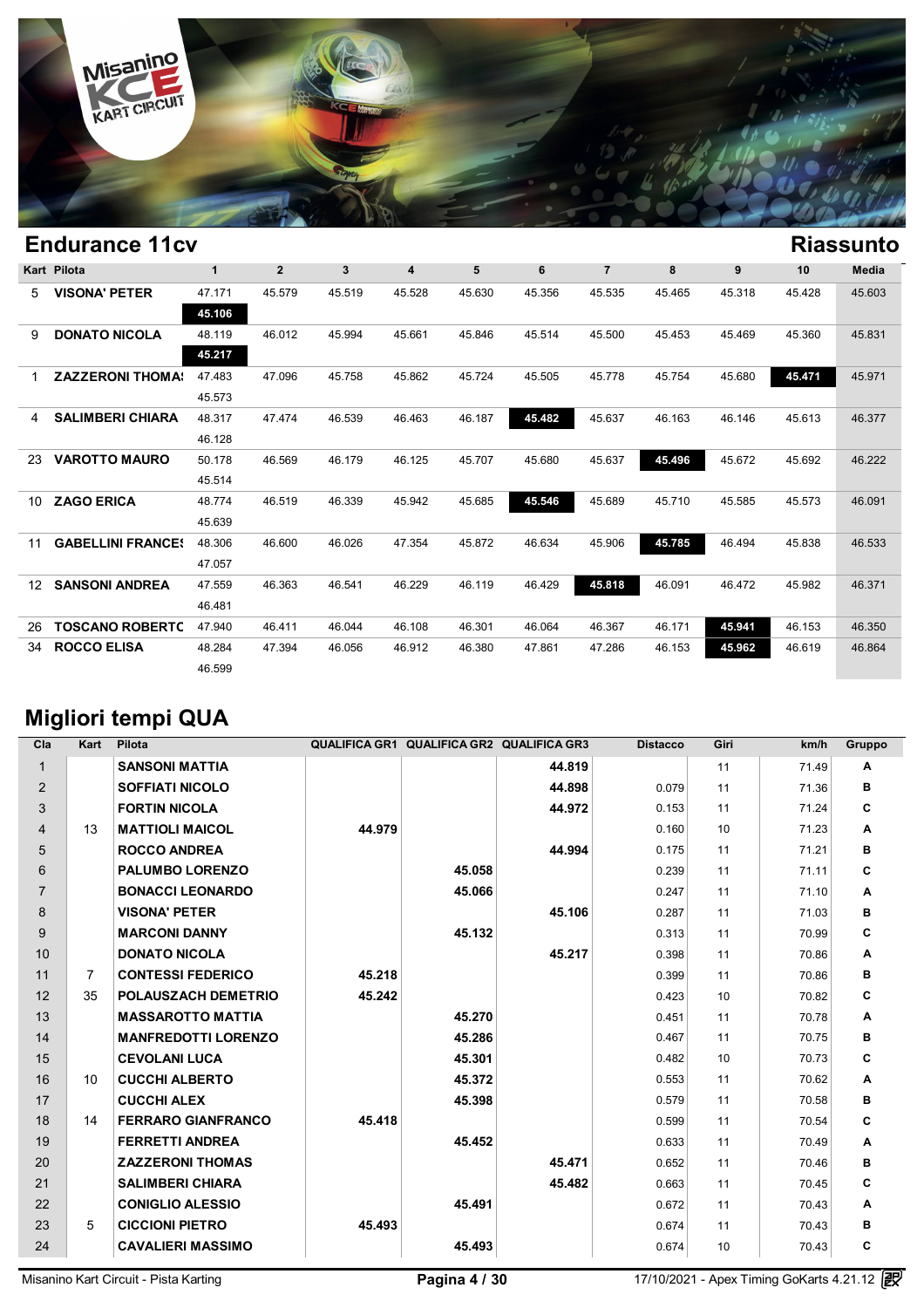## Endurance 11cv

**Riassunto**

| Kart | Pilota | 1 | 2 | 3 | 4 | 5 | 6 | 7 | 8 | 9 | 10 | Media |
|---|---|---|---|---|---|---|---|---|---|---|---|---|
| 5 | **VISONA' PETER** | 47.171 | 45.579 | 45.519 | 45.528 | 45.630 | 45.356 | 45.535 | 45.465 | 45.318 | 45.428 | 45.603 |
| | | **45.106** | | | | | | | | | | |
| 9 | **DONATO NICOLA** | 48.119 | 46.012 | 45.994 | 45.661 | 45.846 | 45.514 | 45.500 | 45.453 | 45.469 | 45.360 | 45.831 |
| | | **45.217** | | | | | | | | | | |
| 1 | **ZAZZERONI THOMA** | 47.483 | 47.096 | 45.758 | 45.862 | 45.724 | 45.505 | 45.778 | 45.754 | 45.680 | **45.471** | 45.971 |
| | | 45.573 | | | | | | | | | | |
| 4 | **SALIMBERI CHIARA** | 48.317 | 47.474 | 46.539 | 46.463 | 46.187 | **45.482** | 45.637 | 46.163 | 46.146 | 45.613 | 46.377 |
| | | 46.128 | | | | | | | | | | |
| 23 | **VAROTTO MAURO** | 50.178 | 46.569 | 46.179 | 46.125 | 45.707 | 45.680 | 45.637 | **45.496** | 45.672 | 45.692 | 46.222 |
| | | 45.514 | | | | | | | | | | |
| 10 | **ZAGO ERICA** | 48.774 | 46.519 | 46.339 | 45.942 | 45.685 | **45.546** | 45.689 | 45.710 | 45.585 | 45.573 | 46.091 |
| | | 45.639 | | | | | | | | | | |
| 11 | **GABELLINI FRANCE** | 48.306 | 46.600 | 46.026 | 47.354 | 45.872 | 46.634 | 45.906 | **45.785** | 46.494 | 45.838 | 46.533 |
| | | 47.057 | | | | | | | | | | |
| 12 | **SANSONI ANDREA** | 47.559 | 46.363 | 46.541 | 46.229 | 46.119 | 46.429 | **45.818** | 46.091 | 46.472 | 45.982 | 46.371 |
| | | 46.481 | | | | | | | | | | |
| 26 | **TOSCANO ROBERTO** | 47.940 | 46.411 | 46.044 | 46.108 | 46.301 | 46.064 | 46.367 | 46.171 | **45.941** | 46.153 | 46.350 |
| 34 | **ROCCO ELISA** | 48.284 | 47.394 | 46.056 | 46.912 | 46.380 | 47.861 | 47.286 | 46.153 | **45.962** | 46.619 | 46.864 |
| | | 46.599 | | | | | | | | | | |

## Migliori tempi QUA

| Cla | Kart | Pilota | QUALIFICA GR1 | QUALIFICA GR2 | QUALIFICA GR3 | Distacco | Giri | km/h | Gruppo |
|---|---|---|---|---|---|---|---|---|---|
| 1 | | **SANSONI MATTIA** | | | **44.819** | | 11 | 71.49 | **A** |
| 2 | | **SOFFIATI NICOLO** | | | **44.898** | 0.079 | 11 | 71.36 | **B** |
| 3 | | **FORTIN NICOLA** | | | **44.972** | 0.153 | 11 | 71.24 | **C** |
| 4 | 13 | **MATTIOLI MAICOL** | **44.979** | | | 0.160 | 10 | 71.23 | **A** |
| 5 | | **ROCCO ANDREA** | | | **44.994** | 0.175 | 11 | 71.21 | **B** |
| 6 | | **PALUMBO LORENZO** | | **45.058** | | 0.239 | 11 | 71.11 | **C** |
| 7 | | **BONACCI LEONARDO** | | **45.066** | | 0.247 | 11 | 71.10 | **A** |
| 8 | | **VISONA' PETER** | | | **45.106** | 0.287 | 11 | 71.03 | **B** |
| 9 | | **MARCONI DANNY** | | **45.132** | | 0.313 | 11 | 70.99 | **C** |
| 10 | | **DONATO NICOLA** | | | **45.217** | 0.398 | 11 | 70.86 | **A** |
| 11 | 7 | **CONTESSI FEDERICO** | **45.218** | | | 0.399 | 11 | 70.86 | **B** |
| 12 | 35 | **POLAUSZACH DEMETRIO** | **45.242** | | | 0.423 | 10 | 70.82 | **C** |
| 13 | | **MASSAROTTO MATTIA** | | **45.270** | | 0.451 | 11 | 70.78 | **A** |
| 14 | | **MANFREDOTTI LORENZO** | | **45.286** | | 0.467 | 11 | 70.75 | **B** |
| 15 | | **CEVOLANI LUCA** | | **45.301** | | 0.482 | 10 | 70.73 | **C** |
| 16 | 10 | **CUCCHI ALBERTO** | | **45.372** | | 0.553 | 11 | 70.62 | **A** |
| 17 | | **CUCCHI ALEX** | | **45.398** | | 0.579 | 11 | 70.58 | **B** |
| 18 | 14 | **FERRARO GIANFRANCO** | **45.418** | | | 0.599 | 11 | 70.54 | **C** |
| 19 | | **FERRETTI ANDREA** | | **45.452** | | 0.633 | 11 | 70.49 | **A** |
| 20 | | **ZAZZERONI THOMAS** | | | **45.471** | 0.652 | 11 | 70.46 | **B** |
| 21 | | **SALIMBERI CHIARA** | | | **45.482** | 0.663 | 11 | 70.45 | **C** |
| 22 | | **CONIGLIO ALESSIO** | | **45.491** | | 0.672 | 11 | 70.43 | **A** |
| 23 | 5 | **CICCIONI PIETRO** | **45.493** | | | 0.674 | 11 | 70.43 | **B** |
| 24 | | **CAVALIERI MASSIMO** | | **45.493** | | 0.674 | 10 | 70.43 | **C** |

Misanino Kart Circuit - Pista Karting — 17/10/2021 - Apex Timing GoKarts 4.21.12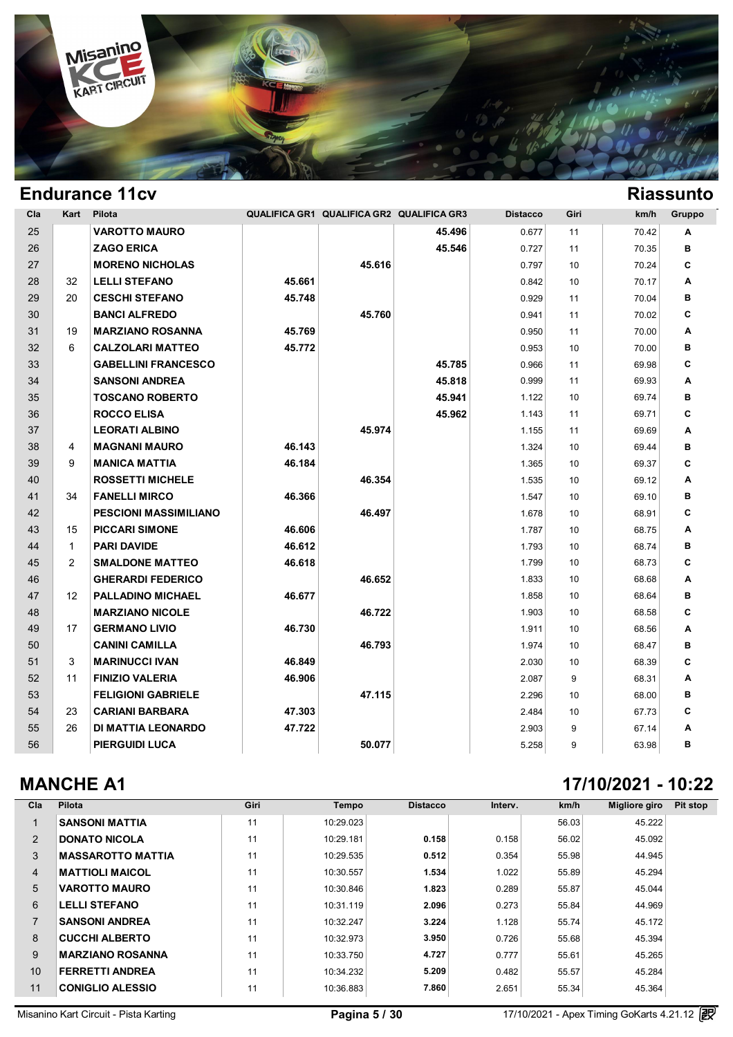## Endurance 11cv

## Riassunto

| Cla | Kart | Pilota | QUALIFICA GR1 | QUALIFICA GR2 | QUALIFICA GR3 | Distacco | Giri | km/h | Gruppo |
|---|---|---|---|---|---|---|---|---|---|
| 25 | | VAROTTO MAURO | | | 45.496 | 0.677 | 11 | 70.42 | A |
| 26 | | ZAGO ERICA | | | 45.546 | 0.727 | 11 | 70.35 | B |
| 27 | | MORENO NICHOLAS | | 45.616 | | 0.797 | 10 | 70.24 | C |
| 28 | 32 | LELLI STEFANO | 45.661 | | | 0.842 | 10 | 70.17 | A |
| 29 | 20 | CESCHI STEFANO | 45.748 | | | 0.929 | 11 | 70.04 | B |
| 30 | | BANCI ALFREDO | | 45.760 | | 0.941 | 11 | 70.02 | C |
| 31 | 19 | MARZIANO ROSANNA | 45.769 | | | 0.950 | 11 | 70.00 | A |
| 32 | 6 | CALZOLARI MATTEO | 45.772 | | | 0.953 | 10 | 70.00 | B |
| 33 | | GABELLINI FRANCESCO | | | 45.785 | 0.966 | 11 | 69.98 | C |
| 34 | | SANSONI ANDREA | | | 45.818 | 0.999 | 11 | 69.93 | A |
| 35 | | TOSCANO ROBERTO | | | 45.941 | 1.122 | 10 | 69.74 | B |
| 36 | | ROCCO ELISA | | | 45.962 | 1.143 | 11 | 69.71 | C |
| 37 | | LEORATI ALBINO | | 45.974 | | 1.155 | 11 | 69.69 | A |
| 38 | 4 | MAGNANI MAURO | 46.143 | | | 1.324 | 10 | 69.44 | B |
| 39 | 9 | MANICA MATTIA | 46.184 | | | 1.365 | 10 | 69.37 | C |
| 40 | | ROSSETTI MICHELE | | 46.354 | | 1.535 | 10 | 69.12 | A |
| 41 | 34 | FANELLI MIRCO | 46.366 | | | 1.547 | 10 | 69.10 | B |
| 42 | | PESCIONI MASSIMILIANO | | 46.497 | | 1.678 | 10 | 68.91 | C |
| 43 | 15 | PICCARI SIMONE | 46.606 | | | 1.787 | 10 | 68.75 | A |
| 44 | 1 | PARI DAVIDE | 46.612 | | | 1.793 | 10 | 68.74 | B |
| 45 | 2 | SMALDONE MATTEO | 46.618 | | | 1.799 | 10 | 68.73 | C |
| 46 | | GHERARDI FEDERICO | | 46.652 | | 1.833 | 10 | 68.68 | A |
| 47 | 12 | PALLADINO MICHAEL | 46.677 | | | 1.858 | 10 | 68.64 | B |
| 48 | | MARZIANO NICOLE | | 46.722 | | 1.903 | 10 | 68.58 | C |
| 49 | 17 | GERMANO LIVIO | 46.730 | | | 1.911 | 10 | 68.56 | A |
| 50 | | CANINI CAMILLA | | 46.793 | | 1.974 | 10 | 68.47 | B |
| 51 | 3 | MARINUCCI IVAN | 46.849 | | | 2.030 | 10 | 68.39 | C |
| 52 | 11 | FINIZIO VALERIA | 46.906 | | | 2.087 | 9 | 68.31 | A |
| 53 | | FELIGIONI GABRIELE | | 47.115 | | 2.296 | 10 | 68.00 | B |
| 54 | 23 | CARIANI BARBARA | 47.303 | | | 2.484 | 10 | 67.73 | C |
| 55 | 26 | DI MATTIA LEONARDO | 47.722 | | | 2.903 | 9 | 67.14 | A |
| 56 | | PIERGUIDI LUCA | | 50.077 | | 5.258 | 9 | 63.98 | B |

## MANCHE A1

17/10/2021 - 10:22

| Cla | Pilota | Giri | Tempo | Distacco | Interv. | km/h | Migliore giro | Pit stop |
|---|---|---|---|---|---|---|---|---|
| 1 | SANSONI MATTIA | 11 | 10:29.023 | | | 56.03 | 45.222 | |
| 2 | DONATO NICOLA | 11 | 10:29.181 | 0.158 | 0.158 | 56.02 | 45.092 | |
| 3 | MASSAROTTO MATTIA | 11 | 10:29.535 | 0.512 | 0.354 | 55.98 | 44.945 | |
| 4 | MATTIOLI MAICOL | 11 | 10:30.557 | 1.534 | 1.022 | 55.89 | 45.294 | |
| 5 | VAROTTO MAURO | 11 | 10:30.846 | 1.823 | 0.289 | 55.87 | 45.044 | |
| 6 | LELLI STEFANO | 11 | 10:31.119 | 2.096 | 0.273 | 55.84 | 44.969 | |
| 7 | SANSONI ANDREA | 11 | 10:32.247 | 3.224 | 1.128 | 55.74 | 45.172 | |
| 8 | CUCCHI ALBERTO | 11 | 10:32.973 | 3.950 | 0.726 | 55.68 | 45.394 | |
| 9 | MARZIANO ROSANNA | 11 | 10:33.750 | 4.727 | 0.777 | 55.61 | 45.265 | |
| 10 | FERRETTI ANDREA | 11 | 10:34.232 | 5.209 | 0.482 | 55.57 | 45.284 | |
| 11 | CONIGLIO ALESSIO | 11 | 10:36.883 | 7.860 | 2.651 | 55.34 | 45.364 | |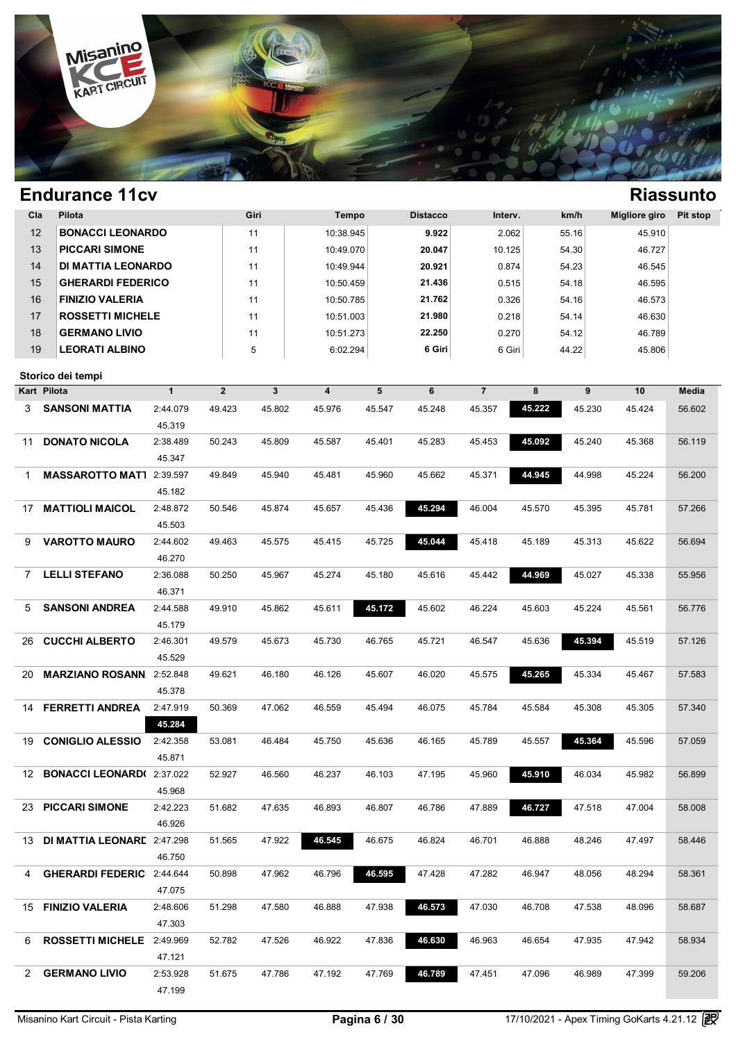## Endurance 11cv

## Riassunto

| Cla | Pilota | Giri | Tempo | Distacco | Interv. | km/h | Migliore giro | Pit stop |
|---|---|---|---|---|---|---|---|---|
| 12 | **BONACCI LEONARDO** | 11 | 10:38.945 | **9.922** | 2.062 | 55.16 | 45.910 | |
| 13 | **PICCARI SIMONE** | 11 | 10:49.070 | **20.047** | 10.125 | 54.30 | 46.727 | |
| 14 | **DI MATTIA LEONARDO** | 11 | 10:49.944 | **20.921** | 0.874 | 54.23 | 46.545 | |
| 15 | **GHERARDI FEDERICO** | 11 | 10:50.459 | **21.436** | 0.515 | 54.18 | 46.595 | |
| 16 | **FINIZIO VALERIA** | 11 | 10:50.785 | **21.762** | 0.326 | 54.16 | 46.573 | |
| 17 | **ROSSETTI MICHELE** | 11 | 10:51.003 | **21.980** | 0.218 | 54.14 | 46.630 | |
| 18 | **GERMANO LIVIO** | 11 | 10:51.273 | **22.250** | 0.270 | 54.12 | 46.789 | |
| 19 | **LEORATI ALBINO** | 5 | 6:02.294 | **6 Giri** | 6 Giri | 44.22 | 45.806 | |

### Storico dei tempi

| Kart | Pilota | 1 | 2 | 3 | 4 | 5 | 6 | 7 | 8 | 9 | 10 | Media |
|---|---|---|---|---|---|---|---|---|---|---|---|---|
| 3 | **SANSONI MATTIA** | 2:44.079 / 45.319 | 49.423 | 45.802 | 45.976 | 45.547 | 45.248 | 45.357 | **45.222** | 45.230 | 45.424 | 56.602 |
| 11 | **DONATO NICOLA** | 2:38.489 / 45.347 | 50.243 | 45.809 | 45.587 | 45.401 | 45.283 | 45.453 | **45.092** | 45.240 | 45.368 | 56.119 |
| 1 | **MASSAROTTO MATT** | 2:39.597 / 45.182 | 49.849 | 45.940 | 45.481 | 45.960 | 45.662 | 45.371 | **44.945** | 44.998 | 45.224 | 56.200 |
| 17 | **MATTIOLI MAICOL** | 2:48.872 / 45.503 | 50.546 | 45.874 | 45.657 | 45.436 | **45.294** | 46.004 | 45.570 | 45.395 | 45.781 | 57.266 |
| 9 | **VAROTTO MAURO** | 2:44.602 / 46.270 | 49.463 | 45.575 | 45.415 | 45.725 | **45.044** | 45.418 | 45.189 | 45.313 | 45.622 | 56.694 |
| 7 | **LELLI STEFANO** | 2:36.088 / 46.371 | 50.250 | 45.967 | 45.274 | 45.180 | 45.616 | 45.442 | **44.969** | 45.027 | 45.338 | 55.956 |
| 5 | **SANSONI ANDREA** | 2:44.588 / 45.179 | 49.910 | 45.862 | 45.611 | **45.172** | 45.602 | 46.224 | 45.603 | 45.224 | 45.561 | 56.776 |
| 26 | **CUCCHI ALBERTO** | 2:46.301 / 45.529 | 49.579 | 45.673 | 45.730 | 46.765 | 45.721 | 46.547 | 45.636 | **45.394** | 45.519 | 57.126 |
| 20 | **MARZIANO ROSANN** | 2:52.848 / 45.378 | 49.621 | 46.180 | 46.126 | 45.607 | 46.020 | 45.575 | **45.265** | 45.334 | 45.467 | 57.583 |
| 14 | **FERRETTI ANDREA** | 2:47.919 / **45.284** | 50.369 | 47.062 | 46.559 | 45.494 | 46.075 | 45.784 | 45.584 | 45.308 | 45.305 | 57.340 |
| 19 | **CONIGLIO ALESSIO** | 2:42.358 / 45.871 | 53.081 | 46.484 | 45.750 | 45.636 | 46.165 | 45.789 | 45.557 | **45.364** | 45.596 | 57.059 |
| 12 | **BONACCI LEONARD** | 2:37.022 / 45.968 | 52.927 | 46.560 | 46.237 | 46.103 | 47.195 | 45.960 | **45.910** | 46.034 | 45.982 | 56.899 |
| 23 | **PICCARI SIMONE** | 2:42.223 / 46.926 | 51.682 | 47.635 | 46.893 | 46.807 | 46.786 | 47.889 | **46.727** | 47.518 | 47.004 | 58.008 |
| 13 | **DI MATTIA LEONARD** | 2:47.298 / 46.750 | 51.565 | 47.922 | **46.545** | 46.675 | 46.824 | 46.701 | 46.888 | 48.246 | 47.497 | 58.446 |
| 4 | **GHERARDI FEDERIC** | 2:44.644 / 47.075 | 50.898 | 47.962 | 46.796 | **46.595** | 47.428 | 47.282 | 46.947 | 48.056 | 48.294 | 58.361 |
| 15 | **FINIZIO VALERIA** | 2:48.606 / 47.303 | 51.298 | 47.580 | 46.888 | 47.938 | **46.573** | 47.030 | 46.708 | 47.538 | 48.096 | 58.687 |
| 6 | **ROSSETTI MICHELE** | 2:49.969 / 47.121 | 52.782 | 47.526 | 46.922 | 47.836 | **46.630** | 46.963 | 46.654 | 47.935 | 47.942 | 58.934 |
| 2 | **GERMANO LIVIO** | 2:53.928 / 47.199 | 51.675 | 47.786 | 47.192 | 47.769 | **46.789** | 47.451 | 47.096 | 46.989 | 47.399 | 59.206 |

Misanino Kart Circuit - Pista Karting — 17/10/2021 - Apex Timing GoKarts 4.21.12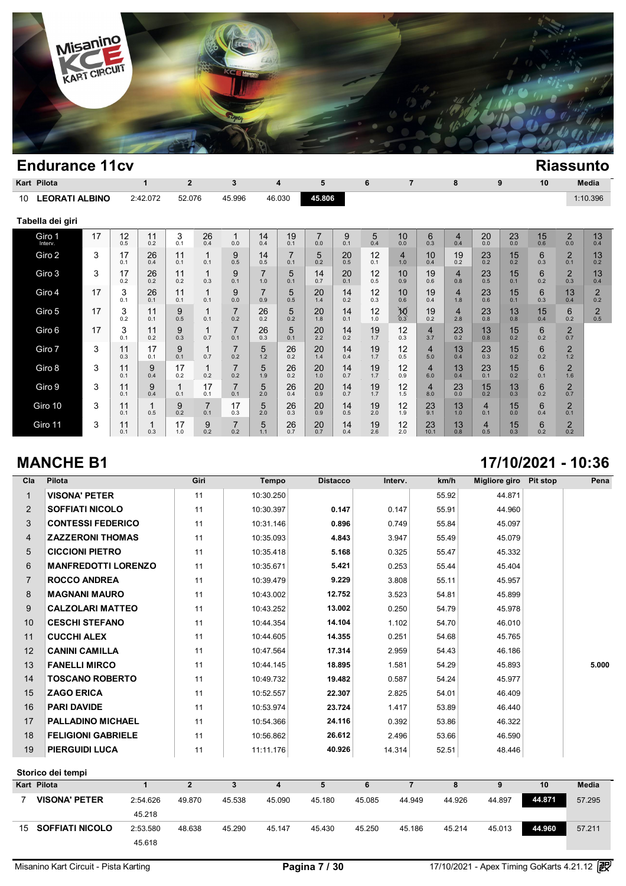## Endurance 11cv

**Riassunto**

| Kart | Pilota | 1 | 2 | 3 | 4 | 5 | 6 | 7 | 8 | 9 | 10 | Media |
|---|---|---|---|---|---|---|---|---|---|---|---|---|
| 10 | LEORATI ALBINO | 2:42.072 | 52.076 | 45.996 | 46.030 | **45.806** | | | | | | 1:10.396 |

### Tabella dei giri

| | | | | | | | | | | | | | | | | | | | |
|---|---|---|---|---|---|---|---|---|---|---|---|---|---|---|---|---|---|---|---|
| Giro 1 Interv. | 17 | 12 0.5 | 11 0.2 | 3 0.1 | 26 0.4 | 1 0.0 | 14 0.4 | 19 0.1 | 7 0.0 | 9 0.1 | 5 0.4 | 10 0.0 | 6 0.3 | 4 0.4 | 20 0.0 | 23 0.0 | 15 0.6 | 2 0.0 | 13 0.4 |
| Giro 2 | 3 | 17 0.1 | 26 0.4 | 11 0.1 | 1 0.1 | 9 0.5 | 14 0.5 | 7 0.1 | 5 0.2 | 20 0.5 | 12 0.1 | 4 1.0 | 10 0.4 | 19 0.2 | 23 0.2 | 15 0.2 | 6 0.3 | 2 0.1 | 13 0.2 |
| Giro 3 | 3 | 17 0.2 | 26 0.2 | 11 0.2 | 1 0.3 | 9 0.1 | 7 1.0 | 5 0.1 | 14 0.7 | 20 0.1 | 12 0.5 | 10 0.9 | 19 0.6 | 4 0.8 | 23 0.5 | 15 0.1 | 6 0.2 | 2 0.3 | 13 0.4 |
| Giro 4 | 17 | 3 0.1 | 26 0.1 | 11 0.1 | 1 0.1 | 9 0.0 | 7 0.9 | 5 0.5 | 20 1.4 | 14 0.2 | 12 0.3 | 10 0.6 | 19 0.4 | 4 1.8 | 23 0.6 | 15 0.1 | 6 0.3 | 13 0.4 | 2 0.2 |
| Giro 5 | 17 | 3 0.2 | 11 0.1 | 9 0.5 | 1 0.1 | 7 0.2 | 26 0.2 | 5 0.2 | 20 1.8 | 14 0.1 | 12 1.0 | 10 0.3 | 19 0.2 | 4 2.8 | 23 0.8 | 13 0.8 | 15 0.4 | 6 0.2 | 2 0.5 |
| Giro 6 | 17 | 3 0.1 | 11 0.2 | 9 0.3 | 1 0.7 | 7 0.1 | 26 0.3 | 5 0.1 | 20 2.2 | 14 0.2 | 19 1.7 | 12 0.3 | 4 3.7 | 23 0.2 | 13 0.8 | 15 0.2 | 6 0.2 | 2 0.7 | |
| Giro 7 | 3 | 11 0.3 | 17 0.1 | 9 0.1 | 1 0.7 | 7 0.2 | 5 1.2 | 26 0.2 | 20 1.4 | 14 0.4 | 19 1.7 | 12 0.5 | 4 5.0 | 13 0.4 | 23 0.3 | 15 0.2 | 6 0.2 | 2 1.2 | |
| Giro 8 | 3 | 11 0.1 | 9 0.4 | 17 0.2 | 1 0.2 | 7 0.2 | 5 1.9 | 26 0.2 | 20 1.0 | 14 0.7 | 19 1.7 | 12 0.9 | 4 6.0 | 13 0.4 | 23 0.1 | 15 0.2 | 6 0.1 | 2 1.6 | |
| Giro 9 | 3 | 11 0.1 | 9 0.4 | 1 0.1 | 17 0.1 | 7 0.1 | 5 2.0 | 26 0.4 | 20 0.9 | 14 0.7 | 19 1.7 | 12 1.5 | 4 8.0 | 23 0.0 | 15 0.2 | 13 0.3 | 6 0.2 | 2 0.7 | |
| Giro 10 | 3 | 11 0.1 | 1 0.5 | 9 0.2 | 7 0.1 | 17 0.3 | 5 2.0 | 26 0.3 | 20 0.9 | 14 0.5 | 19 2.0 | 12 1.9 | 23 9.1 | 13 1.0 | 4 0.1 | 15 0.0 | 6 0.4 | 2 0.1 | |
| Giro 11 | 3 | 11 0.1 | 1 0.3 | 17 1.0 | 9 0.2 | 7 0.2 | 5 1.1 | 26 0.7 | 20 0.7 | 14 0.4 | 19 2.6 | 12 2.0 | 23 10.1 | 13 0.8 | 4 0.5 | 15 0.3 | 6 0.2 | 2 0.2 | |

## MANCHE B1

**17/10/2021 - 10:36**

| Cla | Pilota | Giri | Tempo | Distacco | Interv. | km/h | Migliore giro | Pit stop | Pena |
|---|---|---|---|---|---|---|---|---|---|
| 1 | VISONA' PETER | 11 | 10:30.250 | | | 55.92 | 44.871 | | |
| 2 | SOFFIATI NICOLO | 11 | 10:30.397 | 0.147 | 0.147 | 55.91 | 44.960 | | |
| 3 | CONTESSI FEDERICO | 11 | 10:31.146 | 0.896 | 0.749 | 55.84 | 45.097 | | |
| 4 | ZAZZERONI THOMAS | 11 | 10:35.093 | 4.843 | 3.947 | 55.49 | 45.079 | | |
| 5 | CICCIONI PIETRO | 11 | 10:35.418 | 5.168 | 0.325 | 55.47 | 45.332 | | |
| 6 | MANFREDOTTI LORENZO | 11 | 10:35.671 | 5.421 | 0.253 | 55.44 | 45.404 | | |
| 7 | ROCCO ANDREA | 11 | 10:39.479 | 9.229 | 3.808 | 55.11 | 45.957 | | |
| 8 | MAGNANI MAURO | 11 | 10:43.002 | 12.752 | 3.523 | 54.81 | 45.899 | | |
| 9 | CALZOLARI MATTEO | 11 | 10:43.252 | 13.002 | 0.250 | 54.79 | 45.978 | | |
| 10 | CESCHI STEFANO | 11 | 10:44.354 | 14.104 | 1.102 | 54.70 | 46.010 | | |
| 11 | CUCCHI ALEX | 11 | 10:44.605 | 14.355 | 0.251 | 54.68 | 45.765 | | |
| 12 | CANINI CAMILLA | 11 | 10:47.564 | 17.314 | 2.959 | 54.43 | 46.186 | | |
| 13 | FANELLI MIRCO | 11 | 10:44.145 | 18.895 | 1.581 | 54.29 | 45.893 | | 5.000 |
| 14 | TOSCANO ROBERTO | 11 | 10:49.732 | 19.482 | 0.587 | 54.24 | 45.977 | | |
| 15 | ZAGO ERICA | 11 | 10:52.557 | 22.307 | 2.825 | 54.01 | 46.409 | | |
| 16 | PARI DAVIDE | 11 | 10:53.974 | 23.724 | 1.417 | 53.89 | 46.440 | | |
| 17 | PALLADINO MICHAEL | 11 | 10:54.366 | 24.116 | 0.392 | 53.86 | 46.322 | | |
| 18 | FELIGIONI GABRIELE | 11 | 10:56.862 | 26.612 | 2.496 | 53.66 | 46.590 | | |
| 19 | PIERGUIDI LUCA | 11 | 11:11.176 | 40.926 | 14.314 | 52.51 | 48.446 | | |

### Storico dei tempi

| Kart | Pilota | 1 | 2 | 3 | 4 | 5 | 6 | 7 | 8 | 9 | 10 | Media |
|---|---|---|---|---|---|---|---|---|---|---|---|---|
| 7 | VISONA' PETER | 2:54.626 | 49.870 | 45.538 | 45.090 | 45.180 | 45.085 | 44.949 | 44.926 | 44.897 | **44.871** | 57.295 |
| | | 45.218 | | | | | | | | | | |
| 15 | SOFFIATI NICOLO | 2:53.580 | 48.638 | 45.290 | 45.147 | 45.430 | 45.250 | 45.186 | 45.214 | 45.013 | **44.960** | 57.211 |
| | | 45.618 | | | | | | | | | | |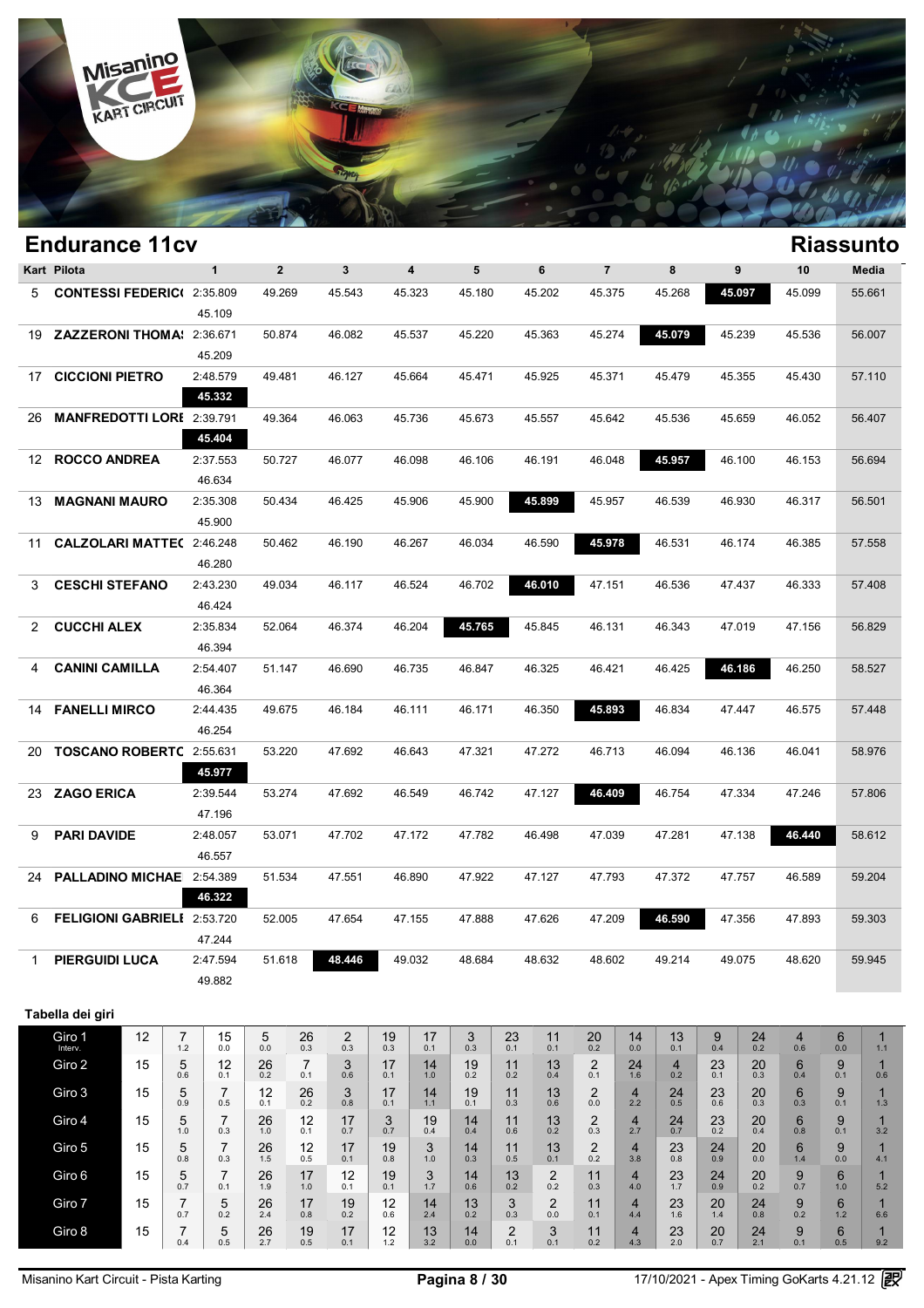# Endurance 11cv

## Riassunto

| Kart | Pilota | 1 | 2 | 3 | 4 | 5 | 6 | 7 | 8 | 9 | 10 | Media |
|---|---|---|---|---|---|---|---|---|---|---|---|---|
| 5 | CONTESSI FEDERIC( | 2:35.809<br>45.109 | 49.269 | 45.543 | 45.323 | 45.180 | 45.202 | 45.375 | 45.268 | **45.097** | 45.099 | 55.661 |
| 19 | ZAZZERONI THOMA: | 2:36.671<br>45.209 | 50.874 | 46.082 | 45.537 | 45.220 | 45.363 | 45.274 | **45.079** | 45.239 | 45.536 | 56.007 |
| 17 | CICCIONI PIETRO | 2:48.579<br>**45.332** | 49.481 | 46.127 | 45.664 | 45.471 | 45.925 | 45.371 | 45.479 | 45.355 | 45.430 | 57.110 |
| 26 | MANFREDOTTI LORE | 2:39.791<br>**45.404** | 49.364 | 46.063 | 45.736 | 45.673 | 45.557 | 45.642 | 45.536 | 45.659 | 46.052 | 56.407 |
| 12 | ROCCO ANDREA | 2:37.553<br>46.634 | 50.727 | 46.077 | 46.098 | 46.106 | 46.191 | 46.048 | **45.957** | 46.100 | 46.153 | 56.694 |
| 13 | MAGNANI MAURO | 2:35.308<br>45.900 | 50.434 | 46.425 | 45.906 | 45.900 | **45.899** | 45.957 | 46.539 | 46.930 | 46.317 | 56.501 |
| 11 | CALZOLARI MATTEC | 2:46.248<br>46.280 | 50.462 | 46.190 | 46.267 | 46.034 | 46.590 | **45.978** | 46.531 | 46.174 | 46.385 | 57.558 |
| 3 | CESCHI STEFANO | 2:43.230<br>46.424 | 49.034 | 46.117 | 46.524 | 46.702 | **46.010** | 47.151 | 46.536 | 47.437 | 46.333 | 57.408 |
| 2 | CUCCHI ALEX | 2:35.834<br>46.394 | 52.064 | 46.374 | 46.204 | **45.765** | 45.845 | 46.131 | 46.343 | 47.019 | 47.156 | 56.829 |
| 4 | CANINI CAMILLA | 2:54.407<br>46.364 | 51.147 | 46.690 | 46.735 | 46.847 | 46.325 | 46.421 | 46.425 | **46.186** | 46.250 | 58.527 |
| 14 | FANELLI MIRCO | 2:44.435<br>46.254 | 49.675 | 46.184 | 46.111 | 46.171 | 46.350 | **45.893** | 46.834 | 47.447 | 46.575 | 57.448 |
| 20 | TOSCANO ROBERTC | 2:55.631<br>**45.977** | 53.220 | 47.692 | 46.643 | 47.321 | 47.272 | 46.713 | 46.094 | 46.136 | 46.041 | 58.976 |
| 23 | ZAGO ERICA | 2:39.544<br>47.196 | 53.274 | 47.692 | 46.549 | 46.742 | 47.127 | **46.409** | 46.754 | 47.334 | 47.246 | 57.806 |
| 9 | PARI DAVIDE | 2:48.057<br>46.557 | 53.071 | 47.702 | 47.172 | 47.782 | 46.498 | 47.039 | 47.281 | 47.138 | **46.440** | 58.612 |
| 24 | PALLADINO MICHAE | 2:54.389<br>**46.322** | 51.534 | 47.551 | 46.890 | 47.922 | 47.127 | 47.793 | 47.372 | 47.757 | 46.589 | 59.204 |
| 6 | FELIGIONI GABRIELI | 2:53.720<br>47.244 | 52.005 | 47.654 | 47.155 | 47.888 | 47.626 | 47.209 | **46.590** | 47.356 | 47.893 | 59.303 |
| 1 | PIERGUIDI LUCA | 2:47.594<br>49.882 | 51.618 | **48.446** | 49.032 | 48.684 | 48.632 | 48.602 | 49.214 | 49.075 | 48.620 | 59.945 |

### Tabella dei giri

| Giro | N | | | | | | | | | | | | | | | | | |
|---|---|---|---|---|---|---|---|---|---|---|---|---|---|---|---|---|---|---|
| Giro 1 Interv. | 12 | 7<br>1.2 | 15<br>0.0 | 5<br>0.0 | 26<br>0.3 | 2<br>0.3 | 19<br>0.3 | 17<br>0.1 | 3<br>0.3 | 23<br>0.1 | 11<br>0.1 | 20<br>0.2 | 14<br>0.0 | 13<br>0.1 | 9<br>0.4 | 24<br>0.2 | 4<br>0.6 | 6<br>0.0 | 1<br>1.1 |
| Giro 2 | 15 | 5<br>0.6 | 12<br>0.1 | 26<br>0.2 | 7<br>0.1 | 3<br>0.6 | 17<br>0.1 | 14<br>1.0 | 19<br>0.2 | 11<br>0.2 | 13<br>0.4 | 2<br>0.1 | 24<br>1.6 | 4<br>0.2 | 23<br>0.1 | 20<br>0.3 | 6<br>0.4 | 9<br>0.1 | 1<br>0.6 |
| Giro 3 | 15 | 5<br>0.9 | 7<br>0.5 | 12<br>0.1 | 26<br>0.2 | 3<br>0.8 | 17<br>0.1 | 14<br>1.1 | 19<br>0.1 | 11<br>0.3 | 13<br>0.6 | 2<br>0.0 | 4<br>2.2 | 24<br>0.5 | 23<br>0.6 | 20<br>0.3 | 6<br>0.3 | 9<br>0.1 | 1<br>1.3 |
| Giro 4 | 15 | 5<br>1.0 | 7<br>0.3 | 26<br>1.0 | 12<br>0.1 | 17<br>0.7 | 3<br>0.7 | 19<br>0.4 | 14<br>0.4 | 11<br>0.6 | 13<br>0.2 | 2<br>0.3 | 4<br>2.7 | 24<br>0.7 | 23<br>0.2 | 20<br>0.4 | 6<br>0.8 | 9<br>0.1 | 1<br>3.2 |
| Giro 5 | 15 | 5<br>0.8 | 7<br>0.3 | 26<br>1.5 | 12<br>0.5 | 17<br>0.1 | 19<br>0.8 | 3<br>1.0 | 14<br>0.3 | 11<br>0.5 | 13<br>0.1 | 2<br>0.2 | 4<br>3.8 | 23<br>0.8 | 24<br>0.9 | 20<br>0.0 | 6<br>1.4 | 9<br>0.0 | 1<br>4.1 |
| Giro 6 | 15 | 5<br>0.7 | 7<br>0.1 | 26<br>1.9 | 17<br>1.0 | 12<br>0.1 | 19<br>0.1 | 3<br>1.7 | 14<br>0.6 | 13<br>0.2 | 2<br>0.2 | 11<br>0.3 | 4<br>4.0 | 23<br>1.7 | 24<br>0.9 | 20<br>0.2 | 9<br>0.7 | 6<br>1.0 | 1<br>5.2 |
| Giro 7 | 15 | 7<br>0.7 | 5<br>0.2 | 26<br>2.4 | 17<br>0.8 | 19<br>0.2 | 12<br>0.6 | 14<br>2.4 | 13<br>0.2 | 3<br>0.3 | 2<br>0.0 | 11<br>0.1 | 4<br>4.4 | 23<br>1.6 | 20<br>1.4 | 24<br>0.8 | 9<br>0.2 | 6<br>1.2 | 1<br>6.6 |
| Giro 8 | 15 | 7<br>0.4 | 5<br>0.5 | 26<br>2.7 | 19<br>0.5 | 17<br>0.1 | 12<br>1.2 | 13<br>3.2 | 14<br>0.0 | 2<br>0.1 | 3<br>0.1 | 11<br>0.2 | 4<br>4.3 | 23<br>2.0 | 20<br>0.7 | 24<br>2.1 | 9<br>0.1 | 6<br>0.5 | 1<br>9.2 |

Misanino Kart Circuit - Pista Karting | 17/10/2021 - Apex Timing GoKarts 4.21.12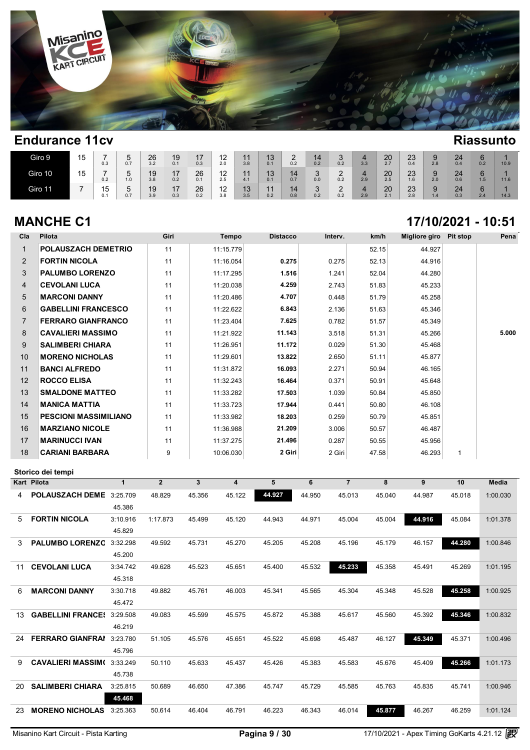## Endurance 11cv

## Riassunto

| Giro | | | | | | | | | | | | | | | | | | | |
|---|---|---|---|---|---|---|---|---|---|---|---|---|---|---|---|---|---|---|---|
| Giro 9 | 15 | 7 0.3 | 5 0.7 | 26 3.2 | 19 0.1 | 17 0.3 | 12 2.0 | 11 3.8 | 13 0.1 | 2 0.2 | 14 0.2 | 3 0.2 | 4 3.3 | 20 2.7 | 23 0.4 | 9 2.8 | 24 0.4 | 6 0.2 | 1 10.9 |
| Giro 10 | 15 | 7 0.2 | 5 1.0 | 19 3.8 | 17 0.2 | 26 0.1 | 12 2.5 | 11 4.1 | 13 0.1 | 14 0.7 | 3 0.0 | 2 0.2 | 4 2.9 | 20 2.5 | 23 1.6 | 9 2.0 | 24 0.6 | 6 1.5 | 1 11.6 |
| Giro 11 | 7 | 15 0.1 | 5 0.7 | 19 3.9 | 17 0.3 | 26 0.2 | 12 3.8 | 13 3.5 | 11 0.2 | 14 0.8 | 3 0.2 | 2 0.2 | 4 2.9 | 20 2.1 | 23 2.8 | 9 1.4 | 24 0.3 | 6 2.4 | 1 14.3 |

## MANCHE C1

**17/10/2021 - 10:51**

| Cla | Pilota | Giri | Tempo | Distacco | Interv. | km/h | Migliore giro | Pit stop | Pena |
|---|---|---|---|---|---|---|---|---|---|
| 1 | POLAUSZACH DEMETRIO | 11 | 11:15.779 | | | 52.15 | 44.927 | | |
| 2 | FORTIN NICOLA | 11 | 11:16.054 | 0.275 | 0.275 | 52.13 | 44.916 | | |
| 3 | PALUMBO LORENZO | 11 | 11:17.295 | 1.516 | 1.241 | 52.04 | 44.280 | | |
| 4 | CEVOLANI LUCA | 11 | 11:20.038 | 4.259 | 2.743 | 51.83 | 45.233 | | |
| 5 | MARCONI DANNY | 11 | 11:20.486 | 4.707 | 0.448 | 51.79 | 45.258 | | |
| 6 | GABELLINI FRANCESCO | 11 | 11:22.622 | 6.843 | 2.136 | 51.63 | 45.346 | | |
| 7 | FERRARO GIANFRANCO | 11 | 11:23.404 | 7.625 | 0.782 | 51.57 | 45.349 | | |
| 8 | CAVALIERI MASSIMO | 11 | 11:21.922 | 11.143 | 3.518 | 51.31 | 45.266 | | 5.000 |
| 9 | SALIMBERI CHIARA | 11 | 11:26.951 | 11.172 | 0.029 | 51.30 | 45.468 | | |
| 10 | MORENO NICHOLAS | 11 | 11:29.601 | 13.822 | 2.650 | 51.11 | 45.877 | | |
| 11 | BANCI ALFREDO | 11 | 11:31.872 | 16.093 | 2.271 | 50.94 | 46.165 | | |
| 12 | ROCCO ELISA | 11 | 11:32.243 | 16.464 | 0.371 | 50.91 | 45.648 | | |
| 13 | SMALDONE MATTEO | 11 | 11:33.282 | 17.503 | 1.039 | 50.84 | 45.850 | | |
| 14 | MANICA MATTIA | 11 | 11:33.723 | 17.944 | 0.441 | 50.80 | 46.108 | | |
| 15 | PESCIONI MASSIMILIANO | 11 | 11:33.982 | 18.203 | 0.259 | 50.79 | 45.851 | | |
| 16 | MARZIANO NICOLE | 11 | 11:36.988 | 21.209 | 3.006 | 50.57 | 46.487 | | |
| 17 | MARINUCCI IVAN | 11 | 11:37.275 | 21.496 | 0.287 | 50.55 | 45.956 | | |
| 18 | CARIANI BARBARA | 9 | 10:06.030 | 2 Giri | 2 Giri | 47.58 | 46.293 | 1 | |

### Storico dei tempi

| Kart | Pilota | 1 | 2 | 3 | 4 | 5 | 6 | 7 | 8 | 9 | 10 | Media |
|---|---|---|---|---|---|---|---|---|---|---|---|---|
| 4 | POLAUSZACH DEME | 3:25.709 | 48.829 | 45.356 | 45.122 | **44.927** | 44.950 | 45.013 | 45.040 | 44.987 | 45.018 | 1:00.030 |
| | | 45.386 | | | | | | | | | | |
| 5 | FORTIN NICOLA | 3:10.916 | 1:17.873 | 45.499 | 45.120 | 44.943 | 44.971 | 45.004 | 45.004 | **44.916** | 45.084 | 1:01.378 |
| | | 45.829 | | | | | | | | | | |
| 3 | PALUMBO LORENZO | 3:32.298 | 49.592 | 45.731 | 45.270 | 45.205 | 45.208 | 45.196 | 45.179 | 46.157 | **44.280** | 1:00.846 |
| | | 45.200 | | | | | | | | | | |
| 11 | CEVOLANI LUCA | 3:34.742 | 49.628 | 45.523 | 45.651 | 45.400 | 45.532 | **45.233** | 45.358 | 45.491 | 45.269 | 1:01.195 |
| | | 45.318 | | | | | | | | | | |
| 6 | MARCONI DANNY | 3:30.718 | 49.882 | 45.761 | 46.003 | 45.341 | 45.565 | 45.304 | 45.348 | 45.528 | **45.258** | 1:00.925 |
| | | 45.472 | | | | | | | | | | |
| 13 | GABELLINI FRANCE | 3:29.508 | 49.083 | 45.599 | 45.575 | 45.872 | 45.388 | 45.617 | 45.560 | 45.392 | **45.346** | 1:00.832 |
| | | 46.219 | | | | | | | | | | |
| 24 | FERRARO GIANFRAI | 3:23.780 | 51.105 | 45.576 | 45.651 | 45.522 | 45.698 | 45.487 | 46.127 | **45.349** | 45.371 | 1:00.496 |
| | | 45.796 | | | | | | | | | | |
| 9 | CAVALIERI MASSIM | 3:33.249 | 50.110 | 45.633 | 45.437 | 45.426 | 45.383 | 45.583 | 45.676 | 45.409 | **45.266** | 1:01.173 |
| | | 45.738 | | | | | | | | | | |
| 20 | SALIMBERI CHIARA | 3:25.815 | 50.689 | 46.650 | 47.386 | 45.747 | 45.729 | 45.585 | 45.763 | 45.835 | 45.741 | 1:00.946 |
| | | **45.468** | | | | | | | | | | |
| 23 | MORENO NICHOLAS | 3:25.363 | 50.614 | 46.404 | 46.791 | 46.223 | 46.343 | 46.014 | **45.877** | 46.267 | 46.259 | 1:01.124 |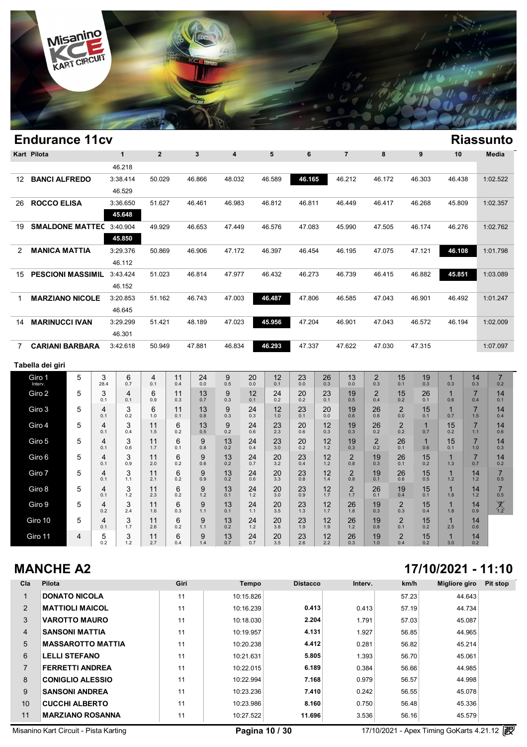# Endurance 11cv

## Riassunto

| Kart | Pilota | 1 | 2 | 3 | 4 | 5 | 6 | 7 | 8 | 9 | 10 | Media |
|---|---|---|---|---|---|---|---|---|---|---|---|---|
| | | 46.218 | | | | | | | | | | |
| 12 | **BANCI ALFREDO** | 3:38.414 | 50.029 | 46.866 | 48.032 | 46.589 | **46.165** | 46.212 | 46.172 | 46.303 | 46.438 | 1:02.522 |
| | | 46.529 | | | | | | | | | | |
| 26 | **ROCCO ELISA** | 3:36.650 | 51.627 | 46.461 | 46.983 | 46.812 | 46.811 | 46.449 | 46.417 | 46.268 | 45.809 | 1:02.357 |
| | | **45.648** | | | | | | | | | | |
| 19 | **SMALDONE MATTEO** | 3:40.904 | 49.929 | 46.653 | 47.449 | 46.576 | 47.083 | 45.990 | 47.505 | 46.174 | 46.276 | 1:02.762 |
| | | **45.850** | | | | | | | | | | |
| 2 | **MANICA MATTIA** | 3:29.376 | 50.869 | 46.906 | 47.172 | 46.397 | 46.454 | 46.195 | 47.075 | 47.121 | **46.108** | 1:01.798 |
| | | 46.112 | | | | | | | | | | |
| 15 | **PESCIONI MASSIMIL** | 3:43.424 | 51.023 | 46.814 | 47.977 | 46.432 | 46.273 | 46.739 | 46.415 | 46.882 | **45.851** | 1:03.089 |
| | | 46.152 | | | | | | | | | | |
| 1 | **MARZIANO NICOLE** | 3:20.853 | 51.162 | 46.743 | 47.003 | **46.487** | 47.806 | 46.585 | 47.043 | 46.901 | 46.492 | 1:01.247 |
| | | 46.645 | | | | | | | | | | |
| 14 | **MARINUCCI IVAN** | 3:29.299 | 51.421 | 48.189 | 47.023 | **45.956** | 47.204 | 46.901 | 47.043 | 46.572 | 46.194 | 1:02.009 |
| | | 46.301 | | | | | | | | | | |
| 7 | **CARIANI BARBARA** | 3:42.618 | 50.949 | 47.881 | 46.834 | **46.293** | 47.337 | 47.622 | 47.030 | 47.315 | | 1:07.097 |

### Tabella dei giri

| Giro | | | | | | | | | | | | | | | | | |
|---|---|---|---|---|---|---|---|---|---|---|---|---|---|---|---|---|---|
| Giro 1 (Interv.) | 5 | 3 (28.4) | 6 (0.7) | 4 (0.1) | 11 (0.4) | 24 (0.0) | 9 (0.5) | 20 (0.0) | 12 (0.1) | 23 (0.0) | 26 (0.3) | 13 (0.0) | 2 (0.3) | 15 (0.1) | 19 (0.3) | 1 (0.3) | 14 (0.3) | 7 (0.2) |
| Giro 2 | 5 | 3 (0.1) | 4 (0.1) | 6 (0.9) | 11 (0.3) | 13 (0.7) | 9 (0.3) | 12 (0.1) | 24 (0.2) | 20 (0.2) | 23 (0.1) | 19 (0.5) | 2 (0.4) | 15 (0.2) | 26 (0.1) | 1 (0.6) | 7 (0.4) | 14 (0.1) |
| Giro 3 | 5 | 4 (0.1) | 3 (0.2) | 6 (1.0) | 11 (0.1) | 13 (0.8) | 9 (0.3) | 24 (0.3) | 12 (1.0) | 23 (0.1) | 20 (0.0) | 19 (0.6) | 26 (0.6) | 2 (0.0) | 15 (0.1) | 1 (0.7) | 7 (1.5) | 14 (0.4) |
| Giro 4 | 5 | 4 (0.1) | 3 (0.4) | 11 (1.5) | 6 (0.2) | 13 (0.5) | 9 (0.2) | 24 (0.6) | 23 (2.3) | 20 (0.6) | 12 (0.3) | 19 (0.3) | 26 (0.2) | 2 (0.2) | 1 (0.7) | 15 (0.2) | 7 (1.1) | 14 (0.6) |
| Giro 5 | 5 | 4 (0.1) | 3 (0.6) | 11 (1.7) | 6 (0.1) | 9 (0.8) | 13 (0.2) | 24 (0.4) | 23 (3.0) | 20 (0.2) | 12 (1.2) | 19 (0.3) | 2 (0.2) | 26 (0.1) | 1 (0.6) | 15 (0.1) | 7 (1.0) | 14 (0.3) |
| Giro 6 | 5 | 4 (0.1) | 3 (0.9) | 11 (2.0) | 6 (0.2) | 9 (0.6) | 13 (0.2) | 24 (0.7) | 20 (3.2) | 23 (0.4) | 12 (1.2) | 2 (0.8) | 19 (0.3) | 26 (0.1) | 15 (0.2) | 1 (1.3) | 7 (0.7) | 14 (0.2) |
| Giro 7 | 5 | 4 (0.1) | 3 (1.1) | 11 (2.1) | 6 (0.2) | 9 (0.9) | 13 (0.2) | 24 (0.6) | 20 (3.3) | 23 (0.8) | 12 (1.4) | 2 (0.8) | 19 (0.1) | 26 (0.6) | 15 (0.5) | 1 (1.2) | 14 (1.2) | 7 (0.5) |
| Giro 8 | 5 | 4 (0.1) | 3 (1.2) | 11 (2.3) | 6 (0.2) | 9 (1.2) | 13 (0.1) | 24 (1.2) | 20 (3.0) | 23 (0.9) | 12 (1.7) | 2 (1.7) | 26 (0.1) | 19 (0.4) | 15 (0.1) | 1 (1.8) | 14 (1.2) | 7 (0.5) |
| Giro 9 | 5 | 4 (0.2) | 3 (2.4) | 11 (1.6) | 6 (0.3) | 9 (1.1) | 13 (0.1) | 24 (1.1) | 20 (3.5) | 23 (1.3) | 12 (1.7) | 26 (1.8) | 19 (0.3) | 2 (0.3) | 15 (0.4) | 1 (1.8) | 14 (0.9) | 7 (1.2) |
| Giro 10 | 5 | 4 (0.1) | 3 (1.7) | 11 (2.6) | 6 (0.2) | 9 (1.1) | 13 (0.2) | 24 (1.2) | 20 (3.8) | 23 (1.9) | 12 (1.9) | 26 (1.2) | 19 (0.8) | 2 (0.1) | 15 (0.2) | 1 (2.5) | 14 (0.6) | |
| Giro 11 | 4 | 5 (0.2) | 3 (1.2) | 11 (2.7) | 6 (0.4) | 9 (1.4) | 13 (0.7) | 24 (0.7) | 20 (3.5) | 23 (2.6) | 12 (2.2) | 26 (0.3) | 19 (1.0) | 2 (0.4) | 15 (0.2) | 1 (3.0) | 14 (0.2) | |

# MANCHE A2

## 17/10/2021 - 11:10

| Cla | Pilota | Giri | Tempo | Distacco | Interv. | km/h | Migliore giro | Pit stop |
|---|---|---|---|---|---|---|---|---|
| 1 | **DONATO NICOLA** | 11 | 10:15.826 | | | 57.23 | 44.643 | |
| 2 | **MATTIOLI MAICOL** | 11 | 10:16.239 | **0.413** | 0.413 | 57.19 | 44.734 | |
| 3 | **VAROTTO MAURO** | 11 | 10:18.030 | **2.204** | 1.791 | 57.03 | 45.087 | |
| 4 | **SANSONI MATTIA** | 11 | 10:19.957 | **4.131** | 1.927 | 56.85 | 44.965 | |
| 5 | **MASSAROTTO MATTIA** | 11 | 10:20.238 | **4.412** | 0.281 | 56.82 | 45.214 | |
| 6 | **LELLI STEFANO** | 11 | 10:21.631 | **5.805** | 1.393 | 56.70 | 45.061 | |
| 7 | **FERRETTI ANDREA** | 11 | 10:22.015 | **6.189** | 0.384 | 56.66 | 44.985 | |
| 8 | **CONIGLIO ALESSIO** | 11 | 10:22.994 | **7.168** | 0.979 | 56.57 | 44.998 | |
| 9 | **SANSONI ANDREA** | 11 | 10:23.236 | **7.410** | 0.242 | 56.55 | 45.078 | |
| 10 | **CUCCHI ALBERTO** | 11 | 10:23.986 | **8.160** | 0.750 | 56.48 | 45.336 | |
| 11 | **MARZIANO ROSANNA** | 11 | 10:27.522 | **11.696** | 3.536 | 56.16 | 45.579 | |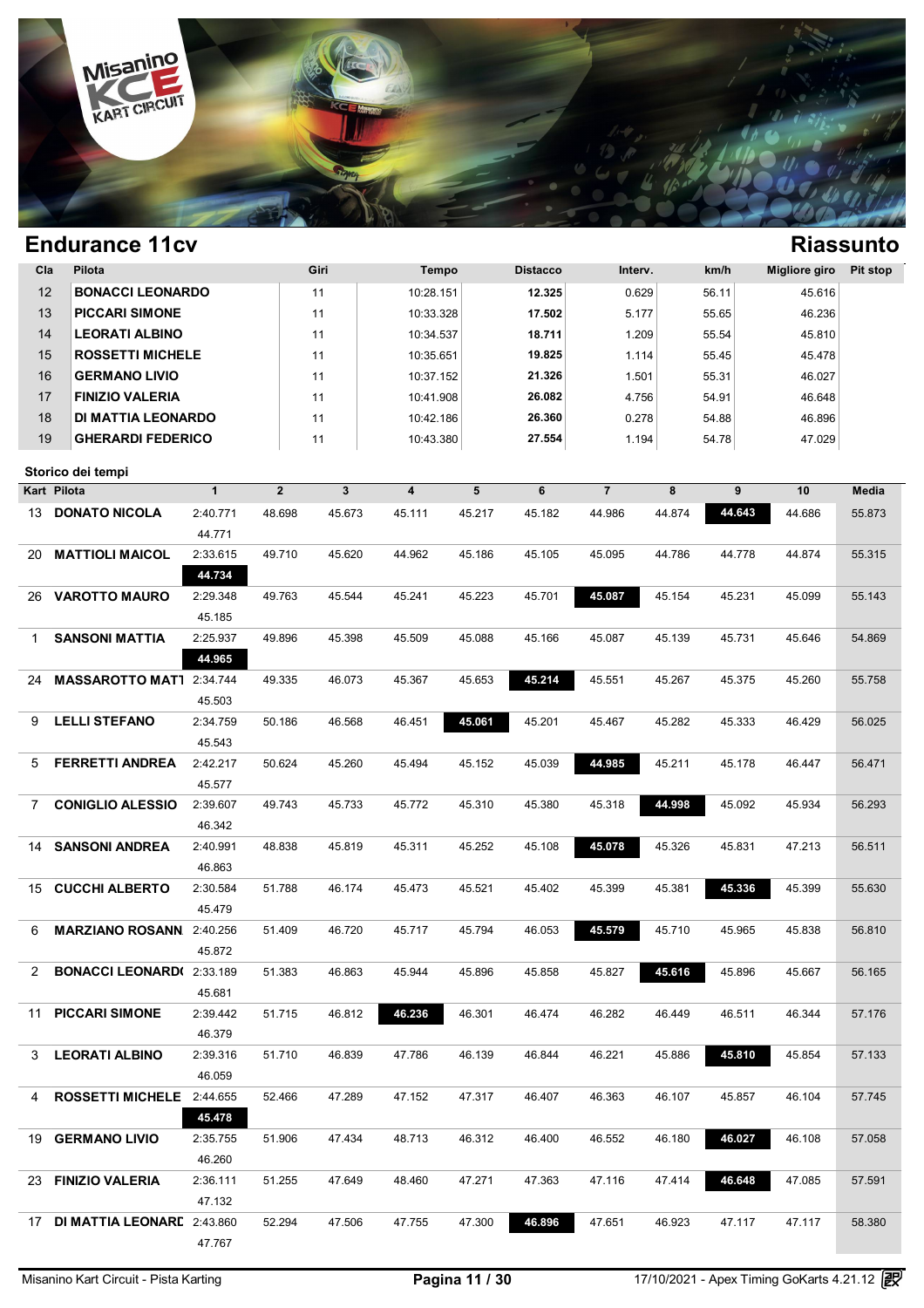## Endurance 11cv

## Riassunto

| Cla | Pilota | Giri | Tempo | Distacco | Interv. | km/h | Migliore giro | Pit stop |
|---|---|---|---|---|---|---|---|---|
| 12 | **BONACCI LEONARDO** | 11 | 10:28.151 | **12.325** | 0.629 | 56.11 | 45.616 | |
| 13 | **PICCARI SIMONE** | 11 | 10:33.328 | **17.502** | 5.177 | 55.65 | 46.236 | |
| 14 | **LEORATI ALBINO** | 11 | 10:34.537 | **18.711** | 1.209 | 55.54 | 45.810 | |
| 15 | **ROSSETTI MICHELE** | 11 | 10:35.651 | **19.825** | 1.114 | 55.45 | 45.478 | |
| 16 | **GERMANO LIVIO** | 11 | 10:37.152 | **21.326** | 1.501 | 55.31 | 46.027 | |
| 17 | **FINIZIO VALERIA** | 11 | 10:41.908 | **26.082** | 4.756 | 54.91 | 46.648 | |
| 18 | **DI MATTIA LEONARDO** | 11 | 10:42.186 | **26.360** | 0.278 | 54.88 | 46.896 | |
| 19 | **GHERARDI FEDERICO** | 11 | 10:43.380 | **27.554** | 1.194 | 54.78 | 47.029 | |

### Storico dei tempi

| Kart | Pilota | 1 | 2 | 3 | 4 | 5 | 6 | 7 | 8 | 9 | 10 | Media |
|---|---|---|---|---|---|---|---|---|---|---|---|---|
| 13 | **DONATO NICOLA** | 2:40.771 | 48.698 | 45.673 | 45.111 | 45.217 | 45.182 | 44.986 | 44.874 | **44.643** | 44.686 | 55.873 |
| | | 44.771 | | | | | | | | | | |
| 20 | **MATTIOLI MAICOL** | 2:33.615 | 49.710 | 45.620 | 44.962 | 45.186 | 45.105 | 45.095 | 44.786 | 44.778 | 44.874 | 55.315 |
| | | **44.734** | | | | | | | | | | |
| 26 | **VAROTTO MAURO** | 2:29.348 | 49.763 | 45.544 | 45.241 | 45.223 | 45.701 | **45.087** | 45.154 | 45.231 | 45.099 | 55.143 |
| | | 45.185 | | | | | | | | | | |
| 1 | **SANSONI MATTIA** | 2:25.937 | 49.896 | 45.398 | 45.509 | 45.088 | 45.166 | 45.087 | 45.139 | 45.731 | 45.646 | 54.869 |
| | | **44.965** | | | | | | | | | | |
| 24 | **MASSAROTTO MATT** | 2:34.744 | 49.335 | 46.073 | 45.367 | 45.653 | **45.214** | 45.551 | 45.267 | 45.375 | 45.260 | 55.758 |
| | | 45.503 | | | | | | | | | | |
| 9 | **LELLI STEFANO** | 2:34.759 | 50.186 | 46.568 | 46.451 | **45.061** | 45.201 | 45.467 | 45.282 | 45.333 | 46.429 | 56.025 |
| | | 45.543 | | | | | | | | | | |
| 5 | **FERRETTI ANDREA** | 2:42.217 | 50.624 | 45.260 | 45.494 | 45.152 | 45.039 | **44.985** | 45.211 | 45.178 | 46.447 | 56.471 |
| | | 45.577 | | | | | | | | | | |
| 7 | **CONIGLIO ALESSIO** | 2:39.607 | 49.743 | 45.733 | 45.772 | 45.310 | 45.380 | 45.318 | **44.998** | 45.092 | 45.934 | 56.293 |
| | | 46.342 | | | | | | | | | | |
| 14 | **SANSONI ANDREA** | 2:40.991 | 48.838 | 45.819 | 45.311 | 45.252 | 45.108 | **45.078** | 45.326 | 45.831 | 47.213 | 56.511 |
| | | 46.863 | | | | | | | | | | |
| 15 | **CUCCHI ALBERTO** | 2:30.584 | 51.788 | 46.174 | 45.473 | 45.521 | 45.402 | 45.399 | 45.381 | **45.336** | 45.399 | 55.630 |
| | | 45.479 | | | | | | | | | | |
| 6 | **MARZIANO ROSANN** | 2:40.256 | 51.409 | 46.720 | 45.717 | 45.794 | 46.053 | **45.579** | 45.710 | 45.965 | 45.838 | 56.810 |
| | | 45.872 | | | | | | | | | | |
| 2 | **BONACCI LEONARD(** | 2:33.189 | 51.383 | 46.863 | 45.944 | 45.896 | 45.858 | 45.827 | **45.616** | 45.896 | 45.667 | 56.165 |
| | | 45.681 | | | | | | | | | | |
| 11 | **PICCARI SIMONE** | 2:39.442 | 51.715 | 46.812 | **46.236** | 46.301 | 46.474 | 46.282 | 46.449 | 46.511 | 46.344 | 57.176 |
| | | 46.379 | | | | | | | | | | |
| 3 | **LEORATI ALBINO** | 2:39.316 | 51.710 | 46.839 | 47.786 | 46.139 | 46.844 | 46.221 | 45.886 | **45.810** | 45.854 | 57.133 |
| | | 46.059 | | | | | | | | | | |
| 4 | **ROSSETTI MICHELE** | 2:44.655 | 52.466 | 47.289 | 47.152 | 47.317 | 46.407 | 46.363 | 46.107 | 45.857 | 46.104 | 57.745 |
| | | **45.478** | | | | | | | | | | |
| 19 | **GERMANO LIVIO** | 2:35.755 | 51.906 | 47.434 | 48.713 | 46.312 | 46.400 | 46.552 | 46.180 | **46.027** | 46.108 | 57.058 |
| | | 46.260 | | | | | | | | | | |
| 23 | **FINIZIO VALERIA** | 2:36.111 | 51.255 | 47.649 | 48.460 | 47.271 | 47.363 | 47.116 | 47.414 | **46.648** | 47.085 | 57.591 |
| | | 47.132 | | | | | | | | | | |
| 17 | **DI MATTIA LEONARD** | 2:43.860 | 52.294 | 47.506 | 47.755 | 47.300 | **46.896** | 47.651 | 46.923 | 47.117 | 47.117 | 58.380 |
| | | 47.767 | | | | | | | | | | |

Misanino Kart Circuit - Pista Karting

17/10/2021 - Apex Timing GoKarts 4.21.12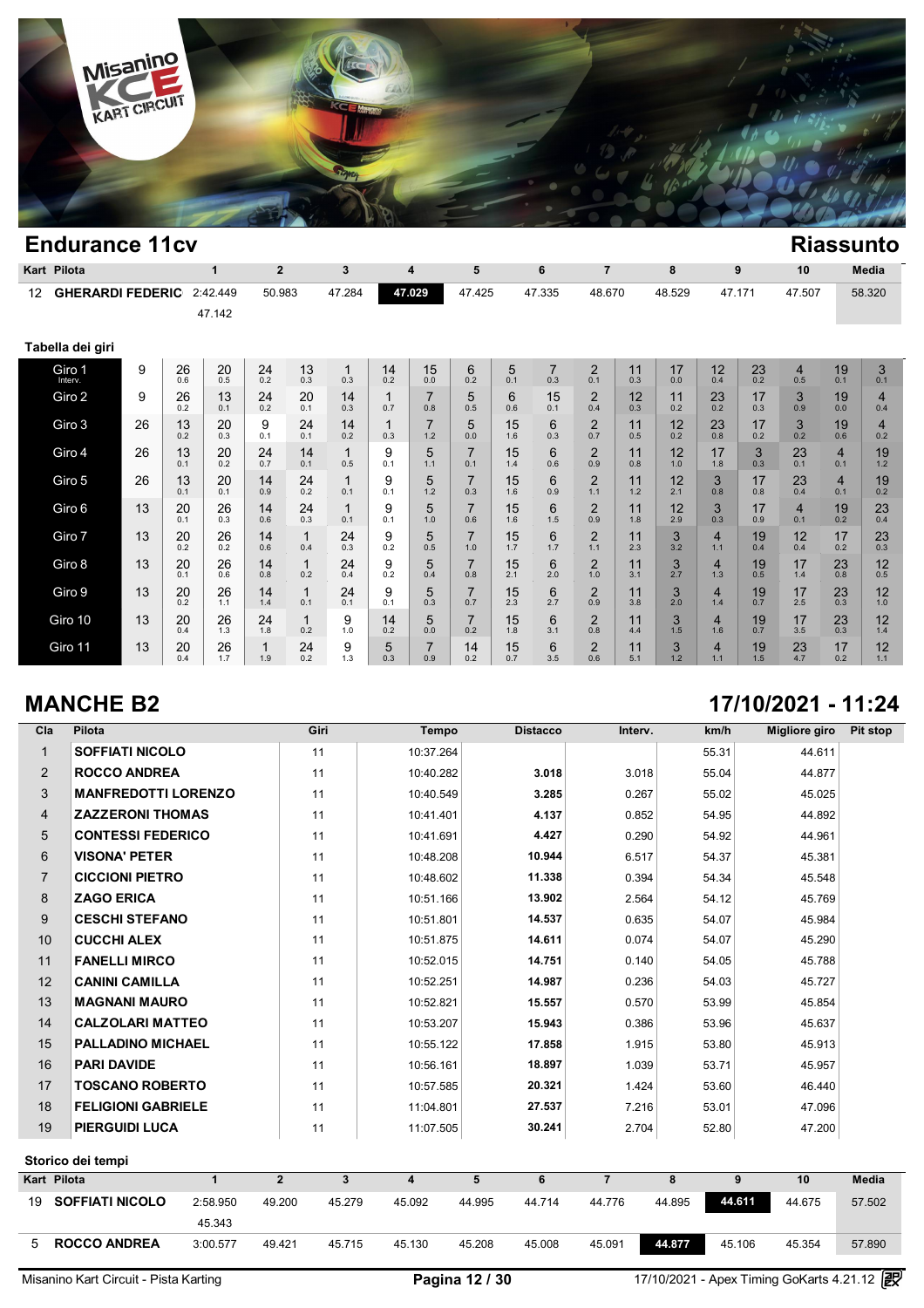## Endurance 11cv

**Riassunto**

| Kart | Pilota | 1 | 2 | 3 | 4 | 5 | 6 | 7 | 8 | 9 | 10 | Media |
|---|---|---|---|---|---|---|---|---|---|---|---|---|
| 12 | GHERARDI FEDERIC | 2:42.449 | 50.983 | 47.284 | 47.029 | 47.425 | 47.335 | 48.670 | 48.529 | 47.171 | 47.507 | 58.320 |
| | | 47.142 | | | | | | | | | | |

### Tabella dei giri

| Giro | | | | | | | | | | | | | | | | | | | |
|---|---|---|---|---|---|---|---|---|---|---|---|---|---|---|---|---|---|---|---|
| Giro 1 Interv. | 9 | 26 0.6 | 20 0.5 | 24 0.2 | 13 0.3 | 1 0.3 | 14 0.2 | 15 0.0 | 6 0.2 | 5 0.1 | 7 0.3 | 2 0.1 | 11 0.3 | 17 0.0 | 12 0.4 | 23 0.2 | 4 0.5 | 19 0.1 | 3 0.1 |
| Giro 2 | 9 | 26 0.2 | 13 0.1 | 24 0.2 | 20 0.1 | 14 0.3 | 1 0.7 | 7 0.8 | 5 0.5 | 6 0.6 | 15 0.1 | 2 0.4 | 12 0.3 | 11 0.2 | 23 0.2 | 17 0.3 | 3 0.9 | 19 0.0 | 4 0.4 |
| Giro 3 | 26 | 13 0.2 | 20 0.3 | 9 0.1 | 24 0.1 | 14 0.2 | 1 0.3 | 7 1.2 | 5 0.0 | 15 1.6 | 6 0.3 | 2 0.7 | 11 0.5 | 12 0.2 | 23 0.8 | 17 0.2 | 3 0.2 | 19 0.6 | 4 0.2 |
| Giro 4 | 26 | 13 0.1 | 20 0.2 | 24 0.7 | 14 0.1 | 1 0.5 | 9 0.1 | 5 1.1 | 7 0.1 | 15 1.4 | 6 0.6 | 2 0.9 | 11 0.8 | 12 1.0 | 17 1.8 | 3 0.3 | 23 0.1 | 4 0.1 | 19 1.2 |
| Giro 5 | 26 | 13 0.1 | 20 0.1 | 14 0.9 | 24 0.2 | 1 0.1 | 9 0.1 | 5 1.2 | 7 0.3 | 15 1.6 | 6 0.9 | 2 1.1 | 11 1.2 | 12 2.1 | 3 0.8 | 17 0.8 | 23 0.4 | 4 0.1 | 19 0.2 |
| Giro 6 | 13 | 20 0.1 | 26 0.3 | 14 0.6 | 24 0.3 | 1 0.1 | 9 0.1 | 5 1.0 | 7 0.6 | 15 1.6 | 6 1.5 | 2 0.9 | 11 1.8 | 12 2.9 | 3 0.3 | 17 0.9 | 4 0.1 | 19 0.2 | 23 0.4 |
| Giro 7 | 13 | 20 0.2 | 26 0.2 | 14 0.6 | 1 0.4 | 24 0.3 | 9 0.2 | 5 0.5 | 7 1.0 | 15 1.7 | 6 1.7 | 2 1.1 | 11 2.3 | 3 3.2 | 4 1.1 | 19 0.4 | 12 0.4 | 17 0.2 | 23 0.3 |
| Giro 8 | 13 | 20 0.1 | 26 0.6 | 14 0.8 | 1 0.2 | 24 0.4 | 9 0.2 | 5 0.4 | 7 0.8 | 15 2.1 | 6 2.0 | 2 1.0 | 11 3.1 | 3 2.7 | 4 1.3 | 19 0.5 | 17 1.4 | 23 0.8 | 12 0.5 |
| Giro 9 | 13 | 20 0.2 | 26 1.1 | 14 1.4 | 1 0.1 | 24 0.1 | 9 0.1 | 5 0.3 | 7 0.7 | 15 2.3 | 6 2.7 | 2 0.9 | 11 3.8 | 3 2.0 | 4 1.4 | 19 0.7 | 17 2.5 | 23 0.3 | 12 1.0 |
| Giro 10 | 13 | 20 0.4 | 26 1.3 | 24 1.8 | 1 0.2 | 9 1.0 | 14 0.2 | 5 0.0 | 7 0.2 | 15 1.8 | 6 3.1 | 2 0.8 | 11 4.4 | 3 1.5 | 4 1.6 | 19 0.7 | 17 3.5 | 23 0.3 | 12 1.4 |
| Giro 11 | 13 | 20 0.4 | 26 1.7 | 1 1.9 | 24 0.2 | 9 1.3 | 5 0.3 | 7 0.9 | 14 0.2 | 15 0.7 | 6 3.5 | 2 0.6 | 11 5.1 | 3 1.2 | 4 1.1 | 19 1.5 | 23 4.7 | 17 0.2 | 12 1.1 |

## MANCHE B2

**17/10/2021 - 11:24**

| Cla | Pilota | Giri | Tempo | Distacco | Interv. | km/h | Migliore giro | Pit stop |
|---|---|---|---|---|---|---|---|---|
| 1 | SOFFIATI NICOLO | 11 | 10:37.264 | | | 55.31 | 44.611 | |
| 2 | ROCCO ANDREA | 11 | 10:40.282 | 3.018 | 3.018 | 55.04 | 44.877 | |
| 3 | MANFREDOTTI LORENZO | 11 | 10:40.549 | 3.285 | 0.267 | 55.02 | 45.025 | |
| 4 | ZAZZERONI THOMAS | 11 | 10:41.401 | 4.137 | 0.852 | 54.95 | 44.892 | |
| 5 | CONTESSI FEDERICO | 11 | 10:41.691 | 4.427 | 0.290 | 54.92 | 44.961 | |
| 6 | VISONA' PETER | 11 | 10:48.208 | 10.944 | 6.517 | 54.37 | 45.381 | |
| 7 | CICCIONI PIETRO | 11 | 10:48.602 | 11.338 | 0.394 | 54.34 | 45.548 | |
| 8 | ZAGO ERICA | 11 | 10:51.166 | 13.902 | 2.564 | 54.12 | 45.769 | |
| 9 | CESCHI STEFANO | 11 | 10:51.801 | 14.537 | 0.635 | 54.07 | 45.984 | |
| 10 | CUCCHI ALEX | 11 | 10:51.875 | 14.611 | 0.074 | 54.07 | 45.290 | |
| 11 | FANELLI MIRCO | 11 | 10:52.015 | 14.751 | 0.140 | 54.05 | 45.788 | |
| 12 | CANINI CAMILLA | 11 | 10:52.251 | 14.987 | 0.236 | 54.03 | 45.727 | |
| 13 | MAGNANI MAURO | 11 | 10:52.821 | 15.557 | 0.570 | 53.99 | 45.854 | |
| 14 | CALZOLARI MATTEO | 11 | 10:53.207 | 15.943 | 0.386 | 53.96 | 45.637 | |
| 15 | PALLADINO MICHAEL | 11 | 10:55.122 | 17.858 | 1.915 | 53.80 | 45.913 | |
| 16 | PARI DAVIDE | 11 | 10:56.161 | 18.897 | 1.039 | 53.71 | 45.957 | |
| 17 | TOSCANO ROBERTO | 11 | 10:57.585 | 20.321 | 1.424 | 53.60 | 46.440 | |
| 18 | FELIGIONI GABRIELE | 11 | 11:04.801 | 27.537 | 7.216 | 53.01 | 47.096 | |
| 19 | PIERGUIDI LUCA | 11 | 11:07.505 | 30.241 | 2.704 | 52.80 | 47.200 | |

### Storico dei tempi

| Kart | Pilota | 1 | 2 | 3 | 4 | 5 | 6 | 7 | 8 | 9 | 10 | Media |
|---|---|---|---|---|---|---|---|---|---|---|---|---|
| 19 | SOFFIATI NICOLO | 2:58.950 | 49.200 | 45.279 | 45.092 | 44.995 | 44.714 | 44.776 | 44.895 | 44.611 | 44.675 | 57.502 |
| | | 45.343 | | | | | | | | | | |
| 5 | ROCCO ANDREA | 3:00.577 | 49.421 | 45.715 | 45.130 | 45.208 | 45.008 | 45.091 | 44.877 | 45.106 | 45.354 | 57.890 |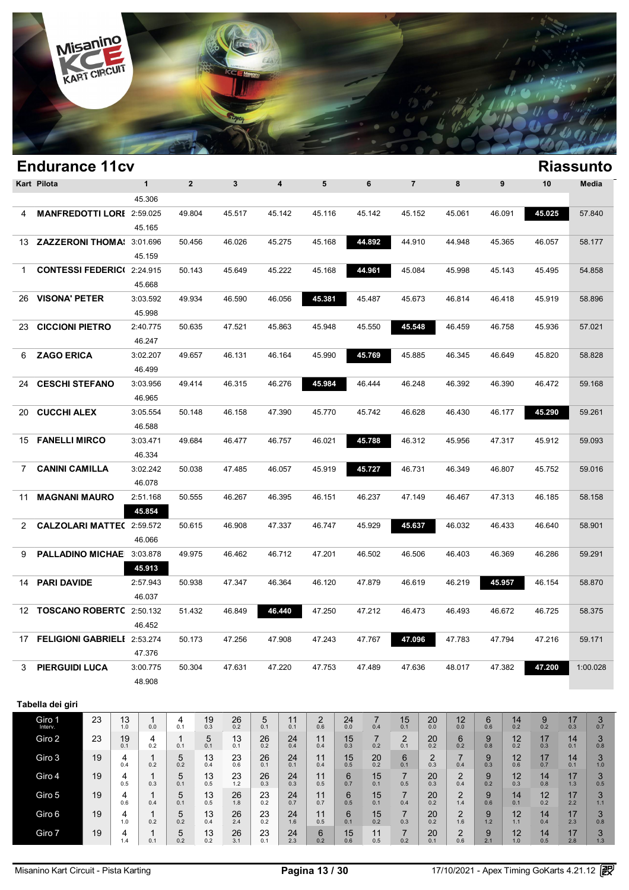# Endurance 11cv

## Riassunto

| Kart | Pilota | 1 | 2 | 3 | 4 | 5 | 6 | 7 | 8 | 9 | 10 | Media |
|---|---|---|---|---|---|---|---|---|---|---|---|---|
| | | 45.306 | | | | | | | | | | |
| 4 | MANFREDOTTI LORE | 2:59.025 | 49.804 | 45.517 | 45.142 | 45.116 | 45.142 | 45.152 | 45.061 | 46.091 | **45.025** | 57.840 |
| | | 45.165 | | | | | | | | | | |
| 13 | ZAZZERONI THOMA | 3:01.696 | 50.456 | 46.026 | 45.275 | 45.168 | **44.892** | 44.910 | 44.948 | 45.365 | 46.057 | 58.177 |
| | | 45.159 | | | | | | | | | | |
| 1 | CONTESSI FEDERICO | 2:24.915 | 50.143 | 45.649 | 45.222 | 45.168 | **44.961** | 45.084 | 45.998 | 45.143 | 45.495 | 54.858 |
| | | 45.668 | | | | | | | | | | |
| 26 | VISONA' PETER | 3:03.592 | 49.934 | 46.590 | 46.056 | **45.381** | 45.487 | 45.673 | 46.814 | 46.418 | 45.919 | 58.896 |
| | | 45.998 | | | | | | | | | | |
| 23 | CICCIONI PIETRO | 2:40.775 | 50.635 | 47.521 | 45.863 | 45.948 | 45.550 | **45.548** | 46.459 | 46.758 | 45.936 | 57.021 |
| | | 46.247 | | | | | | | | | | |
| 6 | ZAGO ERICA | 3:02.207 | 49.657 | 46.131 | 46.164 | 45.990 | **45.769** | 45.885 | 46.345 | 46.649 | 45.820 | 58.828 |
| | | 46.499 | | | | | | | | | | |
| 24 | CESCHI STEFANO | 3:03.956 | 49.414 | 46.315 | 46.276 | **45.984** | 46.444 | 46.248 | 46.392 | 46.390 | 46.472 | 59.168 |
| | | 46.965 | | | | | | | | | | |
| 20 | CUCCHI ALEX | 3:05.554 | 50.148 | 46.158 | 47.390 | 45.770 | 45.742 | 46.628 | 46.430 | 46.177 | **45.290** | 59.261 |
| | | 46.588 | | | | | | | | | | |
| 15 | FANELLI MIRCO | 3:03.471 | 49.684 | 46.477 | 46.757 | 46.021 | **45.788** | 46.312 | 45.956 | 47.317 | 45.912 | 59.093 |
| | | 46.334 | | | | | | | | | | |
| 7 | CANINI CAMILLA | 3:02.242 | 50.038 | 47.485 | 46.057 | 45.919 | **45.727** | 46.731 | 46.349 | 46.807 | 45.752 | 59.016 |
| | | 46.078 | | | | | | | | | | |
| 11 | MAGNANI MAURO | 2:51.168 | 50.555 | 46.267 | 46.395 | 46.151 | 46.237 | 47.149 | 46.467 | 47.313 | 46.185 | 58.158 |
| | | **45.854** | | | | | | | | | | |
| 2 | CALZOLARI MATTEO | 2:59.572 | 50.615 | 46.908 | 47.337 | 46.747 | 45.929 | **45.637** | 46.032 | 46.433 | 46.640 | 58.901 |
| | | 46.066 | | | | | | | | | | |
| 9 | PALLADINO MICHAE | 3:03.878 | 49.975 | 46.462 | 46.712 | 47.201 | 46.502 | 46.506 | 46.403 | 46.369 | 46.286 | 59.291 |
| | | **45.913** | | | | | | | | | | |
| 14 | PARI DAVIDE | 2:57.943 | 50.938 | 47.347 | 46.364 | 46.120 | 47.879 | 46.619 | 46.219 | **45.957** | 46.154 | 58.870 |
| | | 46.037 | | | | | | | | | | |
| 12 | TOSCANO ROBERTO | 2:50.132 | 51.432 | 46.849 | **46.440** | 47.250 | 47.212 | 46.473 | 46.493 | 46.672 | 46.725 | 58.375 |
| | | 46.452 | | | | | | | | | | |
| 17 | FELIGIONI GABRIELE | 2:53.274 | 50.173 | 47.256 | 47.908 | 47.243 | 47.767 | **47.096** | 47.783 | 47.794 | 47.216 | 59.171 |
| | | 47.376 | | | | | | | | | | |
| 3 | PIERGUIDI LUCA | 3:00.775 | 50.304 | 47.631 | 47.220 | 47.753 | 47.489 | 47.636 | 48.017 | 47.382 | **47.200** | 1:00.028 |
| | | 48.908 | | | | | | | | | | |

### Tabella dei giri

| Giro | | | | | | | | | | | | | | | | | | | |
|---|---|---|---|---|---|---|---|---|---|---|---|---|---|---|---|---|---|---|---|
| Giro 1 Interv. | 23 | 13 (1.0) | 1 (0.0) | 4 (0.1) | 19 (0.3) | 26 (0.2) | 5 (0.1) | 11 (0.1) | 2 (0.6) | 24 (0.0) | 7 (0.4) | 15 (0.1) | 20 (0.0) | 12 (0.0) | 6 (0.6) | 14 (0.2) | 9 (0.2) | 17 (0.3) | 3 (0.7) |
| Giro 2 | 23 | 19 (0.1) | 4 (0.2) | 1 (0.1) | 5 (0.1) | 13 (0.1) | 26 (0.2) | 24 (0.4) | 11 (0.4) | 15 (0.3) | 7 (0.2) | 2 (0.1) | 20 (0.2) | 6 (0.2) | 9 (0.8) | 12 (0.2) | 17 (0.3) | 14 (0.1) | 3 (0.8) |
| Giro 3 | 19 | 4 (0.4) | 1 (0.2) | 5 (0.2) | 13 (0.4) | 23 (0.6) | 26 (0.1) | 24 (0.1) | 11 (0.4) | 15 (0.5) | 20 (0.2) | 6 (0.1) | 2 (0.3) | 7 (0.4) | 9 (0.3) | 12 (0.6) | 17 (0.7) | 14 (0.1) | 3 (1.0) |
| Giro 4 | 19 | 4 (0.5) | 1 (0.3) | 5 (0.1) | 13 (0.5) | 23 (1.2) | 26 (0.3) | 24 (0.3) | 11 (0.5) | 6 (0.7) | 15 (0.1) | 7 (0.5) | 20 (0.3) | 2 (0.4) | 9 (0.2) | 12 (0.3) | 14 (0.8) | 17 (1.3) | 3 (0.5) |
| Giro 5 | 19 | 4 (0.6) | 1 (0.4) | 5 (0.1) | 13 (0.5) | 26 (1.8) | 23 (0.2) | 24 (0.7) | 11 (0.7) | 6 (0.5) | 15 (0.1) | 7 (0.4) | 20 (0.2) | 2 (1.4) | 9 (0.6) | 14 (0.1) | 12 (0.2) | 17 (2.2) | 3 (1.1) |
| Giro 6 | 19 | 4 (1.0) | 1 (0.2) | 5 (0.2) | 13 (0.4) | 26 (2.4) | 23 (0.2) | 24 (1.6) | 11 (0.5) | 6 (0.1) | 15 (0.2) | 7 (0.3) | 20 (0.2) | 2 (1.6) | 9 (1.2) | 12 (1.1) | 14 (0.4) | 17 (2.3) | 3 (0.8) |
| Giro 7 | 19 | 4 (1.4) | 1 (0.1) | 5 (0.2) | 13 (0.2) | 26 (3.1) | 23 (0.1) | 24 (2.3) | 6 (0.2) | 15 (0.6) | 11 (0.5) | 7 (0.2) | 20 (0.1) | 2 (0.6) | 9 (2.1) | 12 (1.0) | 14 (0.5) | 17 (2.8) | 3 (1.3) |

Misanino Kart Circuit - Pista Karting — 17/10/2021 - Apex Timing GoKarts 4.21.12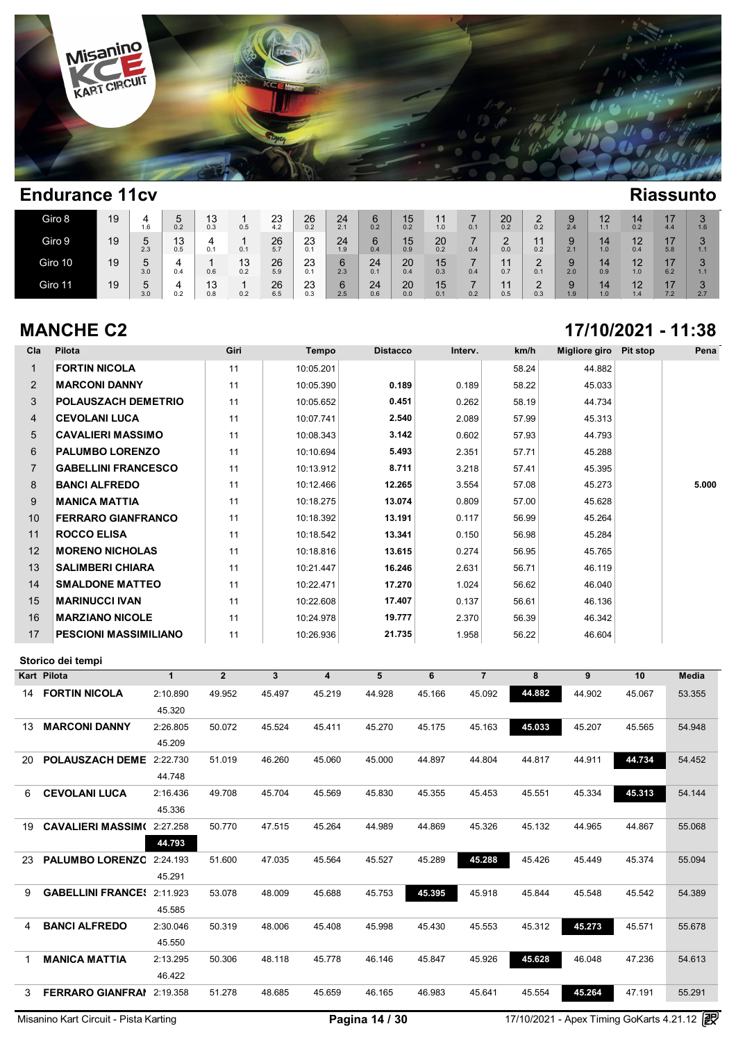## Endurance 11cv

**Riassunto**

| Giro 8 | 19 | 4 1.6 | 5 0.2 | 13 0.3 | 1 0.5 | 23 4.2 | 26 0.2 | 24 2.1 | 6 0.2 | 15 0.2 | 11 1.0 | 7 0.1 | 20 0.2 | 2 0.2 | 9 2.4 | 12 1.1 | 14 0.2 | 17 4.4 | 3 1.6 |
|---|---|---|---|---|---|---|---|---|---|---|---|---|---|---|---|---|---|---|---|
| Giro 9 | 19 | 5 2.3 | 13 0.5 | 4 0.1 | 1 0.1 | 26 5.7 | 23 0.1 | 24 1.9 | 6 0.4 | 15 0.9 | 20 0.2 | 7 0.4 | 2 0.0 | 11 0.2 | 9 2.1 | 14 1.0 | 12 0.4 | 17 5.8 | 3 1.1 |
| Giro 10 | 19 | 5 3.0 | 4 0.4 | 1 0.6 | 13 0.2 | 26 5.9 | 23 0.1 | 6 2.3 | 24 0.1 | 20 0.4 | 15 0.3 | 7 0.4 | 11 0.7 | 2 0.1 | 9 2.0 | 14 0.9 | 12 1.0 | 17 6.2 | 3 1.1 |
| Giro 11 | 19 | 5 3.0 | 4 0.2 | 13 0.8 | 1 0.2 | 26 6.5 | 23 0.3 | 6 2.5 | 24 0.6 | 20 0.0 | 15 0.1 | 7 0.2 | 11 0.5 | 2 0.3 | 9 1.9 | 14 1.0 | 12 1.4 | 17 7.2 | 3 2.7 |

## MANCHE C2

**17/10/2021 - 11:38**

| Cla | Pilota | Giri | Tempo | Distacco | Interv. | km/h | Migliore giro | Pit stop | Pena |
|---|---|---|---|---|---|---|---|---|---|
| 1 | FORTIN NICOLA | 11 | 10:05.201 | | | 58.24 | 44.882 | | |
| 2 | MARCONI DANNY | 11 | 10:05.390 | 0.189 | 0.189 | 58.22 | 45.033 | | |
| 3 | POLAUSZACH DEMETRIO | 11 | 10:05.652 | 0.451 | 0.262 | 58.19 | 44.734 | | |
| 4 | CEVOLANI LUCA | 11 | 10:07.741 | 2.540 | 2.089 | 57.99 | 45.313 | | |
| 5 | CAVALIERI MASSIMO | 11 | 10:08.343 | 3.142 | 0.602 | 57.93 | 44.793 | | |
| 6 | PALUMBO LORENZO | 11 | 10:10.694 | 5.493 | 2.351 | 57.71 | 45.288 | | |
| 7 | GABELLINI FRANCESCO | 11 | 10:13.912 | 8.711 | 3.218 | 57.41 | 45.395 | | |
| 8 | BANCI ALFREDO | 11 | 10:12.466 | 12.265 | 3.554 | 57.08 | 45.273 | | 5.000 |
| 9 | MANICA MATTIA | 11 | 10:18.275 | 13.074 | 0.809 | 57.00 | 45.628 | | |
| 10 | FERRARO GIANFRANCO | 11 | 10:18.392 | 13.191 | 0.117 | 56.99 | 45.264 | | |
| 11 | ROCCO ELISA | 11 | 10:18.542 | 13.341 | 0.150 | 56.98 | 45.284 | | |
| 12 | MORENO NICHOLAS | 11 | 10:18.816 | 13.615 | 0.274 | 56.95 | 45.765 | | |
| 13 | SALIMBERI CHIARA | 11 | 10:21.447 | 16.246 | 2.631 | 56.71 | 46.119 | | |
| 14 | SMALDONE MATTEO | 11 | 10:22.471 | 17.270 | 1.024 | 56.62 | 46.040 | | |
| 15 | MARINUCCI IVAN | 11 | 10:22.608 | 17.407 | 0.137 | 56.61 | 46.136 | | |
| 16 | MARZIANO NICOLE | 11 | 10:24.978 | 19.777 | 2.370 | 56.39 | 46.342 | | |
| 17 | PESCIONI MASSIMILIANO | 11 | 10:26.936 | 21.735 | 1.958 | 56.22 | 46.604 | | |

### Storico dei tempi

| Kart | Pilota | 1 | 2 | 3 | 4 | 5 | 6 | 7 | 8 | 9 | 10 | Media |
|---|---|---|---|---|---|---|---|---|---|---|---|---|
| 14 | FORTIN NICOLA | 2:10.890 | 49.952 | 45.497 | 45.219 | 44.928 | 45.166 | 45.092 | **44.882** | 44.902 | 45.067 | 53.355 |
| | | 45.320 | | | | | | | | | | |
| 13 | MARCONI DANNY | 2:26.805 | 50.072 | 45.524 | 45.411 | 45.270 | 45.175 | 45.163 | **45.033** | 45.207 | 45.565 | 54.948 |
| | | 45.209 | | | | | | | | | | |
| 20 | POLAUSZACH DEME | 2:22.730 | 51.019 | 46.260 | 45.060 | 45.000 | 44.897 | 44.804 | 44.817 | 44.911 | **44.734** | 54.452 |
| | | 44.748 | | | | | | | | | | |
| 6 | CEVOLANI LUCA | 2:16.436 | 49.708 | 45.704 | 45.569 | 45.830 | 45.355 | 45.453 | 45.551 | 45.334 | **45.313** | 54.144 |
| | | 45.336 | | | | | | | | | | |
| 19 | CAVALIERI MASSIM | 2:27.258 | 50.770 | 47.515 | 45.264 | 44.989 | 44.869 | 45.326 | 45.132 | 44.965 | 44.867 | 55.068 |
| | | **44.793** | | | | | | | | | | |
| 23 | PALUMBO LORENZO | 2:24.193 | 51.600 | 47.035 | 45.564 | 45.527 | 45.289 | **45.288** | 45.426 | 45.449 | 45.374 | 55.094 |
| | | 45.291 | | | | | | | | | | |
| 9 | GABELLINI FRANCE | 2:11.923 | 53.078 | 48.009 | 45.688 | 45.753 | **45.395** | 45.918 | 45.844 | 45.548 | 45.542 | 54.389 |
| | | 45.585 | | | | | | | | | | |
| 4 | BANCI ALFREDO | 2:30.046 | 50.319 | 48.006 | 45.408 | 45.998 | 45.430 | 45.553 | 45.312 | **45.273** | 45.571 | 55.678 |
| | | 45.550 | | | | | | | | | | |
| 1 | MANICA MATTIA | 2:13.295 | 50.306 | 48.118 | 45.778 | 46.146 | 45.847 | 45.926 | **45.628** | 46.048 | 47.236 | 54.613 |
| | | 46.422 | | | | | | | | | | |
| 3 | FERRARO GIANFRAI | 2:19.358 | 51.278 | 48.685 | 45.659 | 46.165 | 46.983 | 45.641 | 45.554 | **45.264** | 47.191 | 55.291 |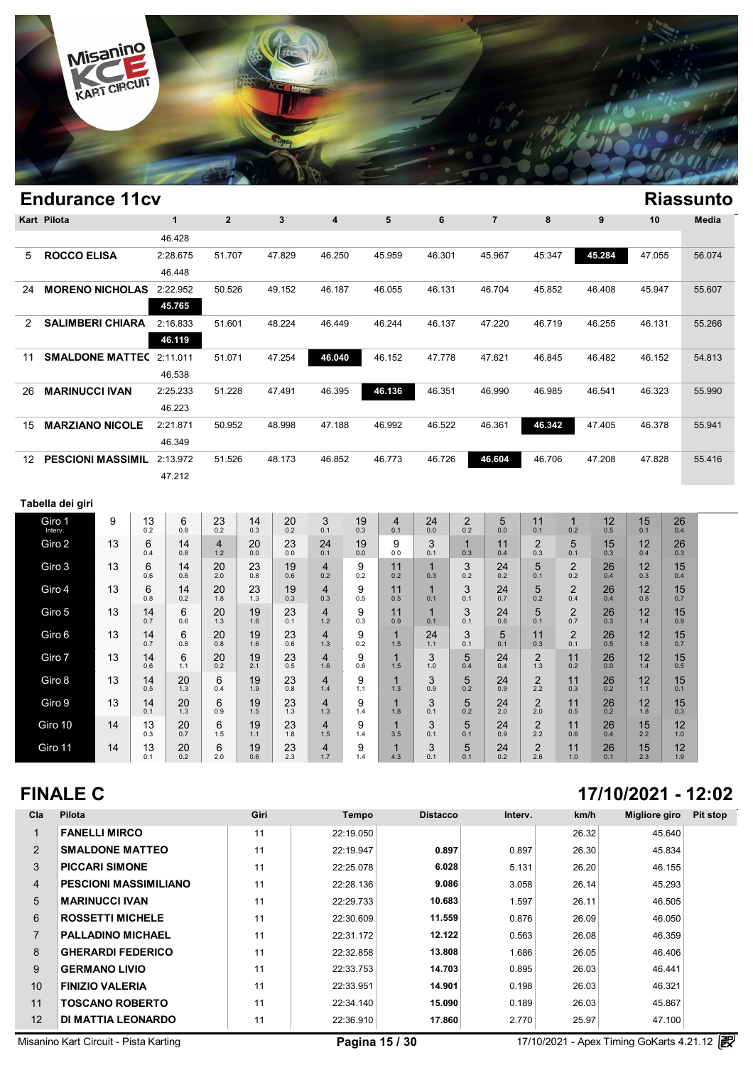## Endurance 11cv

**Riassunto**

| Kart | Pilota | 1 | 2 | 3 | 4 | 5 | 6 | 7 | 8 | 9 | 10 | Media |
|---|---|---|---|---|---|---|---|---|---|---|---|---|
| | | 46.428 | | | | | | | | | | |
| 5 | **ROCCO ELISA** | 2:28.675 | 51.707 | 47.829 | 46.250 | 45.959 | 46.301 | 45.967 | 45.347 | **45.284** | 47.055 | 56.074 |
| | | 46.448 | | | | | | | | | | |
| 24 | **MORENO NICHOLAS** | 2:22.952 | 50.526 | 49.152 | 46.187 | 46.055 | 46.131 | 46.704 | 45.852 | 46.408 | 45.947 | 55.607 |
| | | **45.765** | | | | | | | | | | |
| 2 | **SALIMBERI CHIARA** | 2:16.833 | 51.601 | 48.224 | 46.449 | 46.244 | 46.137 | 47.220 | 46.719 | 46.255 | 46.131 | 55.266 |
| | | **46.119** | | | | | | | | | | |
| 11 | **SMALDONE MATTEO** | 2:11.011 | 51.071 | 47.254 | **46.040** | 46.152 | 47.778 | 47.621 | 46.845 | 46.482 | 46.152 | 54.813 |
| | | 46.538 | | | | | | | | | | |
| 26 | **MARINUCCI IVAN** | 2:25.233 | 51.228 | 47.491 | 46.395 | **46.136** | 46.351 | 46.990 | 46.985 | 46.541 | 46.323 | 55.990 |
| | | 46.223 | | | | | | | | | | |
| 15 | **MARZIANO NICOLE** | 2:21.871 | 50.952 | 48.998 | 47.188 | 46.992 | 46.522 | 46.361 | **46.342** | 47.405 | 46.378 | 55.941 |
| | | 46.349 | | | | | | | | | | |
| 12 | **PESCIONI MASSIMIL** | 2:13.972 | 51.526 | 48.173 | 46.852 | 46.773 | 46.726 | **46.604** | 46.706 | 47.208 | 47.828 | 55.416 |
| | | 47.212 | | | | | | | | | | |

**Tabella dei giri**

| Giro | | | | | | | | | | | | | | | | | |
|---|---|---|---|---|---|---|---|---|---|---|---|---|---|---|---|---|---|
| Giro 1 Interv. | 9 | 13 0.2 | 6 0.8 | 23 0.2 | 14 0.3 | 20 0.2 | 3 0.1 | 19 0.3 | 4 0.1 | 24 0.0 | 2 0.2 | 5 0.0 | 11 0.1 | 1 0.2 | 12 0.5 | 15 0.1 | 26 0.4 |
| Giro 2 | 13 | 6 0.4 | 14 0.8 | 4 1.2 | 20 0.0 | 23 0.0 | 24 0.1 | 19 0.0 | 9 0.0 | 3 0.1 | 1 0.3 | 11 0.4 | 2 0.3 | 5 0.1 | 15 0.3 | 12 0.4 | 26 0.3 |
| Giro 3 | 13 | 6 0.6 | 14 0.6 | 20 2.0 | 23 0.8 | 19 0.6 | 4 0.2 | 9 0.2 | 11 0.2 | 1 0.3 | 3 0.2 | 24 0.2 | 5 0.1 | 2 0.2 | 26 0.4 | 12 0.3 | 15 0.4 |
| Giro 4 | 13 | 6 0.8 | 14 0.2 | 20 1.8 | 23 1.3 | 19 0.3 | 4 0.3 | 9 0.5 | 11 0.5 | 1 0.1 | 3 0.1 | 24 0.7 | 5 0.2 | 2 0.4 | 26 0.4 | 12 0.8 | 15 0.7 |
| Giro 5 | 13 | 14 0.7 | 6 0.6 | 20 1.3 | 19 1.6 | 23 0.1 | 4 1.2 | 9 0.3 | 11 0.9 | 1 0.1 | 3 0.1 | 24 0.6 | 5 0.1 | 2 0.7 | 26 0.3 | 12 1.4 | 15 0.9 |
| Giro 6 | 13 | 14 0.7 | 6 0.8 | 20 0.8 | 19 1.6 | 23 0.6 | 4 1.3 | 9 0.2 | 1 1.5 | 24 1.1 | 3 0.1 | 5 0.1 | 11 0.3 | 2 0.1 | 26 0.5 | 12 1.8 | 15 0.7 |
| Giro 7 | 13 | 14 0.6 | 6 1.1 | 20 0.2 | 19 2.1 | 23 0.5 | 4 1.6 | 9 0.6 | 1 1.5 | 3 1.0 | 5 0.4 | 24 0.4 | 2 1.3 | 11 0.2 | 26 0.0 | 12 1.4 | 15 0.5 |
| Giro 8 | 13 | 14 0.5 | 20 1.3 | 6 0.4 | 19 1.9 | 23 0.8 | 4 1.4 | 9 1.1 | 1 1.3 | 3 0.9 | 5 0.2 | 24 0.9 | 2 2.2 | 11 0.3 | 26 0.2 | 12 1.1 | 15 0.1 |
| Giro 9 | 13 | 14 0.1 | 20 1.3 | 6 0.9 | 19 1.5 | 23 1.3 | 4 1.3 | 9 1.4 | 1 1.8 | 3 0.1 | 5 0.2 | 24 2.0 | 2 2.0 | 11 0.5 | 26 0.2 | 12 1.8 | 15 0.3 |
| Giro 10 | 14 | 13 0.3 | 20 0.7 | 6 1.5 | 19 1.1 | 23 1.8 | 4 1.5 | 9 1.4 | 1 3.5 | 3 0.1 | 5 0.1 | 24 0.9 | 2 2.2 | 11 0.6 | 26 0.4 | 15 2.2 | 12 1.0 |
| Giro 11 | 14 | 13 0.1 | 20 0.2 | 6 2.0 | 19 0.6 | 23 2.3 | 4 1.7 | 9 1.4 | 1 4.3 | 3 0.1 | 5 0.1 | 24 0.2 | 2 2.6 | 11 1.0 | 26 0.1 | 15 2.3 | 12 1.9 |

## FINALE C

**17/10/2021 - 12:02**

| Cla | Pilota | Giri | Tempo | Distacco | Interv. | km/h | Migliore giro | Pit stop |
|---|---|---|---|---|---|---|---|---|
| 1 | FANELLI MIRCO | 11 | 22:19.050 | | | 26.32 | 45.640 | |
| 2 | SMALDONE MATTEO | 11 | 22:19.947 | **0.897** | 0.897 | 26.30 | 45.834 | |
| 3 | PICCARI SIMONE | 11 | 22:25.078 | **6.028** | 5.131 | 26.20 | 46.155 | |
| 4 | PESCIONI MASSIMILIANO | 11 | 22:28.136 | **9.086** | 3.058 | 26.14 | 45.293 | |
| 5 | MARINUCCI IVAN | 11 | 22:29.733 | **10.683** | 1.597 | 26.11 | 46.505 | |
| 6 | ROSSETTI MICHELE | 11 | 22:30.609 | **11.559** | 0.876 | 26.09 | 46.050 | |
| 7 | PALLADINO MICHAEL | 11 | 22:31.172 | **12.122** | 0.563 | 26.08 | 46.359 | |
| 8 | GHERARDI FEDERICO | 11 | 22:32.858 | **13.808** | 1.686 | 26.05 | 46.406 | |
| 9 | GERMANO LIVIO | 11 | 22:33.753 | **14.703** | 0.895 | 26.03 | 46.441 | |
| 10 | FINIZIO VALERIA | 11 | 22:33.951 | **14.901** | 0.198 | 26.03 | 46.321 | |
| 11 | TOSCANO ROBERTO | 11 | 22:34.140 | **15.090** | 0.189 | 26.03 | 45.867 | |
| 12 | DI MATTIA LEONARDO | 11 | 22:36.910 | **17.860** | 2.770 | 25.97 | 47.100 | |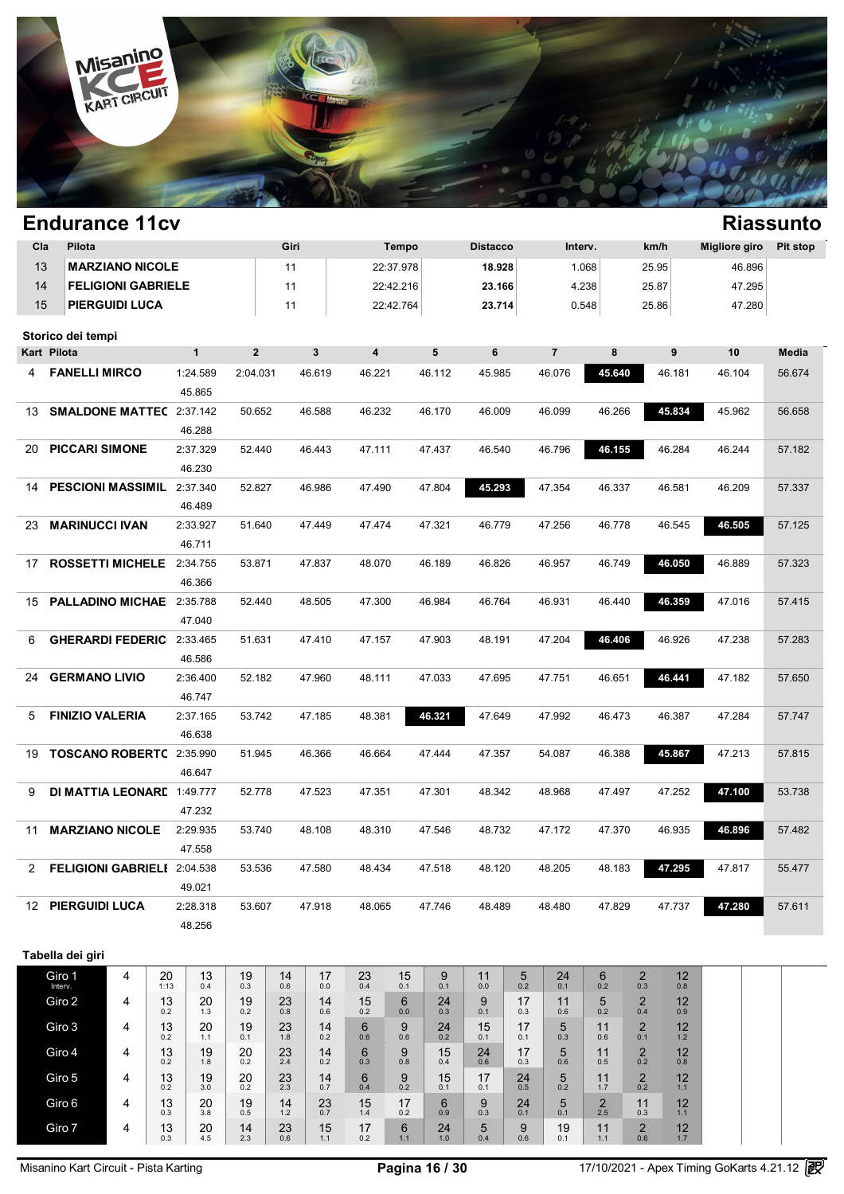# Endurance 11cv

## Riassunto

| Cla | Pilota | Giri | Tempo | Distacco | Interv. | km/h | Migliore giro | Pit stop |
|---|---|---|---|---|---|---|---|---|
| 13 | MARZIANO NICOLE | 11 | 22:37.978 | 18.928 | 1.068 | 25.95 | 46.896 | |
| 14 | FELIGIONI GABRIELE | 11 | 22:42.216 | 23.166 | 4.238 | 25.87 | 47.295 | |
| 15 | PIERGUIDI LUCA | 11 | 22:42.764 | 23.714 | 0.548 | 25.86 | 47.280 | |

### Storico dei tempi

| Kart | Pilota | 1 | 2 | 3 | 4 | 5 | 6 | 7 | 8 | 9 | 10 | Media |
|---|---|---|---|---|---|---|---|---|---|---|---|---|
| 4 | FANELLI MIRCO | 1:24.589 | 2:04.031 | 46.619 | 46.221 | 46.112 | 45.985 | 46.076 | **45.640** | 46.181 | 46.104 | 56.674 |
| | | 45.865 | | | | | | | | | | |
| 13 | SMALDONE MATTEC | 2:37.142 | 50.652 | 46.588 | 46.232 | 46.170 | 46.009 | 46.099 | 46.266 | **45.834** | 45.962 | 56.658 |
| | | 46.288 | | | | | | | | | | |
| 20 | PICCARI SIMONE | 2:37.329 | 52.440 | 46.443 | 47.111 | 47.437 | 46.540 | 46.796 | **46.155** | 46.284 | 46.244 | 57.182 |
| | | 46.230 | | | | | | | | | | |
| 14 | PESCIONI MASSIMIL | 2:37.340 | 52.827 | 46.986 | 47.490 | 47.804 | **45.293** | 47.354 | 46.337 | 46.581 | 46.209 | 57.337 |
| | | 46.489 | | | | | | | | | | |
| 23 | MARINUCCI IVAN | 2:33.927 | 51.640 | 47.449 | 47.474 | 47.321 | 46.779 | 47.256 | 46.778 | 46.545 | **46.505** | 57.125 |
| | | 46.711 | | | | | | | | | | |
| 17 | ROSSETTI MICHELE | 2:34.755 | 53.871 | 47.837 | 48.070 | 46.189 | 46.826 | 46.957 | 46.749 | **46.050** | 46.889 | 57.323 |
| | | 46.366 | | | | | | | | | | |
| 15 | PALLADINO MICHAE | 2:35.788 | 52.440 | 48.505 | 47.300 | 46.984 | 46.764 | 46.931 | 46.440 | **46.359** | 47.016 | 57.415 |
| | | 47.040 | | | | | | | | | | |
| 6 | GHERARDI FEDERIC | 2:33.465 | 51.631 | 47.410 | 47.157 | 47.903 | 48.191 | 47.204 | **46.406** | 46.926 | 47.238 | 57.283 |
| | | 46.586 | | | | | | | | | | |
| 24 | GERMANO LIVIO | 2:36.400 | 52.182 | 47.960 | 48.111 | 47.033 | 47.695 | 47.751 | 46.651 | **46.441** | 47.182 | 57.650 |
| | | 46.747 | | | | | | | | | | |
| 5 | FINIZIO VALERIA | 2:37.165 | 53.742 | 47.185 | 48.381 | **46.321** | 47.649 | 47.992 | 46.473 | 46.387 | 47.284 | 57.747 |
| | | 46.638 | | | | | | | | | | |
| 19 | TOSCANO ROBERTC | 2:35.990 | 51.945 | 46.366 | 46.664 | 47.444 | 47.357 | 54.087 | 46.388 | **45.867** | 47.213 | 57.815 |
| | | 46.647 | | | | | | | | | | |
| 9 | DI MATTIA LEONARD | 1:49.777 | 52.778 | 47.523 | 47.351 | 47.301 | 48.342 | 48.968 | 47.497 | 47.252 | **47.100** | 53.738 |
| | | 47.232 | | | | | | | | | | |
| 11 | MARZIANO NICOLE | 2:29.935 | 53.740 | 48.108 | 48.310 | 47.546 | 48.732 | 47.172 | 47.370 | 46.935 | **46.896** | 57.482 |
| | | 47.558 | | | | | | | | | | |
| 2 | FELIGIONI GABRIELI | 2:04.538 | 53.536 | 47.580 | 48.434 | 47.518 | 48.120 | 48.205 | 48.183 | **47.295** | 47.817 | 55.477 |
| | | 49.021 | | | | | | | | | | |
| 12 | PIERGUIDI LUCA | 2:28.318 | 53.607 | 47.918 | 48.065 | 47.746 | 48.489 | 48.480 | 47.829 | 47.737 | **47.280** | 57.611 |
| | | 48.256 | | | | | | | | | | |

### Tabella dei giri

| Giro | | | | | | | | | | | | | | | |
|---|---|---|---|---|---|---|---|---|---|---|---|---|---|---|---|
| Giro 1 (Interv.) | 4 | 20 (1:13) | 13 (0.4) | 19 (0.3) | 14 (0.6) | 17 (0.0) | 23 (0.4) | 15 (0.1) | 9 (0.1) | 11 (0.0) | 5 (0.2) | 24 (0.1) | 6 (0.2) | 2 (0.3) | 12 (0.8) |
| Giro 2 | 4 | 13 (0.2) | 20 (1.3) | 19 (0.2) | 23 (0.8) | 14 (0.6) | 15 (0.2) | 6 (0.0) | 24 (0.3) | 9 (0.1) | 17 (0.3) | 11 (0.6) | 5 (0.2) | 2 (0.4) | 12 (0.9) |
| Giro 3 | 4 | 13 (0.2) | 20 (1.1) | 19 (0.1) | 23 (1.8) | 14 (0.2) | 6 (0.6) | 9 (0.6) | 24 (0.2) | 15 (0.1) | 17 (0.1) | 5 (0.3) | 11 (0.6) | 2 (0.1) | 12 (1.2) |
| Giro 4 | 4 | 13 (0.2) | 19 (1.8) | 20 (0.2) | 23 (2.4) | 14 (0.2) | 6 (0.3) | 9 (0.8) | 15 (0.4) | 24 (0.6) | 17 (0.3) | 5 (0.6) | 11 (0.5) | 2 (0.2) | 12 (0.8) |
| Giro 5 | 4 | 13 (0.2) | 19 (3.0) | 20 (0.2) | 23 (2.3) | 14 (0.7) | 6 (0.4) | 9 (0.2) | 15 (0.1) | 17 (0.1) | 24 (0.5) | 5 (0.2) | 11 (1.7) | 2 (0.2) | 12 (1.1) |
| Giro 6 | 4 | 13 (0.3) | 20 (3.8) | 19 (0.5) | 14 (1.2) | 23 (0.7) | 15 (1.4) | 17 (0.2) | 6 (0.9) | 9 (0.3) | 24 (0.1) | 5 (0.1) | 2 (2.5) | 11 (0.3) | 12 (1.1) |
| Giro 7 | 4 | 13 (0.3) | 20 (4.5) | 14 (2.3) | 23 (0.6) | 15 (1.1) | 17 (0.2) | 6 (1.1) | 24 (1.0) | 5 (0.4) | 9 (0.6) | 19 (0.1) | 11 (1.1) | 2 (0.6) | 12 (1.7) |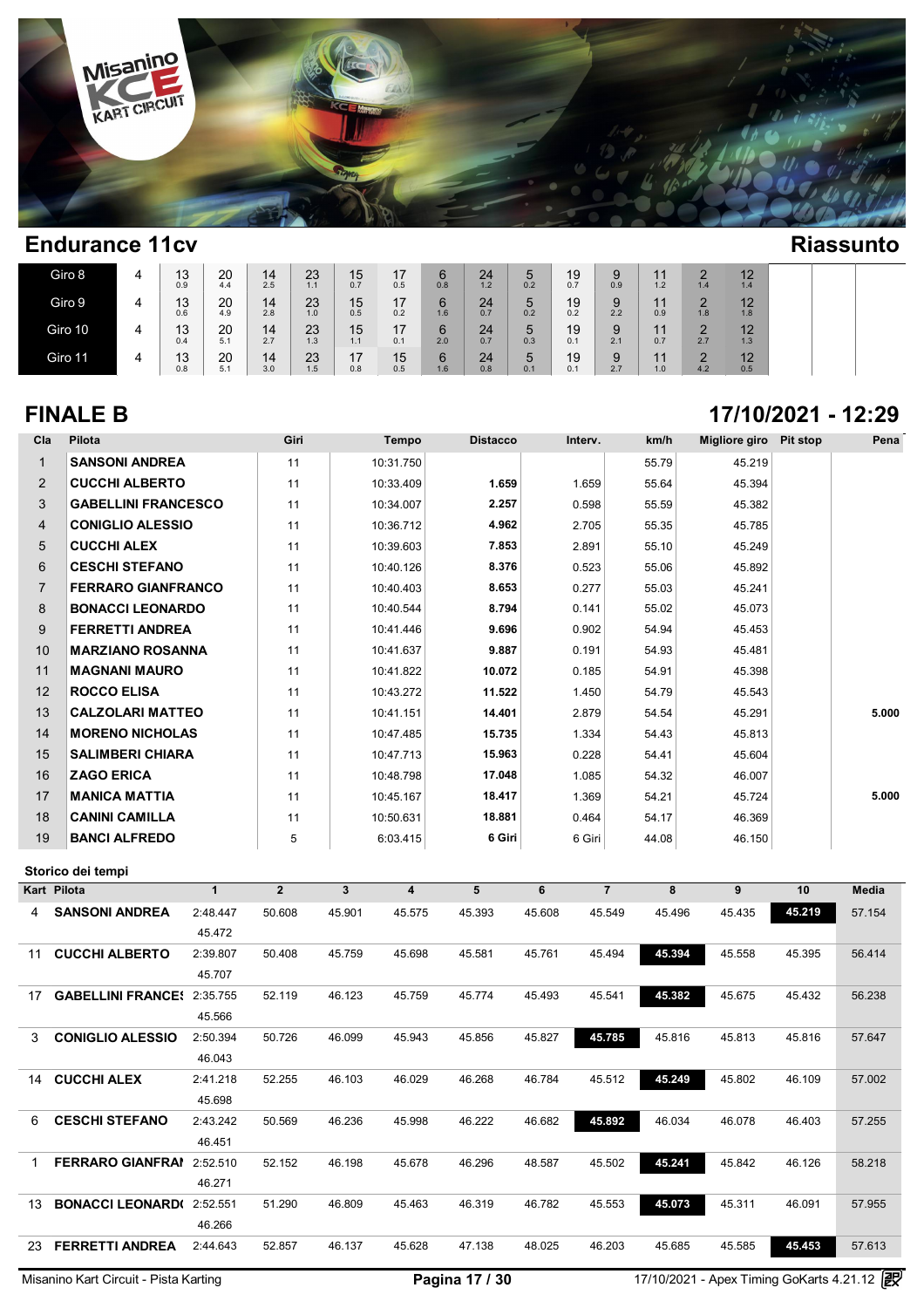## Endurance 11cv

**Riassunto**

| | | | | | | | | | | | | | | | | | |
|---|---|---|---|---|---|---|---|---|---|---|---|---|---|---|---|---|---|
| Giro 8 | 4 | 13 0.9 | 20 4.4 | 14 2.5 | 23 1.1 | 15 0.7 | 17 0.5 | 6 0.8 | 24 1.2 | 5 0.2 | 19 0.7 | 9 0.9 | 11 1.2 | 2 1.4 | 12 1.4 | | |
| Giro 9 | 4 | 13 0.6 | 20 4.9 | 14 2.8 | 23 1.0 | 15 0.5 | 17 0.2 | 6 1.6 | 24 0.7 | 5 0.2 | 19 0.2 | 9 2.2 | 11 0.9 | 2 1.8 | 12 1.8 | | |
| Giro 10 | 4 | 13 0.4 | 20 5.1 | 14 2.7 | 23 1.3 | 15 1.1 | 17 0.1 | 6 2.0 | 24 0.7 | 5 0.3 | 19 0.1 | 9 2.1 | 11 0.7 | 2 2.7 | 12 1.3 | | |
| Giro 11 | 4 | 13 0.8 | 20 5.1 | 14 3.0 | 23 1.5 | 17 0.8 | 15 0.5 | 6 1.6 | 24 0.8 | 5 0.1 | 19 0.1 | 9 2.7 | 11 1.0 | 2 4.2 | 12 0.5 | | |

## FINALE B

**17/10/2021 - 12:29**

| Cla | Pilota | Giri | Tempo | Distacco | Interv. | km/h | Migliore giro | Pit stop | Pena |
|---|---|---|---|---|---|---|---|---|---|
| 1 | SANSONI ANDREA | 11 | 10:31.750 | | | 55.79 | 45.219 | | |
| 2 | CUCCHI ALBERTO | 11 | 10:33.409 | 1.659 | 1.659 | 55.64 | 45.394 | | |
| 3 | GABELLINI FRANCESCO | 11 | 10:34.007 | 2.257 | 0.598 | 55.59 | 45.382 | | |
| 4 | CONIGLIO ALESSIO | 11 | 10:36.712 | 4.962 | 2.705 | 55.35 | 45.785 | | |
| 5 | CUCCHI ALEX | 11 | 10:39.603 | 7.853 | 2.891 | 55.10 | 45.249 | | |
| 6 | CESCHI STEFANO | 11 | 10:40.126 | 8.376 | 0.523 | 55.06 | 45.892 | | |
| 7 | FERRARO GIANFRANCO | 11 | 10:40.403 | 8.653 | 0.277 | 55.03 | 45.241 | | |
| 8 | BONACCI LEONARDO | 11 | 10:40.544 | 8.794 | 0.141 | 55.02 | 45.073 | | |
| 9 | FERRETTI ANDREA | 11 | 10:41.446 | 9.696 | 0.902 | 54.94 | 45.453 | | |
| 10 | MARZIANO ROSANNA | 11 | 10:41.637 | 9.887 | 0.191 | 54.93 | 45.481 | | |
| 11 | MAGNANI MAURO | 11 | 10:41.822 | 10.072 | 0.185 | 54.91 | 45.398 | | |
| 12 | ROCCO ELISA | 11 | 10:43.272 | 11.522 | 1.450 | 54.79 | 45.543 | | |
| 13 | CALZOLARI MATTEO | 11 | 10:41.151 | 14.401 | 2.879 | 54.54 | 45.291 | | 5.000 |
| 14 | MORENO NICHOLAS | 11 | 10:47.485 | 15.735 | 1.334 | 54.43 | 45.813 | | |
| 15 | SALIMBERI CHIARA | 11 | 10:47.713 | 15.963 | 0.228 | 54.41 | 45.604 | | |
| 16 | ZAGO ERICA | 11 | 10:48.798 | 17.048 | 1.085 | 54.32 | 46.007 | | |
| 17 | MANICA MATTIA | 11 | 10:45.167 | 18.417 | 1.369 | 54.21 | 45.724 | | 5.000 |
| 18 | CANINI CAMILLA | 11 | 10:50.631 | 18.881 | 0.464 | 54.17 | 46.369 | | |
| 19 | BANCI ALFREDO | 5 | 6:03.415 | 6 Giri | 6 Giri | 44.08 | 46.150 | | |

### Storico dei tempi

| Kart | Pilota | 1 | 2 | 3 | 4 | 5 | 6 | 7 | 8 | 9 | 10 | Media |
|---|---|---|---|---|---|---|---|---|---|---|---|---|
| 4 | SANSONI ANDREA | 2:48.447 | 50.608 | 45.901 | 45.575 | 45.393 | 45.608 | 45.549 | 45.496 | 45.435 | **45.219** | 57.154 |
| | | 45.472 | | | | | | | | | | |
| 11 | CUCCHI ALBERTO | 2:39.807 | 50.408 | 45.759 | 45.698 | 45.581 | 45.761 | 45.494 | **45.394** | 45.558 | 45.395 | 56.414 |
| | | 45.707 | | | | | | | | | | |
| 17 | GABELLINI FRANCES | 2:35.755 | 52.119 | 46.123 | 45.759 | 45.774 | 45.493 | 45.541 | **45.382** | 45.675 | 45.432 | 56.238 |
| | | 45.566 | | | | | | | | | | |
| 3 | CONIGLIO ALESSIO | 2:50.394 | 50.726 | 46.099 | 45.943 | 45.856 | 45.827 | **45.785** | 45.816 | 45.813 | 45.816 | 57.647 |
| | | 46.043 | | | | | | | | | | |
| 14 | CUCCHI ALEX | 2:41.218 | 52.255 | 46.103 | 46.029 | 46.268 | 46.784 | 45.512 | **45.249** | 45.802 | 46.109 | 57.002 |
| | | 45.698 | | | | | | | | | | |
| 6 | CESCHI STEFANO | 2:43.242 | 50.569 | 46.236 | 45.998 | 46.222 | 46.682 | **45.892** | 46.034 | 46.078 | 46.403 | 57.255 |
| | | 46.451 | | | | | | | | | | |
| 1 | FERRARO GIANFRAI | 2:52.510 | 52.152 | 46.198 | 45.678 | 46.296 | 48.587 | 45.502 | **45.241** | 45.842 | 46.126 | 58.218 |
| | | 46.271 | | | | | | | | | | |
| 13 | BONACCI LEONARD( | 2:52.551 | 51.290 | 46.809 | 45.463 | 46.319 | 46.782 | 45.553 | **45.073** | 45.311 | 46.091 | 57.955 |
| | | 46.266 | | | | | | | | | | |
| 23 | FERRETTI ANDREA | 2:44.643 | 52.857 | 46.137 | 45.628 | 47.138 | 48.025 | 46.203 | 45.685 | 45.585 | **45.453** | 57.613 |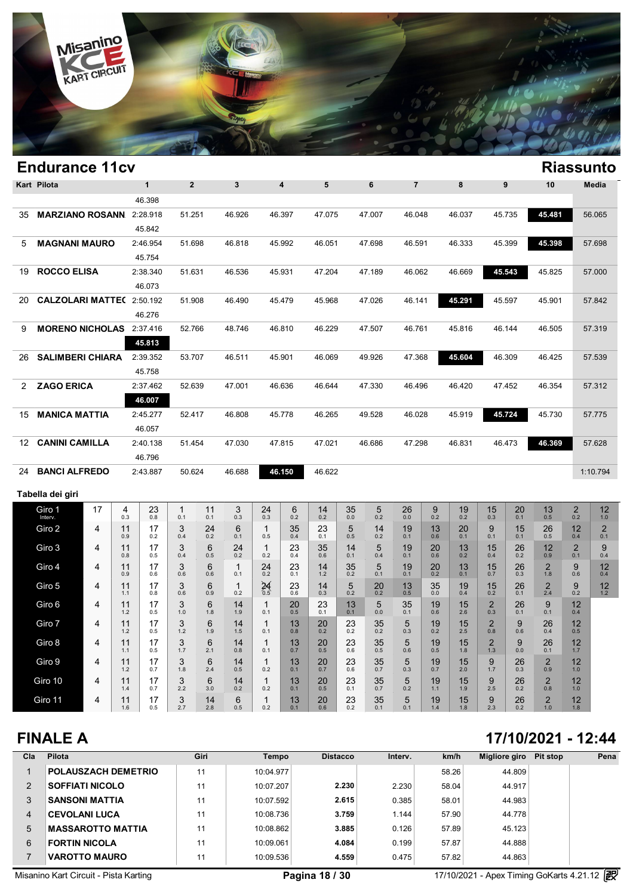## Endurance 11cv

**Riassunto**

| Kart | Pilota | 1 | 2 | 3 | 4 | 5 | 6 | 7 | 8 | 9 | 10 | Media |
|---|---|---|---|---|---|---|---|---|---|---|---|---|
| | | 46.398 | | | | | | | | | | |
| 35 | MARZIANO ROSANN | 2:28.918 | 51.251 | 46.926 | 46.397 | 47.075 | 47.007 | 46.048 | 46.037 | 45.735 | **45.481** | 56.065 |
| | | 45.842 | | | | | | | | | | |
| 5 | MAGNANI MAURO | 2:46.954 | 51.698 | 46.818 | 45.992 | 46.051 | 47.698 | 46.591 | 46.333 | 45.399 | **45.398** | 57.698 |
| | | 45.754 | | | | | | | | | | |
| 19 | ROCCO ELISA | 2:38.340 | 51.631 | 46.536 | 45.931 | 47.204 | 47.189 | 46.062 | 46.669 | **45.543** | 45.825 | 57.000 |
| | | 46.073 | | | | | | | | | | |
| 20 | CALZOLARI MATTEC | 2:50.192 | 51.908 | 46.490 | 45.479 | 45.968 | 47.026 | 46.141 | **45.291** | 45.597 | 45.901 | 57.842 |
| | | 46.276 | | | | | | | | | | |
| 9 | MORENO NICHOLAS | 2:37.416 | 52.766 | 48.746 | 46.810 | 46.229 | 47.507 | 46.761 | 45.816 | 46.144 | 46.505 | 57.319 |
| | | **45.813** | | | | | | | | | | |
| 26 | SALIMBERI CHIARA | 2:39.352 | 53.707 | 46.511 | 45.901 | 46.069 | 49.926 | 47.368 | **45.604** | 46.309 | 46.425 | 57.539 |
| | | 45.758 | | | | | | | | | | |
| 2 | ZAGO ERICA | 2:37.462 | 52.639 | 47.001 | 46.636 | 46.644 | 47.330 | 46.496 | 46.420 | 47.452 | 46.354 | 57.312 |
| | | **46.007** | | | | | | | | | | |
| 15 | MANICA MATTIA | 2:45.277 | 52.417 | 46.808 | 45.778 | 46.265 | 49.528 | 46.028 | 45.919 | **45.724** | 45.730 | 57.775 |
| | | 46.057 | | | | | | | | | | |
| 12 | CANINI CAMILLA | 2:40.138 | 51.454 | 47.030 | 47.815 | 47.021 | 46.686 | 47.298 | 46.831 | 46.473 | **46.369** | 57.628 |
| | | 46.796 | | | | | | | | | | |
| 24 | BANCI ALFREDO | 2:43.887 | 50.624 | 46.688 | **46.150** | 46.622 | | | | | | 1:10.794 |

### Tabella dei giri

| Giro | | | | | | | | | | | | | | | | | | |
|---|---|---|---|---|---|---|---|---|---|---|---|---|---|---|---|---|---|---|
| Giro 1 Interv. | 17 | 4 0.3 | 23 0.8 | 1 0.1 | 11 0.1 | 3 0.3 | 24 0.3 | 6 0.2 | 14 0.2 | 35 0.0 | 5 0.2 | 26 0.0 | 9 0.2 | 19 0.2 | 15 0.3 | 20 0.1 | 13 0.5 | 2 0.2 | 12 1.0 |
| Giro 2 | 4 | 11 0.9 | 17 0.2 | 3 0.4 | 24 0.2 | 6 0.1 | 1 0.5 | 35 0.4 | 23 0.1 | 5 0.5 | 14 0.2 | 19 0.1 | 13 0.6 | 20 0.1 | 9 0.1 | 15 0.1 | 26 0.5 | 12 0.4 | 2 0.1 |
| Giro 3 | 4 | 11 0.8 | 17 0.5 | 3 0.4 | 6 0.5 | 24 0.2 | 1 0.2 | 23 0.4 | 35 0.6 | 14 0.1 | 5 0.4 | 19 0.1 | 20 0.6 | 13 0.2 | 15 0.4 | 26 0.2 | 12 0.9 | 2 0.1 | 9 0.4 |
| Giro 4 | 4 | 11 0.9 | 17 0.6 | 3 0.6 | 6 0.6 | 1 0.1 | 24 0.2 | 23 0.1 | 14 1.2 | 35 0.2 | 5 0.1 | 19 0.1 | 20 0.2 | 13 0.1 | 15 0.7 | 26 0.3 | 2 1.8 | 9 0.6 | 12 0.4 |
| Giro 5 | 4 | 11 1.1 | 17 0.8 | 3 0.6 | 6 0.9 | 1 0.2 | 24 0.5 | 23 0.6 | 14 0.3 | 5 0.2 | 20 0.2 | 13 0.5 | 35 0.0 | 19 0.4 | 15 0.2 | 26 0.1 | 2 2.4 | 9 0.2 | 12 1.2 |
| Giro 6 | 4 | 11 1.2 | 17 0.5 | 3 1.0 | 6 1.8 | 14 1.9 | 1 0.1 | 20 0.5 | 23 0.1 | 13 0.1 | 5 0.0 | 35 0.1 | 19 0.6 | 15 2.6 | 2 0.3 | 26 0.1 | 9 0.1 | 12 0.4 | |
| Giro 7 | 4 | 11 1.2 | 17 0.5 | 3 1.2 | 6 1.9 | 14 1.5 | 1 0.1 | 13 0.8 | 20 0.2 | 23 0.2 | 35 0.2 | 5 0.3 | 19 0.2 | 15 2.5 | 2 0.8 | 9 0.6 | 26 0.4 | 12 0.5 | |
| Giro 8 | 4 | 11 1.1 | 17 0.5 | 3 1.7 | 6 2.1 | 14 0.8 | 1 0.1 | 13 0.7 | 20 0.5 | 23 0.6 | 35 0.5 | 5 0.6 | 19 0.5 | 15 1.8 | 2 1.3 | 9 0.0 | 26 0.1 | 12 1.7 | |
| Giro 9 | 4 | 11 1.2 | 17 0.7 | 3 1.8 | 6 2.4 | 14 0.5 | 1 0.2 | 13 0.1 | 20 0.7 | 23 0.6 | 35 0.7 | 5 0.3 | 19 0.7 | 15 2.0 | 9 1.7 | 26 0.3 | 2 0.9 | 12 1.0 | |
| Giro 10 | 4 | 11 1.4 | 17 0.7 | 3 2.2 | 6 3.0 | 14 0.2 | 1 0.2 | 13 0.1 | 20 0.5 | 23 0.1 | 35 0.7 | 5 0.2 | 19 1.1 | 15 1.9 | 9 2.5 | 26 0.2 | 2 0.8 | 12 1.0 | |
| Giro 11 | 4 | 11 1.6 | 17 0.5 | 3 2.7 | 14 2.8 | 6 0.5 | 1 0.2 | 13 0.1 | 20 0.6 | 23 0.2 | 35 0.1 | 5 0.1 | 19 1.4 | 15 1.8 | 9 2.3 | 26 0.2 | 2 1.0 | 12 1.8 | |

## FINALE A

**17/10/2021 - 12:44**

| Cla | Pilota | Giri | Tempo | Distacco | Interv. | km/h | Migliore giro | Pit stop | Pena |
|---|---|---|---|---|---|---|---|---|---|
| 1 | POLAUSZACH DEMETRIO | 11 | 10:04.977 | | | 58.26 | 44.809 | | |
| 2 | SOFFIATI NICOLO | 11 | 10:07.207 | 2.230 | 2.230 | 58.04 | 44.917 | | |
| 3 | SANSONI MATTIA | 11 | 10:07.592 | 2.615 | 0.385 | 58.01 | 44.983 | | |
| 4 | CEVOLANI LUCA | 11 | 10:08.736 | 3.759 | 1.144 | 57.90 | 44.778 | | |
| 5 | MASSAROTTO MATTIA | 11 | 10:08.862 | 3.885 | 0.126 | 57.89 | 45.123 | | |
| 6 | FORTIN NICOLA | 11 | 10:09.061 | 4.084 | 0.199 | 57.87 | 44.888 | | |
| 7 | VAROTTO MAURO | 11 | 10:09.536 | 4.559 | 0.475 | 57.82 | 44.863 | | |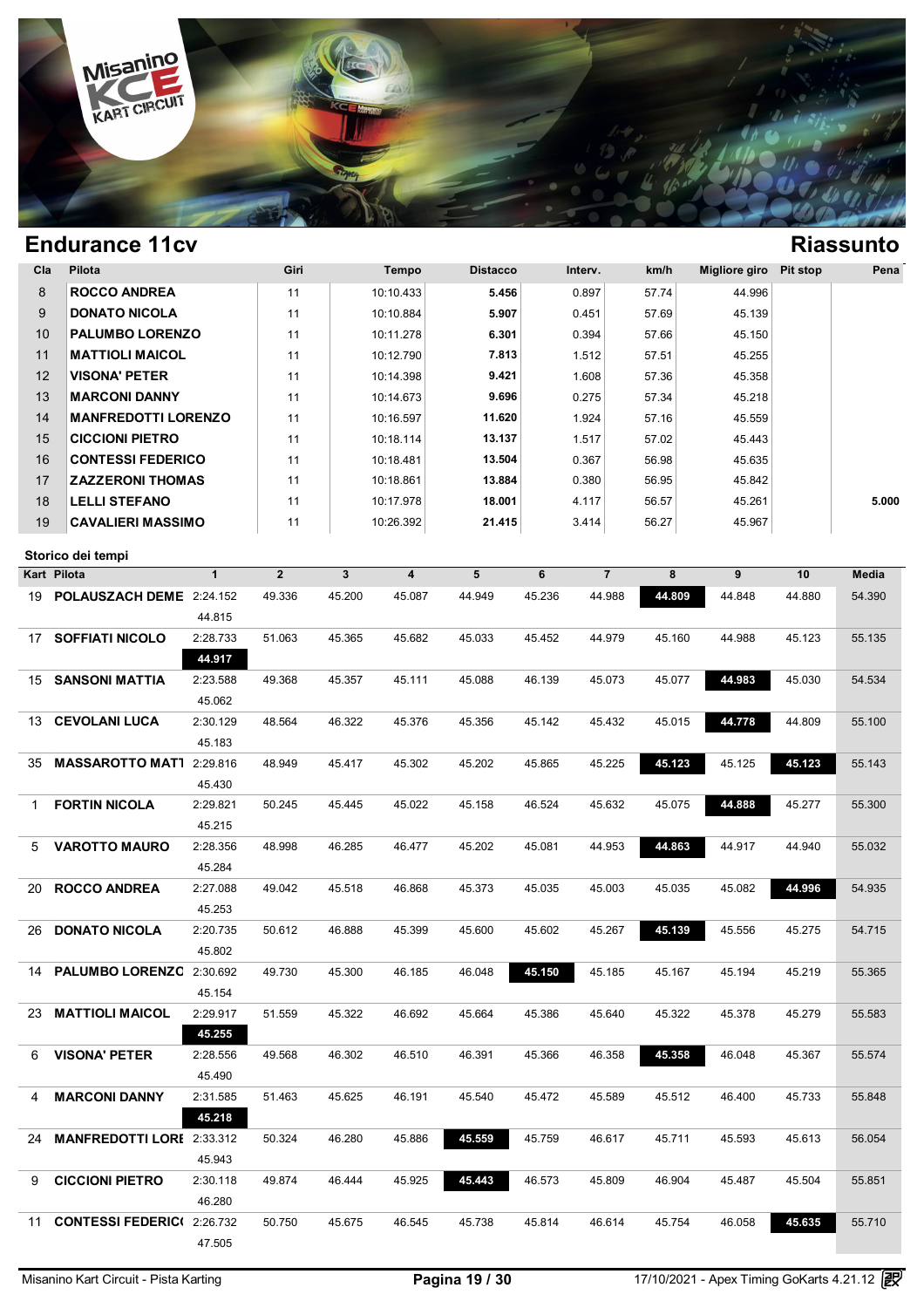## Endurance 11cv

## Riassunto

| Cla | Pilota | Giri | Tempo | Distacco | Interv. | km/h | Migliore giro | Pit stop | Pena |
|---|---|---|---|---|---|---|---|---|---|
| 8 | ROCCO ANDREA | 11 | 10:10.433 | **5.456** | 0.897 | 57.74 | 44.996 | | |
| 9 | DONATO NICOLA | 11 | 10:10.884 | **5.907** | 0.451 | 57.69 | 45.139 | | |
| 10 | PALUMBO LORENZO | 11 | 10:11.278 | **6.301** | 0.394 | 57.66 | 45.150 | | |
| 11 | MATTIOLI MAICOL | 11 | 10:12.790 | **7.813** | 1.512 | 57.51 | 45.255 | | |
| 12 | VISONA' PETER | 11 | 10:14.398 | **9.421** | 1.608 | 57.36 | 45.358 | | |
| 13 | MARCONI DANNY | 11 | 10:14.673 | **9.696** | 0.275 | 57.34 | 45.218 | | |
| 14 | MANFREDOTTI LORENZO | 11 | 10:16.597 | **11.620** | 1.924 | 57.16 | 45.559 | | |
| 15 | CICCIONI PIETRO | 11 | 10:18.114 | **13.137** | 1.517 | 57.02 | 45.443 | | |
| 16 | CONTESSI FEDERICO | 11 | 10:18.481 | **13.504** | 0.367 | 56.98 | 45.635 | | |
| 17 | ZAZZERONI THOMAS | 11 | 10:18.861 | **13.884** | 0.380 | 56.95 | 45.842 | | |
| 18 | LELLI STEFANO | 11 | 10:17.978 | **18.001** | 4.117 | 56.57 | 45.261 | | **5.000** |
| 19 | CAVALIERI MASSIMO | 11 | 10:26.392 | **21.415** | 3.414 | 56.27 | 45.967 | | |

### Storico dei tempi

| Kart | Pilota | 1 | 2 | 3 | 4 | 5 | 6 | 7 | 8 | 9 | 10 | Media |
|---|---|---|---|---|---|---|---|---|---|---|---|---|
| 19 | POLAUSZACH DEME | 2:24.152 | 49.336 | 45.200 | 45.087 | 44.949 | 45.236 | 44.988 | **44.809** | 44.848 | 44.880 | 54.390 |
| | | 44.815 | | | | | | | | | | |
| 17 | SOFFIATI NICOLO | 2:28.733 | 51.063 | 45.365 | 45.682 | 45.033 | 45.452 | 44.979 | 45.160 | 44.988 | 45.123 | 55.135 |
| | | **44.917** | | | | | | | | | | |
| 15 | SANSONI MATTIA | 2:23.588 | 49.368 | 45.357 | 45.111 | 45.088 | 46.139 | 45.073 | 45.077 | **44.983** | 45.030 | 54.534 |
| | | 45.062 | | | | | | | | | | |
| 13 | CEVOLANI LUCA | 2:30.129 | 48.564 | 46.322 | 45.376 | 45.356 | 45.142 | 45.432 | 45.015 | **44.778** | 44.809 | 55.100 |
| | | 45.183 | | | | | | | | | | |
| 35 | MASSAROTTO MATT | 2:29.816 | 48.949 | 45.417 | 45.302 | 45.202 | 45.865 | 45.225 | **45.123** | 45.125 | **45.123** | 55.143 |
| | | 45.430 | | | | | | | | | | |
| 1 | FORTIN NICOLA | 2:29.821 | 50.245 | 45.445 | 45.022 | 45.158 | 46.524 | 45.632 | 45.075 | **44.888** | 45.277 | 55.300 |
| | | 45.215 | | | | | | | | | | |
| 5 | VAROTTO MAURO | 2:28.356 | 48.998 | 46.285 | 46.477 | 45.202 | 45.081 | 44.953 | **44.863** | 44.917 | 44.940 | 55.032 |
| | | 45.284 | | | | | | | | | | |
| 20 | ROCCO ANDREA | 2:27.088 | 49.042 | 45.518 | 46.868 | 45.373 | 45.035 | 45.003 | 45.035 | 45.082 | **44.996** | 54.935 |
| | | 45.253 | | | | | | | | | | |
| 26 | DONATO NICOLA | 2:20.735 | 50.612 | 46.888 | 45.399 | 45.600 | 45.602 | 45.267 | **45.139** | 45.556 | 45.275 | 54.715 |
| | | 45.802 | | | | | | | | | | |
| 14 | PALUMBO LORENZO | 2:30.692 | 49.730 | 45.300 | 46.185 | 46.048 | **45.150** | 45.185 | 45.167 | 45.194 | 45.219 | 55.365 |
| | | 45.154 | | | | | | | | | | |
| 23 | MATTIOLI MAICOL | 2:29.917 | 51.559 | 45.322 | 46.692 | 45.664 | 45.386 | 45.640 | 45.322 | 45.378 | 45.279 | 55.583 |
| | | **45.255** | | | | | | | | | | |
| 6 | VISONA' PETER | 2:28.556 | 49.568 | 46.302 | 46.510 | 46.391 | 45.366 | 46.358 | **45.358** | 46.048 | 45.367 | 55.574 |
| | | 45.490 | | | | | | | | | | |
| 4 | MARCONI DANNY | 2:31.585 | 51.463 | 45.625 | 46.191 | 45.540 | 45.472 | 45.589 | 45.512 | 46.400 | 45.733 | 55.848 |
| | | **45.218** | | | | | | | | | | |
| 24 | MANFREDOTTI LORE | 2:33.312 | 50.324 | 46.280 | 45.886 | **45.559** | 45.759 | 46.617 | 45.711 | 45.593 | 45.613 | 56.054 |
| | | 45.943 | | | | | | | | | | |
| 9 | CICCIONI PIETRO | 2:30.118 | 49.874 | 46.444 | 45.925 | **45.443** | 46.573 | 45.809 | 46.904 | 45.487 | 45.504 | 55.851 |
| | | 46.280 | | | | | | | | | | |
| 11 | CONTESSI FEDERICO | 2:26.732 | 50.750 | 45.675 | 46.545 | 45.738 | 45.814 | 46.614 | 45.754 | 46.058 | **45.635** | 55.710 |
| | | 47.505 | | | | | | | | | | |

Misanino Kart Circuit - Pista Karting

17/10/2021 - Apex Timing GoKarts 4.21.12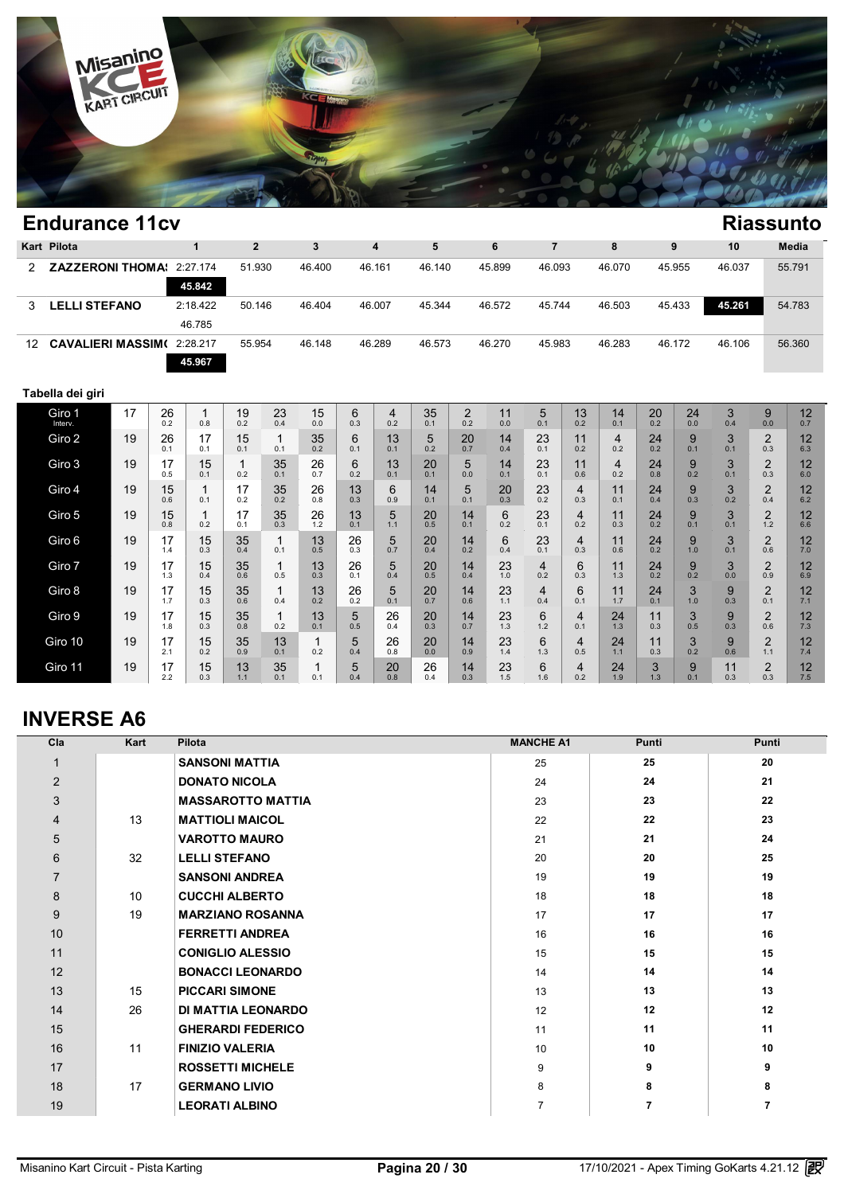## Endurance 11cv

## Riassunto

| Kart | Pilota | 1 | 2 | 3 | 4 | 5 | 6 | 7 | 8 | 9 | 10 | Media |
|---|---|---|---|---|---|---|---|---|---|---|---|---|
| 2 | ZAZZERONI THOMA: | 2:27.174<br>**45.842** | 51.930 | 46.400 | 46.161 | 46.140 | 45.899 | 46.093 | 46.070 | 45.955 | 46.037 | 55.791 |
| 3 | LELLI STEFANO | 2:18.422<br>46.785 | 50.146 | 46.404 | 46.007 | 45.344 | 46.572 | 45.744 | 46.503 | 45.433 | **45.261** | 54.783 |
| 12 | CAVALIERI MASSIM( | 2:28.217<br>**45.967** | 55.954 | 46.148 | 46.289 | 46.573 | 46.270 | 45.983 | 46.283 | 46.172 | 46.106 | 56.360 |

### Tabella dei giri

| Giro | N | | | | | | | | | | | | | | | | | | | |
|---|---|---|---|---|---|---|---|---|---|---|---|---|---|---|---|---|---|---|---|---|
| Giro 1 Interv. | 17 | 26 0.2 | 1 0.8 | 19 0.2 | 23 0.4 | 15 0.0 | 6 0.3 | 4 0.2 | 35 0.1 | 2 0.2 | 11 0.0 | 5 0.1 | 13 0.2 | 14 0.1 | 20 0.2 | 24 0.0 | 3 0.4 | 9 0.0 | 12 0.7 |
| Giro 2 | 19 | 26 0.1 | 17 0.1 | 15 0.1 | 1 0.1 | 35 0.2 | 6 0.1 | 13 0.1 | 5 0.2 | 20 0.7 | 14 0.4 | 23 0.1 | 11 0.2 | 4 0.2 | 24 0.2 | 9 0.1 | 3 0.1 | 2 0.3 | 12 6.3 |
| Giro 3 | 19 | 17 0.5 | 15 0.1 | 1 0.2 | 35 0.1 | 26 0.7 | 6 0.2 | 13 0.1 | 20 0.1 | 5 0.0 | 14 0.1 | 23 0.1 | 11 0.6 | 4 0.2 | 24 0.8 | 9 0.2 | 3 0.1 | 2 0.3 | 12 6.0 |
| Giro 4 | 19 | 15 0.6 | 1 0.1 | 17 0.2 | 35 0.2 | 26 0.8 | 13 0.3 | 6 0.9 | 14 0.1 | 5 0.1 | 20 0.3 | 23 0.2 | 4 0.3 | 11 0.1 | 24 0.4 | 9 0.3 | 3 0.2 | 2 0.4 | 12 6.2 |
| Giro 5 | 19 | 15 0.8 | 1 0.2 | 17 0.1 | 35 0.3 | 26 1.2 | 13 0.1 | 5 1.1 | 20 0.5 | 14 0.1 | 6 0.2 | 23 0.1 | 4 0.2 | 11 0.3 | 24 0.2 | 9 0.1 | 3 0.1 | 2 1.2 | 12 6.6 |
| Giro 6 | 19 | 17 1.4 | 15 0.3 | 35 0.4 | 1 0.1 | 13 0.5 | 26 0.3 | 5 0.7 | 20 0.4 | 14 0.2 | 6 0.4 | 23 0.1 | 4 0.3 | 11 0.6 | 24 0.2 | 9 1.0 | 3 0.1 | 2 0.6 | 12 7.0 |
| Giro 7 | 19 | 17 1.3 | 15 0.4 | 35 0.6 | 1 0.5 | 13 0.3 | 26 0.1 | 5 0.4 | 20 0.5 | 14 0.4 | 23 1.0 | 4 0.2 | 6 0.3 | 11 1.3 | 24 0.2 | 9 0.2 | 3 0.0 | 2 0.9 | 12 6.9 |
| Giro 8 | 19 | 17 1.7 | 15 0.3 | 35 0.6 | 1 0.4 | 13 0.2 | 26 0.2 | 5 0.1 | 20 0.7 | 14 0.6 | 23 1.1 | 4 0.4 | 6 0.1 | 11 1.7 | 24 0.1 | 3 1.0 | 9 0.3 | 2 0.1 | 12 7.1 |
| Giro 9 | 19 | 17 1.8 | 15 0.3 | 35 0.8 | 1 0.2 | 13 0.1 | 5 0.5 | 26 0.4 | 20 0.3 | 14 0.7 | 23 1.3 | 6 1.2 | 4 0.1 | 24 1.3 | 11 0.3 | 3 0.5 | 9 0.3 | 2 0.6 | 12 7.3 |
| Giro 10 | 19 | 17 2.1 | 15 0.2 | 35 0.9 | 13 0.1 | 1 0.2 | 5 0.4 | 26 0.8 | 20 0.0 | 14 0.9 | 23 1.4 | 6 1.3 | 4 0.5 | 24 1.1 | 11 0.3 | 3 0.2 | 9 0.6 | 2 1.1 | 12 7.4 |
| Giro 11 | 19 | 17 2.2 | 15 0.3 | 13 1.1 | 35 0.1 | 1 0.1 | 5 0.4 | 20 0.8 | 26 0.4 | 14 0.3 | 23 1.5 | 6 1.6 | 4 0.2 | 24 1.9 | 3 1.3 | 9 0.1 | 11 0.3 | 2 0.3 | 12 7.5 |

## INVERSE A6

| Cla | Kart | Pilota | MANCHE A1 | Punti | Punti |
|---|---|---|---|---|---|
| 1 | | SANSONI MATTIA | 25 | 25 | 20 |
| 2 | | DONATO NICOLA | 24 | 24 | 21 |
| 3 | | MASSAROTTO MATTIA | 23 | 23 | 22 |
| 4 | 13 | MATTIOLI MAICOL | 22 | 22 | 23 |
| 5 | | VAROTTO MAURO | 21 | 21 | 24 |
| 6 | 32 | LELLI STEFANO | 20 | 20 | 25 |
| 7 | | SANSONI ANDREA | 19 | 19 | 19 |
| 8 | 10 | CUCCHI ALBERTO | 18 | 18 | 18 |
| 9 | 19 | MARZIANO ROSANNA | 17 | 17 | 17 |
| 10 | | FERRETTI ANDREA | 16 | 16 | 16 |
| 11 | | CONIGLIO ALESSIO | 15 | 15 | 15 |
| 12 | | BONACCI LEONARDO | 14 | 14 | 14 |
| 13 | 15 | PICCARI SIMONE | 13 | 13 | 13 |
| 14 | 26 | DI MATTIA LEONARDO | 12 | 12 | 12 |
| 15 | | GHERARDI FEDERICO | 11 | 11 | 11 |
| 16 | 11 | FINIZIO VALERIA | 10 | 10 | 10 |
| 17 | | ROSSETTI MICHELE | 9 | 9 | 9 |
| 18 | 17 | GERMANO LIVIO | 8 | 8 | 8 |
| 19 | | LEORATI ALBINO | 7 | 7 | 7 |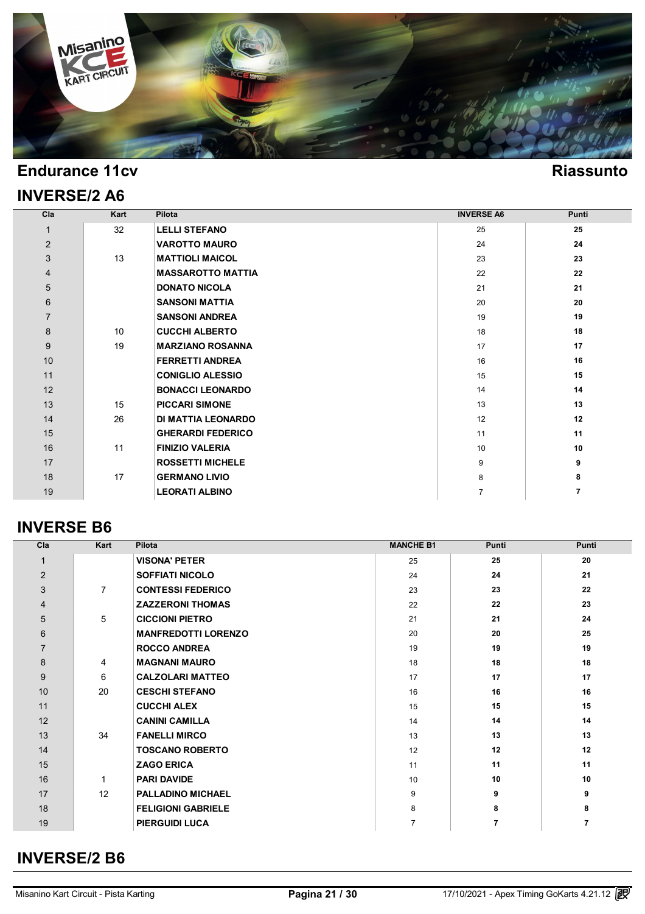## Endurance 11cv

## Riassunto

## INVERSE/2 A6

| Cla | Kart | Pilota | INVERSE A6 | Punti |
|---|---|---|---|---|
| 1 | 32 | LELLI STEFANO | 25 | 25 |
| 2 | | VAROTTO MAURO | 24 | 24 |
| 3 | 13 | MATTIOLI MAICOL | 23 | 23 |
| 4 | | MASSAROTTO MATTIA | 22 | 22 |
| 5 | | DONATO NICOLA | 21 | 21 |
| 6 | | SANSONI MATTIA | 20 | 20 |
| 7 | | SANSONI ANDREA | 19 | 19 |
| 8 | 10 | CUCCHI ALBERTO | 18 | 18 |
| 9 | 19 | MARZIANO ROSANNA | 17 | 17 |
| 10 | | FERRETTI ANDREA | 16 | 16 |
| 11 | | CONIGLIO ALESSIO | 15 | 15 |
| 12 | | BONACCI LEONARDO | 14 | 14 |
| 13 | 15 | PICCARI SIMONE | 13 | 13 |
| 14 | 26 | DI MATTIA LEONARDO | 12 | 12 |
| 15 | | GHERARDI FEDERICO | 11 | 11 |
| 16 | 11 | FINIZIO VALERIA | 10 | 10 |
| 17 | | ROSSETTI MICHELE | 9 | 9 |
| 18 | 17 | GERMANO LIVIO | 8 | 8 |
| 19 | | LEORATI ALBINO | 7 | 7 |

## INVERSE B6

| Cla | Kart | Pilota | MANCHE B1 | Punti | Punti |
|---|---|---|---|---|---|
| 1 | | VISONA' PETER | 25 | 25 | 20 |
| 2 | | SOFFIATI NICOLO | 24 | 24 | 21 |
| 3 | 7 | CONTESSI FEDERICO | 23 | 23 | 22 |
| 4 | | ZAZZERONI THOMAS | 22 | 22 | 23 |
| 5 | 5 | CICCIONI PIETRO | 21 | 21 | 24 |
| 6 | | MANFREDOTTI LORENZO | 20 | 20 | 25 |
| 7 | | ROCCO ANDREA | 19 | 19 | 19 |
| 8 | 4 | MAGNANI MAURO | 18 | 18 | 18 |
| 9 | 6 | CALZOLARI MATTEO | 17 | 17 | 17 |
| 10 | 20 | CESCHI STEFANO | 16 | 16 | 16 |
| 11 | | CUCCHI ALEX | 15 | 15 | 15 |
| 12 | | CANINI CAMILLA | 14 | 14 | 14 |
| 13 | 34 | FANELLI MIRCO | 13 | 13 | 13 |
| 14 | | TOSCANO ROBERTO | 12 | 12 | 12 |
| 15 | | ZAGO ERICA | 11 | 11 | 11 |
| 16 | 1 | PARI DAVIDE | 10 | 10 | 10 |
| 17 | 12 | PALLADINO MICHAEL | 9 | 9 | 9 |
| 18 | | FELIGIONI GABRIELE | 8 | 8 | 8 |
| 19 | | PIERGUIDI LUCA | 7 | 7 | 7 |

## INVERSE/2 B6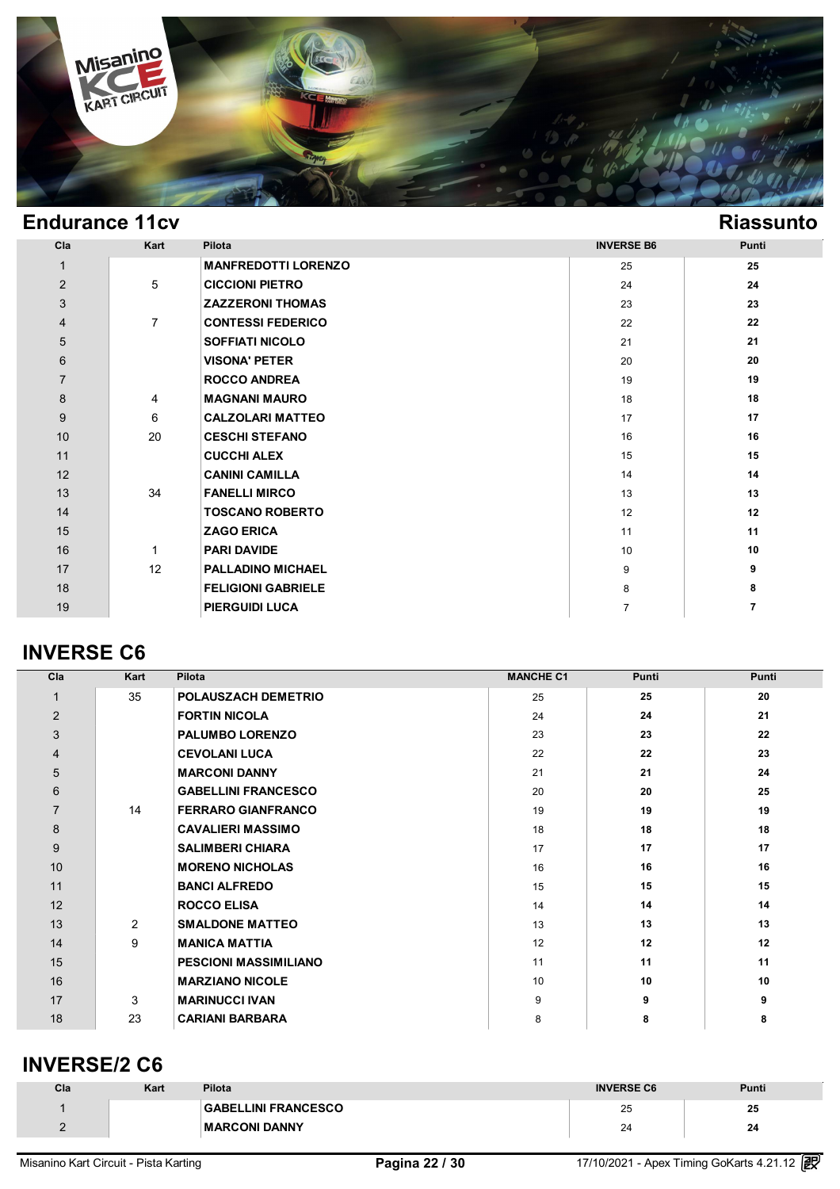## Endurance 11cv

## Riassunto

| Cla | Kart | Pilota | INVERSE B6 | Punti |
|---|---|---|---|---|
| 1 | | MANFREDOTTI LORENZO | 25 | 25 |
| 2 | 5 | CICCIONI PIETRO | 24 | 24 |
| 3 | | ZAZZERONI THOMAS | 23 | 23 |
| 4 | 7 | CONTESSI FEDERICO | 22 | 22 |
| 5 | | SOFFIATI NICOLO | 21 | 21 |
| 6 | | VISONA' PETER | 20 | 20 |
| 7 | | ROCCO ANDREA | 19 | 19 |
| 8 | 4 | MAGNANI MAURO | 18 | 18 |
| 9 | 6 | CALZOLARI MATTEO | 17 | 17 |
| 10 | 20 | CESCHI STEFANO | 16 | 16 |
| 11 | | CUCCHI ALEX | 15 | 15 |
| 12 | | CANINI CAMILLA | 14 | 14 |
| 13 | 34 | FANELLI MIRCO | 13 | 13 |
| 14 | | TOSCANO ROBERTO | 12 | 12 |
| 15 | | ZAGO ERICA | 11 | 11 |
| 16 | 1 | PARI DAVIDE | 10 | 10 |
| 17 | 12 | PALLADINO MICHAEL | 9 | 9 |
| 18 | | FELIGIONI GABRIELE | 8 | 8 |
| 19 | | PIERGUIDI LUCA | 7 | 7 |

## INVERSE C6

| Cla | Kart | Pilota | MANCHE C1 | Punti | Punti |
|---|---|---|---|---|---|
| 1 | 35 | POLAUSZACH DEMETRIO | 25 | 25 | 20 |
| 2 | | FORTIN NICOLA | 24 | 24 | 21 |
| 3 | | PALUMBO LORENZO | 23 | 23 | 22 |
| 4 | | CEVOLANI LUCA | 22 | 22 | 23 |
| 5 | | MARCONI DANNY | 21 | 21 | 24 |
| 6 | | GABELLINI FRANCESCO | 20 | 20 | 25 |
| 7 | 14 | FERRARO GIANFRANCO | 19 | 19 | 19 |
| 8 | | CAVALIERI MASSIMO | 18 | 18 | 18 |
| 9 | | SALIMBERI CHIARA | 17 | 17 | 17 |
| 10 | | MORENO NICHOLAS | 16 | 16 | 16 |
| 11 | | BANCI ALFREDO | 15 | 15 | 15 |
| 12 | | ROCCO ELISA | 14 | 14 | 14 |
| 13 | 2 | SMALDONE MATTEO | 13 | 13 | 13 |
| 14 | 9 | MANICA MATTIA | 12 | 12 | 12 |
| 15 | | PESCIONI MASSIMILIANO | 11 | 11 | 11 |
| 16 | | MARZIANO NICOLE | 10 | 10 | 10 |
| 17 | 3 | MARINUCCI IVAN | 9 | 9 | 9 |
| 18 | 23 | CARIANI BARBARA | 8 | 8 | 8 |

## INVERSE/2 C6

| Cla | Kart | Pilota | INVERSE C6 | Punti |
|---|---|---|---|---|
| 1 | | GABELLINI FRANCESCO | 25 | 25 |
| 2 | | MARCONI DANNY | 24 | 24 |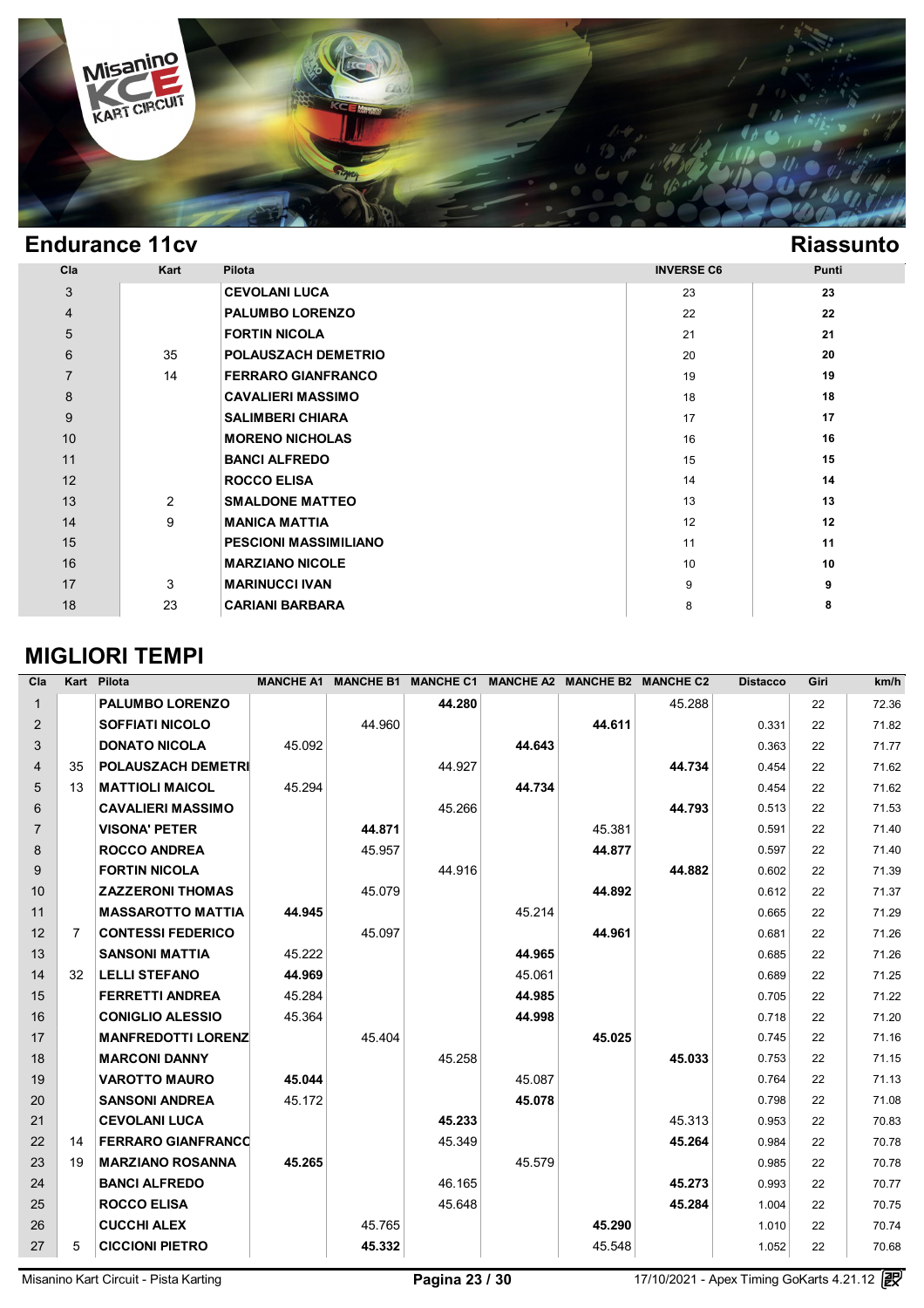## Endurance 11cv

## Riassunto

| Cla | Kart | Pilota | INVERSE C6 | Punti |
|---|---|---|---|---|
| 3 | | CEVOLANI LUCA | 23 | **23** |
| 4 | | PALUMBO LORENZO | 22 | **22** |
| 5 | | FORTIN NICOLA | 21 | **21** |
| 6 | 35 | POLAUSZACH DEMETRIO | 20 | **20** |
| 7 | 14 | FERRARO GIANFRANCO | 19 | **19** |
| 8 | | CAVALIERI MASSIMO | 18 | **18** |
| 9 | | SALIMBERI CHIARA | 17 | **17** |
| 10 | | MORENO NICHOLAS | 16 | **16** |
| 11 | | BANCI ALFREDO | 15 | **15** |
| 12 | | ROCCO ELISA | 14 | **14** |
| 13 | 2 | SMALDONE MATTEO | 13 | **13** |
| 14 | 9 | MANICA MATTIA | 12 | **12** |
| 15 | | PESCIONI MASSIMILIANO | 11 | **11** |
| 16 | | MARZIANO NICOLE | 10 | **10** |
| 17 | 3 | MARINUCCI IVAN | 9 | **9** |
| 18 | 23 | CARIANI BARBARA | 8 | **8** |

## MIGLIORI TEMPI

| Cla | Kart | Pilota | MANCHE A1 | MANCHE B1 | MANCHE C1 | MANCHE A2 | MANCHE B2 | MANCHE C2 | Distacco | Giri | km/h |
|---|---|---|---|---|---|---|---|---|---|---|---|
| 1 | | PALUMBO LORENZO | | | **44.280** | | | 45.288 | | 22 | 72.36 |
| 2 | | SOFFIATI NICOLO | | 44.960 | | | **44.611** | | 0.331 | 22 | 71.82 |
| 3 | | DONATO NICOLA | 45.092 | | | **44.643** | | | 0.363 | 22 | 71.77 |
| 4 | 35 | POLAUSZACH DEMETRI | | | 44.927 | | | **44.734** | 0.454 | 22 | 71.62 |
| 5 | 13 | MATTIOLI MAICOL | 45.294 | | | **44.734** | | | 0.454 | 22 | 71.62 |
| 6 | | CAVALIERI MASSIMO | | | 45.266 | | | **44.793** | 0.513 | 22 | 71.53 |
| 7 | | VISONA' PETER | | **44.871** | | | 45.381 | | 0.591 | 22 | 71.40 |
| 8 | | ROCCO ANDREA | | 45.957 | | | **44.877** | | 0.597 | 22 | 71.40 |
| 9 | | FORTIN NICOLA | | | 44.916 | | | **44.882** | 0.602 | 22 | 71.39 |
| 10 | | ZAZZERONI THOMAS | | 45.079 | | | **44.892** | | 0.612 | 22 | 71.37 |
| 11 | | MASSAROTTO MATTIA | **44.945** | | | 45.214 | | | 0.665 | 22 | 71.29 |
| 12 | 7 | CONTESSI FEDERICO | | 45.097 | | | **44.961** | | 0.681 | 22 | 71.26 |
| 13 | | SANSONI MATTIA | 45.222 | | | **44.965** | | | 0.685 | 22 | 71.26 |
| 14 | 32 | LELLI STEFANO | **44.969** | | | 45.061 | | | 0.689 | 22 | 71.25 |
| 15 | | FERRETTI ANDREA | 45.284 | | | **44.985** | | | 0.705 | 22 | 71.22 |
| 16 | | CONIGLIO ALESSIO | 45.364 | | | **44.998** | | | 0.718 | 22 | 71.20 |
| 17 | | MANFREDOTTI LORENZ | | 45.404 | | | **45.025** | | 0.745 | 22 | 71.16 |
| 18 | | MARCONI DANNY | | | 45.258 | | | **45.033** | 0.753 | 22 | 71.15 |
| 19 | | VAROTTO MAURO | **45.044** | | | 45.087 | | | 0.764 | 22 | 71.13 |
| 20 | | SANSONI ANDREA | 45.172 | | | **45.078** | | | 0.798 | 22 | 71.08 |
| 21 | | CEVOLANI LUCA | | | **45.233** | | | 45.313 | 0.953 | 22 | 70.83 |
| 22 | 14 | FERRARO GIANFRANCO | | | 45.349 | | | **45.264** | 0.984 | 22 | 70.78 |
| 23 | 19 | MARZIANO ROSANNA | **45.265** | | | 45.579 | | | 0.985 | 22 | 70.78 |
| 24 | | BANCI ALFREDO | | | 46.165 | | | **45.273** | 0.993 | 22 | 70.77 |
| 25 | | ROCCO ELISA | | | 45.648 | | | **45.284** | 1.004 | 22 | 70.75 |
| 26 | | CUCCHI ALEX | | 45.765 | | | **45.290** | | 1.010 | 22 | 70.74 |
| 27 | 5 | CICCIONI PIETRO | | **45.332** | | | 45.548 | | 1.052 | 22 | 70.68 |

Misanino Kart Circuit - Pista Karting | 17/10/2021 - Apex Timing GoKarts 4.21.12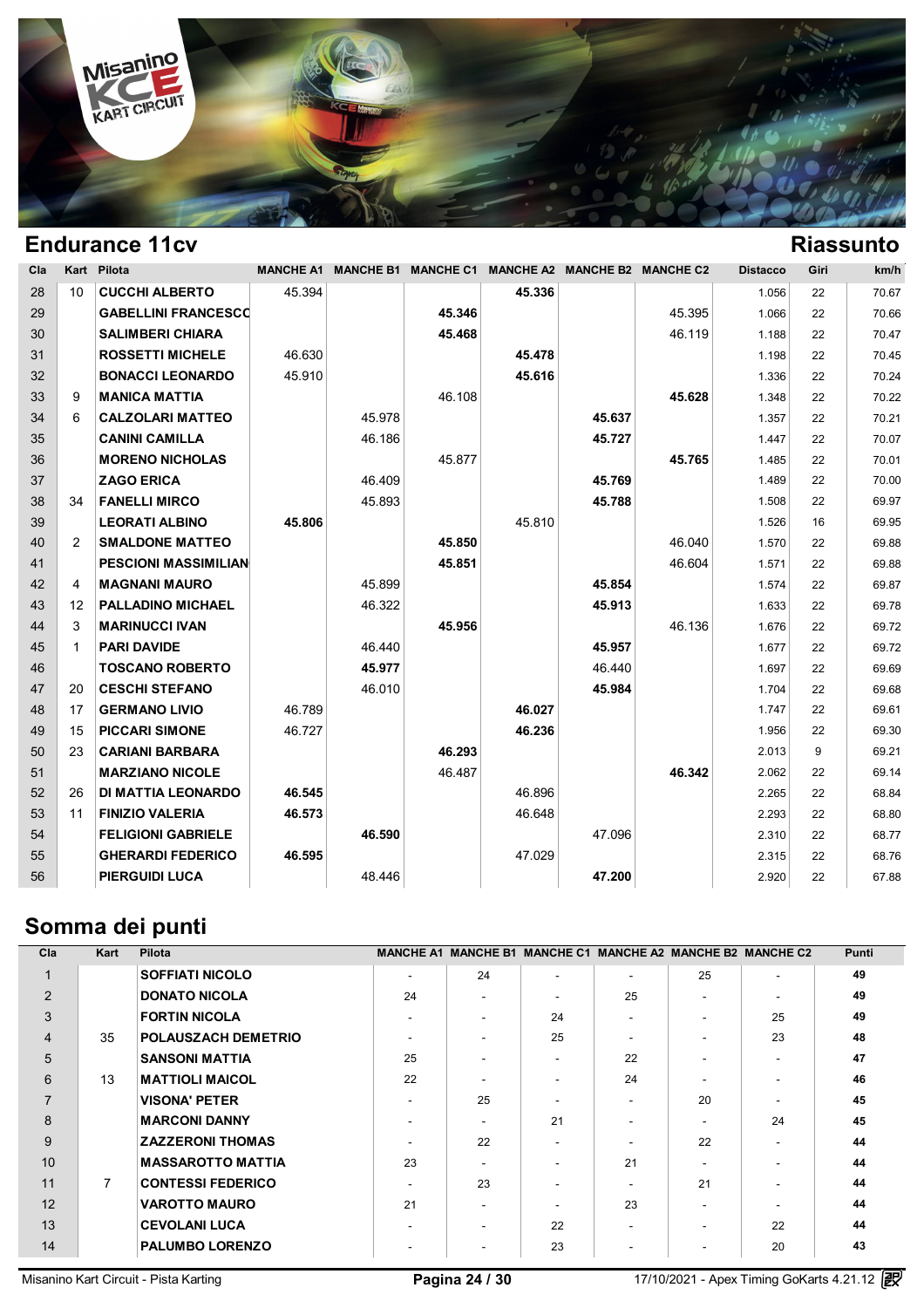# Endurance 11cv

## Riassunto

| Cla | Kart | Pilota | MANCHE A1 | MANCHE B1 | MANCHE C1 | MANCHE A2 | MANCHE B2 | MANCHE C2 | Distacco | Giri | km/h |
|---|---|---|---|---|---|---|---|---|---|---|---|
| 28 | 10 | CUCCHI ALBERTO | 45.394 | | | **45.336** | | | 1.056 | 22 | 70.67 |
| 29 | | GABELLINI FRANCESCO | | | **45.346** | | | 45.395 | 1.066 | 22 | 70.66 |
| 30 | | SALIMBERI CHIARA | | | **45.468** | | | 46.119 | 1.188 | 22 | 70.47 |
| 31 | | ROSSETTI MICHELE | 46.630 | | | **45.478** | | | 1.198 | 22 | 70.45 |
| 32 | | BONACCI LEONARDO | 45.910 | | | **45.616** | | | 1.336 | 22 | 70.24 |
| 33 | 9 | MANICA MATTIA | | | 46.108 | | | **45.628** | 1.348 | 22 | 70.22 |
| 34 | 6 | CALZOLARI MATTEO | | 45.978 | | | **45.637** | | 1.357 | 22 | 70.21 |
| 35 | | CANINI CAMILLA | | 46.186 | | | **45.727** | | 1.447 | 22 | 70.07 |
| 36 | | MORENO NICHOLAS | | | 45.877 | | | **45.765** | 1.485 | 22 | 70.01 |
| 37 | | ZAGO ERICA | | 46.409 | | | **45.769** | | 1.489 | 22 | 70.00 |
| 38 | 34 | FANELLI MIRCO | | 45.893 | | | **45.788** | | 1.508 | 22 | 69.97 |
| 39 | | LEORATI ALBINO | **45.806** | | | 45.810 | | | 1.526 | 16 | 69.95 |
| 40 | 2 | SMALDONE MATTEO | | | **45.850** | | | 46.040 | 1.570 | 22 | 69.88 |
| 41 | | PESCIONI MASSIMILIAN | | | **45.851** | | | 46.604 | 1.571 | 22 | 69.88 |
| 42 | 4 | MAGNANI MAURO | | 45.899 | | | **45.854** | | 1.574 | 22 | 69.87 |
| 43 | 12 | PALLADINO MICHAEL | | 46.322 | | | **45.913** | | 1.633 | 22 | 69.78 |
| 44 | 3 | MARINUCCI IVAN | | | **45.956** | | | 46.136 | 1.676 | 22 | 69.72 |
| 45 | 1 | PARI DAVIDE | | 46.440 | | | **45.957** | | 1.677 | 22 | 69.72 |
| 46 | | TOSCANO ROBERTO | | **45.977** | | | 46.440 | | 1.697 | 22 | 69.69 |
| 47 | 20 | CESCHI STEFANO | | 46.010 | | | **45.984** | | 1.704 | 22 | 69.68 |
| 48 | 17 | GERMANO LIVIO | 46.789 | | | **46.027** | | | 1.747 | 22 | 69.61 |
| 49 | 15 | PICCARI SIMONE | 46.727 | | | **46.236** | | | 1.956 | 22 | 69.30 |
| 50 | 23 | CARIANI BARBARA | | | **46.293** | | | | 2.013 | 9 | 69.21 |
| 51 | | MARZIANO NICOLE | | | 46.487 | | | **46.342** | 2.062 | 22 | 69.14 |
| 52 | 26 | DI MATTIA LEONARDO | **46.545** | | | 46.896 | | | 2.265 | 22 | 68.84 |
| 53 | 11 | FINIZIO VALERIA | **46.573** | | | 46.648 | | | 2.293 | 22 | 68.80 |
| 54 | | FELIGIONI GABRIELE | | **46.590** | | | 47.096 | | 2.310 | 22 | 68.77 |
| 55 | | GHERARDI FEDERICO | **46.595** | | | 47.029 | | | 2.315 | 22 | 68.76 |
| 56 | | PIERGUIDI LUCA | | 48.446 | | | **47.200** | | 2.920 | 22 | 67.88 |

## Somma dei punti

| Cla | Kart | Pilota | MANCHE A1 | MANCHE B1 | MANCHE C1 | MANCHE A2 | MANCHE B2 | MANCHE C2 | Punti |
|---|---|---|---|---|---|---|---|---|---|
| 1 | | SOFFIATI NICOLO | - | 24 | - | - | 25 | - | **49** |
| 2 | | DONATO NICOLA | 24 | - | - | 25 | - | - | **49** |
| 3 | | FORTIN NICOLA | - | - | 24 | - | - | 25 | **49** |
| 4 | 35 | POLAUSZACH DEMETRIO | - | - | 25 | - | - | 23 | **48** |
| 5 | | SANSONI MATTIA | 25 | - | - | 22 | - | - | **47** |
| 6 | 13 | MATTIOLI MAICOL | 22 | - | - | 24 | - | - | **46** |
| 7 | | VISONA' PETER | - | 25 | - | - | 20 | - | **45** |
| 8 | | MARCONI DANNY | - | - | 21 | - | - | 24 | **45** |
| 9 | | ZAZZERONI THOMAS | - | 22 | - | - | 22 | - | **44** |
| 10 | | MASSAROTTO MATTIA | 23 | - | - | 21 | - | - | **44** |
| 11 | 7 | CONTESSI FEDERICO | - | 23 | - | - | 21 | - | **44** |
| 12 | | VAROTTO MAURO | 21 | - | - | 23 | - | - | **44** |
| 13 | | CEVOLANI LUCA | - | - | 22 | - | - | 22 | **44** |
| 14 | | PALUMBO LORENZO | - | - | 23 | - | - | 20 | **43** |

Misanino Kart Circuit - Pista Karting | 17/10/2021 - Apex Timing GoKarts 4.21.12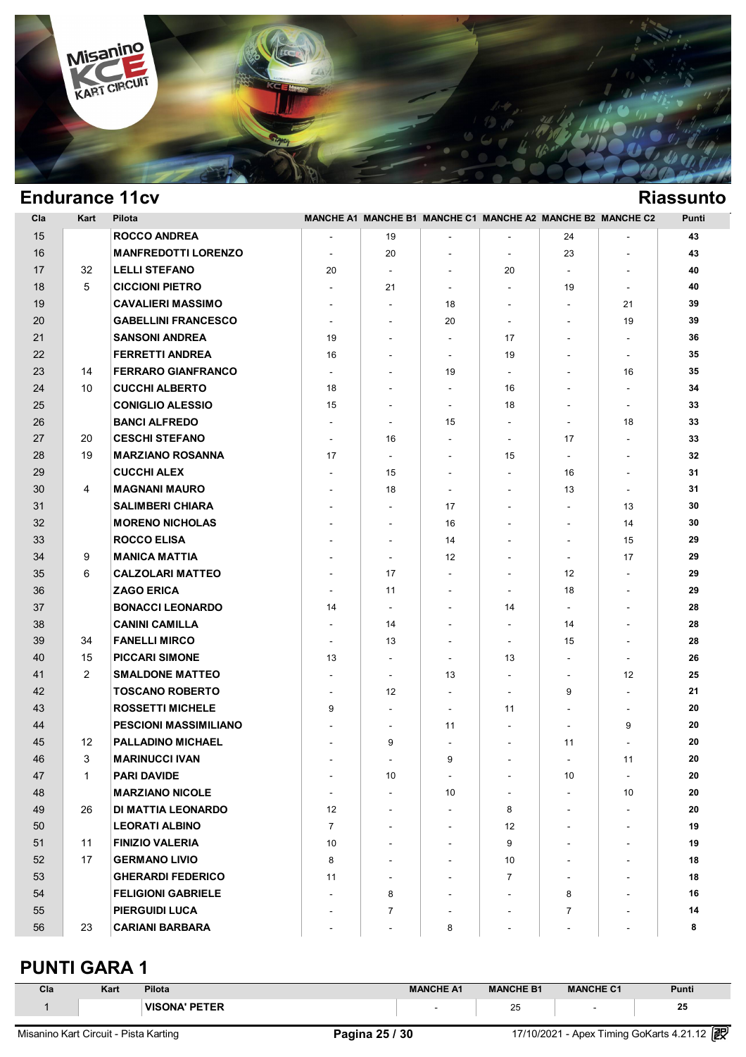## Endurance 11cv

## Riassunto

| Cla | Kart | Pilota | MANCHE A1 | MANCHE B1 | MANCHE C1 | MANCHE A2 | MANCHE B2 | MANCHE C2 | Punti |
|---|---|---|---|---|---|---|---|---|---|
| 15 | | ROCCO ANDREA | - | 19 | - | - | 24 | - | 43 |
| 16 | | MANFREDOTTI LORENZO | - | 20 | - | - | 23 | - | 43 |
| 17 | 32 | LELLI STEFANO | 20 | - | - | 20 | - | - | 40 |
| 18 | 5 | CICCIONI PIETRO | - | 21 | - | - | 19 | - | 40 |
| 19 | | CAVALIERI MASSIMO | - | - | 18 | - | - | 21 | 39 |
| 20 | | GABELLINI FRANCESCO | - | - | 20 | - | - | 19 | 39 |
| 21 | | SANSONI ANDREA | 19 | - | - | 17 | - | - | 36 |
| 22 | | FERRETTI ANDREA | 16 | - | - | 19 | - | - | 35 |
| 23 | 14 | FERRARO GIANFRANCO | - | - | 19 | - | - | 16 | 35 |
| 24 | 10 | CUCCHI ALBERTO | 18 | - | - | 16 | - | - | 34 |
| 25 | | CONIGLIO ALESSIO | 15 | - | - | 18 | - | - | 33 |
| 26 | | BANCI ALFREDO | - | - | 15 | - | - | 18 | 33 |
| 27 | 20 | CESCHI STEFANO | - | 16 | - | - | 17 | - | 33 |
| 28 | 19 | MARZIANO ROSANNA | 17 | - | - | 15 | - | - | 32 |
| 29 | | CUCCHI ALEX | - | 15 | - | - | 16 | - | 31 |
| 30 | 4 | MAGNANI MAURO | - | 18 | - | - | 13 | - | 31 |
| 31 | | SALIMBERI CHIARA | - | - | 17 | - | - | 13 | 30 |
| 32 | | MORENO NICHOLAS | - | - | 16 | - | - | 14 | 30 |
| 33 | | ROCCO ELISA | - | - | 14 | - | - | 15 | 29 |
| 34 | 9 | MANICA MATTIA | - | - | 12 | - | - | 17 | 29 |
| 35 | 6 | CALZOLARI MATTEO | - | 17 | - | - | 12 | - | 29 |
| 36 | | ZAGO ERICA | - | 11 | - | - | 18 | - | 29 |
| 37 | | BONACCI LEONARDO | 14 | - | - | 14 | - | - | 28 |
| 38 | | CANINI CAMILLA | - | 14 | - | - | 14 | - | 28 |
| 39 | 34 | FANELLI MIRCO | - | 13 | - | - | 15 | - | 28 |
| 40 | 15 | PICCARI SIMONE | 13 | - | - | 13 | - | - | 26 |
| 41 | 2 | SMALDONE MATTEO | - | - | 13 | - | - | 12 | 25 |
| 42 | | TOSCANO ROBERTO | - | 12 | - | - | 9 | - | 21 |
| 43 | | ROSSETTI MICHELE | 9 | - | - | 11 | - | - | 20 |
| 44 | | PESCIONI MASSIMILIANO | - | - | 11 | - | - | 9 | 20 |
| 45 | 12 | PALLADINO MICHAEL | - | 9 | - | - | 11 | - | 20 |
| 46 | 3 | MARINUCCI IVAN | - | - | 9 | - | - | 11 | 20 |
| 47 | 1 | PARI DAVIDE | - | 10 | - | - | 10 | - | 20 |
| 48 | | MARZIANO NICOLE | - | - | 10 | - | - | 10 | 20 |
| 49 | 26 | DI MATTIA LEONARDO | 12 | - | - | 8 | - | - | 20 |
| 50 | | LEORATI ALBINO | 7 | - | - | 12 | - | - | 19 |
| 51 | 11 | FINIZIO VALERIA | 10 | - | - | 9 | - | - | 19 |
| 52 | 17 | GERMANO LIVIO | 8 | - | - | 10 | - | - | 18 |
| 53 | | GHERARDI FEDERICO | 11 | - | - | 7 | - | - | 18 |
| 54 | | FELIGIONI GABRIELE | - | 8 | - | - | 8 | - | 16 |
| 55 | | PIERGUIDI LUCA | - | 7 | - | - | 7 | - | 14 |
| 56 | 23 | CARIANI BARBARA | - | - | 8 | - | - | - | 8 |

## PUNTI GARA 1

| Cla | Kart | Pilota | MANCHE A1 | MANCHE B1 | MANCHE C1 | Punti |
|---|---|---|---|---|---|---|
| 1 | | VISONA' PETER | - | 25 | - | 25 |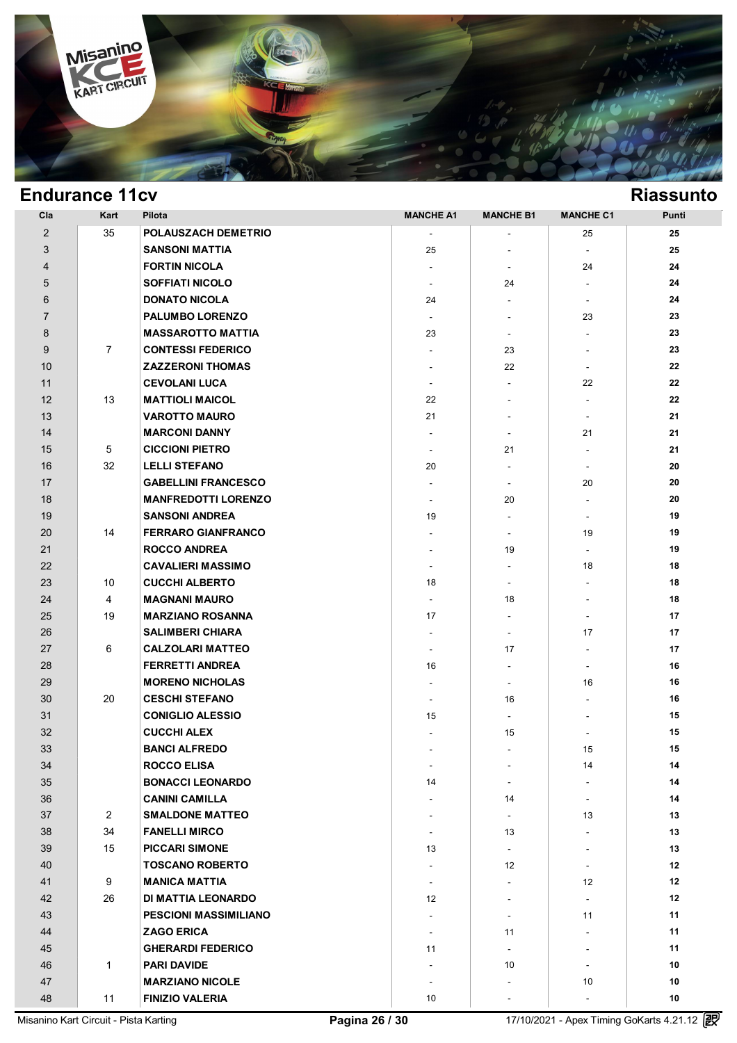## Endurance 11cv

## Riassunto

| Cla | Kart | Pilota | MANCHE A1 | MANCHE B1 | MANCHE C1 | Punti |
|---|---|---|---|---|---|---|
| 2 | 35 | POLAUSZACH DEMETRIO | - | - | 25 | 25 |
| 3 | | SANSONI MATTIA | 25 | - | - | 25 |
| 4 | | FORTIN NICOLA | - | - | 24 | 24 |
| 5 | | SOFFIATI NICOLO | - | 24 | - | 24 |
| 6 | | DONATO NICOLA | 24 | - | - | 24 |
| 7 | | PALUMBO LORENZO | - | - | 23 | 23 |
| 8 | | MASSAROTTO MATTIA | 23 | - | - | 23 |
| 9 | 7 | CONTESSI FEDERICO | - | 23 | - | 23 |
| 10 | | ZAZZERONI THOMAS | - | 22 | - | 22 |
| 11 | | CEVOLANI LUCA | - | - | 22 | 22 |
| 12 | 13 | MATTIOLI MAICOL | 22 | - | - | 22 |
| 13 | | VAROTTO MAURO | 21 | - | - | 21 |
| 14 | | MARCONI DANNY | - | - | 21 | 21 |
| 15 | 5 | CICCIONI PIETRO | - | 21 | - | 21 |
| 16 | 32 | LELLI STEFANO | 20 | - | - | 20 |
| 17 | | GABELLINI FRANCESCO | - | - | 20 | 20 |
| 18 | | MANFREDOTTI LORENZO | - | 20 | - | 20 |
| 19 | | SANSONI ANDREA | 19 | - | - | 19 |
| 20 | 14 | FERRARO GIANFRANCO | - | - | 19 | 19 |
| 21 | | ROCCO ANDREA | - | 19 | - | 19 |
| 22 | | CAVALIERI MASSIMO | - | - | 18 | 18 |
| 23 | 10 | CUCCHI ALBERTO | 18 | - | - | 18 |
| 24 | 4 | MAGNANI MAURO | - | 18 | - | 18 |
| 25 | 19 | MARZIANO ROSANNA | 17 | - | - | 17 |
| 26 | | SALIMBERI CHIARA | - | - | 17 | 17 |
| 27 | 6 | CALZOLARI MATTEO | - | 17 | - | 17 |
| 28 | | FERRETTI ANDREA | 16 | - | - | 16 |
| 29 | | MORENO NICHOLAS | - | - | 16 | 16 |
| 30 | 20 | CESCHI STEFANO | - | 16 | - | 16 |
| 31 | | CONIGLIO ALESSIO | 15 | - | - | 15 |
| 32 | | CUCCHI ALEX | - | 15 | - | 15 |
| 33 | | BANCI ALFREDO | - | - | 15 | 15 |
| 34 | | ROCCO ELISA | - | - | 14 | 14 |
| 35 | | BONACCI LEONARDO | 14 | - | - | 14 |
| 36 | | CANINI CAMILLA | - | 14 | - | 14 |
| 37 | 2 | SMALDONE MATTEO | - | - | 13 | 13 |
| 38 | 34 | FANELLI MIRCO | - | 13 | - | 13 |
| 39 | 15 | PICCARI SIMONE | 13 | - | - | 13 |
| 40 | | TOSCANO ROBERTO | - | 12 | - | 12 |
| 41 | 9 | MANICA MATTIA | - | - | 12 | 12 |
| 42 | 26 | DI MATTIA LEONARDO | 12 | - | - | 12 |
| 43 | | PESCIONI MASSIMILIANO | - | - | 11 | 11 |
| 44 | | ZAGO ERICA | - | 11 | - | 11 |
| 45 | | GHERARDI FEDERICO | 11 | - | - | 11 |
| 46 | 1 | PARI DAVIDE | - | 10 | - | 10 |
| 47 | | MARZIANO NICOLE | - | - | 10 | 10 |
| 48 | 11 | FINIZIO VALERIA | 10 | - | - | 10 |

Misanino Kart Circuit - Pista Karting — 17/10/2021 - Apex Timing GoKarts 4.21.12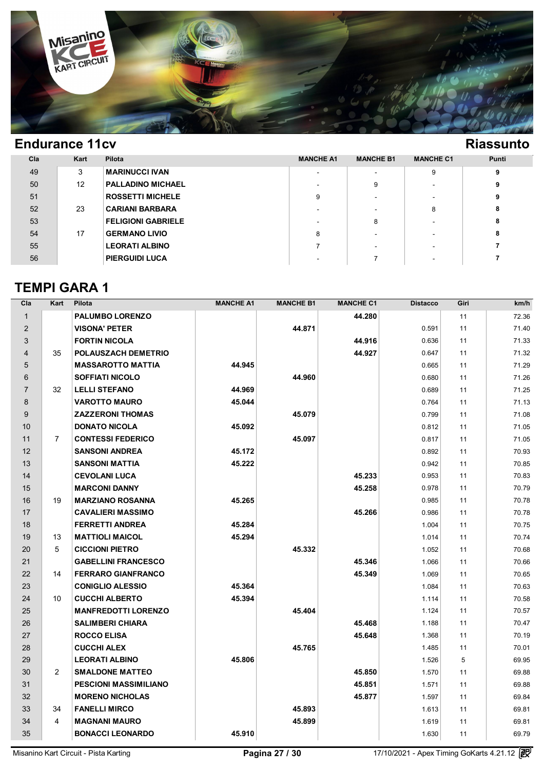## Endurance 11cv

## Riassunto

| Cla | Kart | Pilota | MANCHE A1 | MANCHE B1 | MANCHE C1 | Punti |
|---|---|---|---|---|---|---|
| 49 | 3 | **MARINUCCI IVAN** | - | - | 9 | **9** |
| 50 | 12 | **PALLADINO MICHAEL** | - | 9 | - | **9** |
| 51 | | **ROSSETTI MICHELE** | 9 | - | - | **9** |
| 52 | 23 | **CARIANI BARBARA** | - | - | 8 | **8** |
| 53 | | **FELIGIONI GABRIELE** | - | 8 | - | **8** |
| 54 | 17 | **GERMANO LIVIO** | 8 | - | - | **8** |
| 55 | | **LEORATI ALBINO** | 7 | - | - | **7** |
| 56 | | **PIERGUIDI LUCA** | - | 7 | - | **7** |

## TEMPI GARA 1

| Cla | Kart | Pilota | MANCHE A1 | MANCHE B1 | MANCHE C1 | Distacco | Giri | km/h |
|---|---|---|---|---|---|---|---|---|
| 1 | | **PALUMBO LORENZO** | | | **44.280** | | 11 | 72.36 |
| 2 | | **VISONA' PETER** | | **44.871** | | 0.591 | 11 | 71.40 |
| 3 | | **FORTIN NICOLA** | | | **44.916** | 0.636 | 11 | 71.33 |
| 4 | 35 | **POLAUSZACH DEMETRIO** | | | **44.927** | 0.647 | 11 | 71.32 |
| 5 | | **MASSAROTTO MATTIA** | **44.945** | | | 0.665 | 11 | 71.29 |
| 6 | | **SOFFIATI NICOLO** | | **44.960** | | 0.680 | 11 | 71.26 |
| 7 | 32 | **LELLI STEFANO** | **44.969** | | | 0.689 | 11 | 71.25 |
| 8 | | **VAROTTO MAURO** | **45.044** | | | 0.764 | 11 | 71.13 |
| 9 | | **ZAZZERONI THOMAS** | | **45.079** | | 0.799 | 11 | 71.08 |
| 10 | | **DONATO NICOLA** | **45.092** | | | 0.812 | 11 | 71.05 |
| 11 | 7 | **CONTESSI FEDERICO** | | **45.097** | | 0.817 | 11 | 71.05 |
| 12 | | **SANSONI ANDREA** | **45.172** | | | 0.892 | 11 | 70.93 |
| 13 | | **SANSONI MATTIA** | **45.222** | | | 0.942 | 11 | 70.85 |
| 14 | | **CEVOLANI LUCA** | | | **45.233** | 0.953 | 11 | 70.83 |
| 15 | | **MARCONI DANNY** | | | **45.258** | 0.978 | 11 | 70.79 |
| 16 | 19 | **MARZIANO ROSANNA** | **45.265** | | | 0.985 | 11 | 70.78 |
| 17 | | **CAVALIERI MASSIMO** | | | **45.266** | 0.986 | 11 | 70.78 |
| 18 | | **FERRETTI ANDREA** | **45.284** | | | 1.004 | 11 | 70.75 |
| 19 | 13 | **MATTIOLI MAICOL** | **45.294** | | | 1.014 | 11 | 70.74 |
| 20 | 5 | **CICCIONI PIETRO** | | **45.332** | | 1.052 | 11 | 70.68 |
| 21 | | **GABELLINI FRANCESCO** | | | **45.346** | 1.066 | 11 | 70.66 |
| 22 | 14 | **FERRARO GIANFRANCO** | | | **45.349** | 1.069 | 11 | 70.65 |
| 23 | | **CONIGLIO ALESSIO** | **45.364** | | | 1.084 | 11 | 70.63 |
| 24 | 10 | **CUCCHI ALBERTO** | **45.394** | | | 1.114 | 11 | 70.58 |
| 25 | | **MANFREDOTTI LORENZO** | | **45.404** | | 1.124 | 11 | 70.57 |
| 26 | | **SALIMBERI CHIARA** | | | **45.468** | 1.188 | 11 | 70.47 |
| 27 | | **ROCCO ELISA** | | | **45.648** | 1.368 | 11 | 70.19 |
| 28 | | **CUCCHI ALEX** | | **45.765** | | 1.485 | 11 | 70.01 |
| 29 | | **LEORATI ALBINO** | **45.806** | | | 1.526 | 5 | 69.95 |
| 30 | 2 | **SMALDONE MATTEO** | | | **45.850** | 1.570 | 11 | 69.88 |
| 31 | | **PESCIONI MASSIMILIANO** | | | **45.851** | 1.571 | 11 | 69.88 |
| 32 | | **MORENO NICHOLAS** | | | **45.877** | 1.597 | 11 | 69.84 |
| 33 | 34 | **FANELLI MIRCO** | | **45.893** | | 1.613 | 11 | 69.81 |
| 34 | 4 | **MAGNANI MAURO** | | **45.899** | | 1.619 | 11 | 69.81 |
| 35 | | **BONACCI LEONARDO** | **45.910** | | | 1.630 | 11 | 69.79 |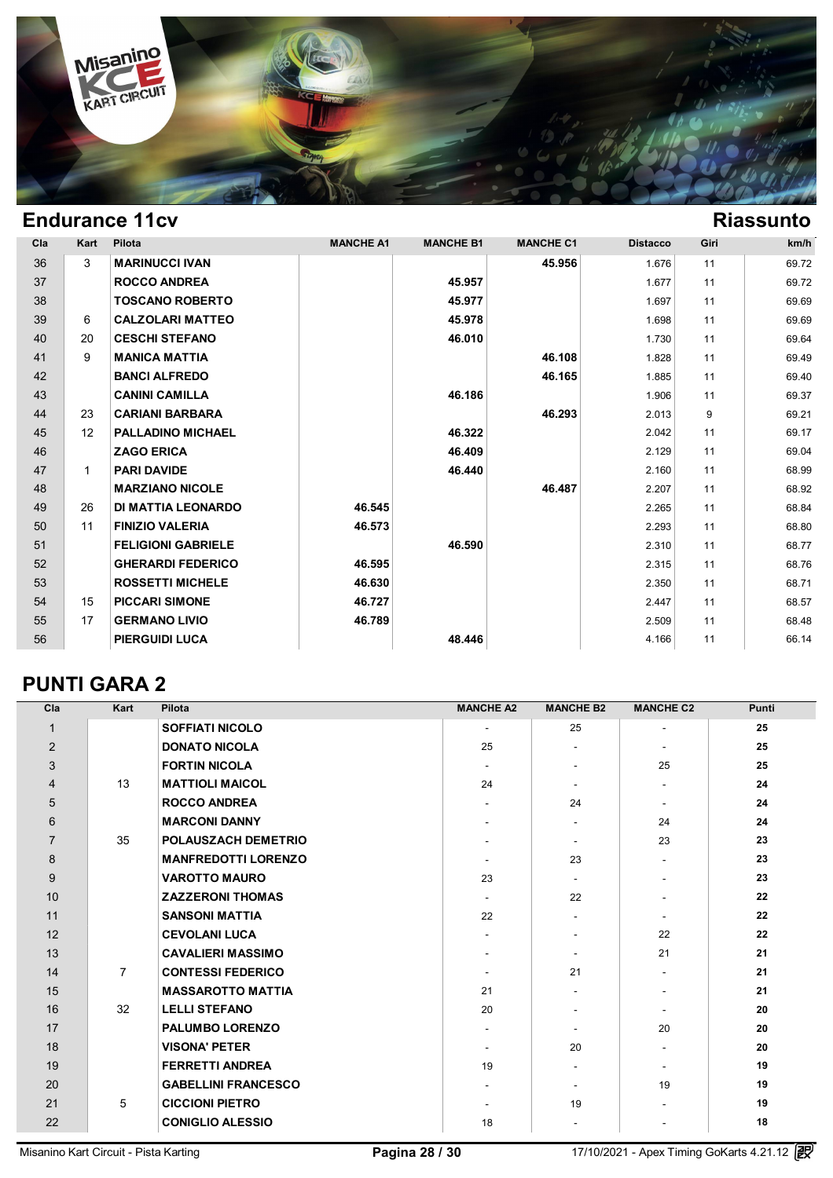## Endurance 11cv

**Riassunto**

| Cla | Kart | Pilota | MANCHE A1 | MANCHE B1 | MANCHE C1 | Distacco | Giri | km/h |
|---|---|---|---|---|---|---|---|---|
| 36 | 3 | **MARINUCCI IVAN** | | | **45.956** | 1.676 | 11 | 69.72 |
| 37 | | **ROCCO ANDREA** | | **45.957** | | 1.677 | 11 | 69.72 |
| 38 | | **TOSCANO ROBERTO** | | **45.977** | | 1.697 | 11 | 69.69 |
| 39 | 6 | **CALZOLARI MATTEO** | | **45.978** | | 1.698 | 11 | 69.69 |
| 40 | 20 | **CESCHI STEFANO** | | **46.010** | | 1.730 | 11 | 69.64 |
| 41 | 9 | **MANICA MATTIA** | | | **46.108** | 1.828 | 11 | 69.49 |
| 42 | | **BANCI ALFREDO** | | | **46.165** | 1.885 | 11 | 69.40 |
| 43 | | **CANINI CAMILLA** | | **46.186** | | 1.906 | 11 | 69.37 |
| 44 | 23 | **CARIANI BARBARA** | | | **46.293** | 2.013 | 9 | 69.21 |
| 45 | 12 | **PALLADINO MICHAEL** | | **46.322** | | 2.042 | 11 | 69.17 |
| 46 | | **ZAGO ERICA** | | **46.409** | | 2.129 | 11 | 69.04 |
| 47 | 1 | **PARI DAVIDE** | | **46.440** | | 2.160 | 11 | 68.99 |
| 48 | | **MARZIANO NICOLE** | | | **46.487** | 2.207 | 11 | 68.92 |
| 49 | 26 | **DI MATTIA LEONARDO** | **46.545** | | | 2.265 | 11 | 68.84 |
| 50 | 11 | **FINIZIO VALERIA** | **46.573** | | | 2.293 | 11 | 68.80 |
| 51 | | **FELIGIONI GABRIELE** | | **46.590** | | 2.310 | 11 | 68.77 |
| 52 | | **GHERARDI FEDERICO** | **46.595** | | | 2.315 | 11 | 68.76 |
| 53 | | **ROSSETTI MICHELE** | **46.630** | | | 2.350 | 11 | 68.71 |
| 54 | 15 | **PICCARI SIMONE** | **46.727** | | | 2.447 | 11 | 68.57 |
| 55 | 17 | **GERMANO LIVIO** | **46.789** | | | 2.509 | 11 | 68.48 |
| 56 | | **PIERGUIDI LUCA** | | **48.446** | | 4.166 | 11 | 66.14 |

## PUNTI GARA 2

| Cla | Kart | Pilota | MANCHE A2 | MANCHE B2 | MANCHE C2 | Punti |
|---|---|---|---|---|---|---|
| 1 | | **SOFFIATI NICOLO** | - | 25 | - | **25** |
| 2 | | **DONATO NICOLA** | 25 | - | - | **25** |
| 3 | | **FORTIN NICOLA** | - | - | 25 | **25** |
| 4 | 13 | **MATTIOLI MAICOL** | 24 | - | - | **24** |
| 5 | | **ROCCO ANDREA** | - | 24 | - | **24** |
| 6 | | **MARCONI DANNY** | - | - | 24 | **24** |
| 7 | 35 | **POLAUSZACH DEMETRIO** | - | - | 23 | **23** |
| 8 | | **MANFREDOTTI LORENZO** | - | 23 | - | **23** |
| 9 | | **VAROTTO MAURO** | 23 | - | - | **23** |
| 10 | | **ZAZZERONI THOMAS** | - | 22 | - | **22** |
| 11 | | **SANSONI MATTIA** | 22 | - | - | **22** |
| 12 | | **CEVOLANI LUCA** | - | - | 22 | **22** |
| 13 | | **CAVALIERI MASSIMO** | - | - | 21 | **21** |
| 14 | 7 | **CONTESSI FEDERICO** | - | 21 | - | **21** |
| 15 | | **MASSAROTTO MATTIA** | 21 | - | - | **21** |
| 16 | 32 | **LELLI STEFANO** | 20 | - | - | **20** |
| 17 | | **PALUMBO LORENZO** | - | - | 20 | **20** |
| 18 | | **VISONA' PETER** | - | 20 | - | **20** |
| 19 | | **FERRETTI ANDREA** | 19 | - | - | **19** |
| 20 | | **GABELLINI FRANCESCO** | - | - | 19 | **19** |
| 21 | 5 | **CICCIONI PIETRO** | - | 19 | - | **19** |
| 22 | | **CONIGLIO ALESSIO** | 18 | - | - | **18** |

Misanino Kart Circuit - Pista Karting    17/10/2021 - Apex Timing GoKarts 4.21.12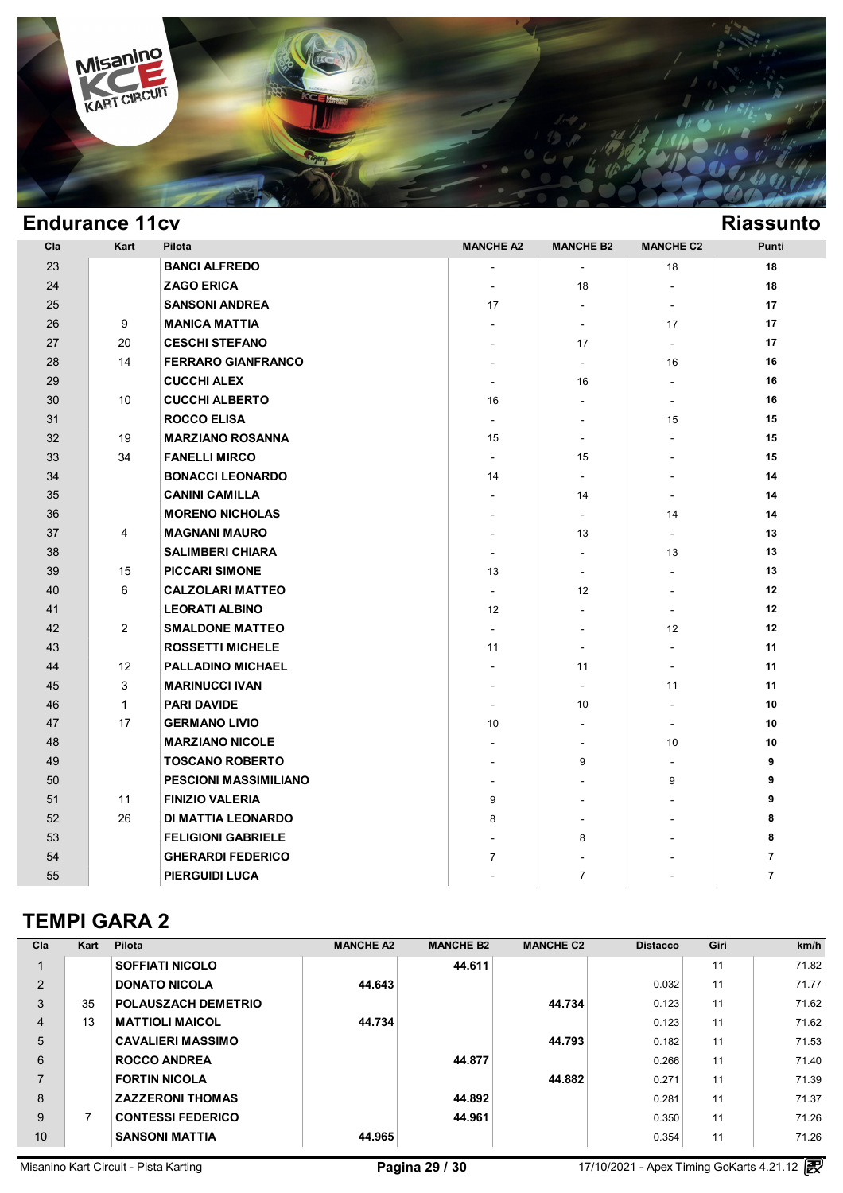## Endurance 11cv

## Riassunto

| Cla | Kart | Pilota | MANCHE A2 | MANCHE B2 | MANCHE C2 | Punti |
|---|---|---|---|---|---|---|
| 23 | | **BANCI ALFREDO** | - | - | 18 | **18** |
| 24 | | **ZAGO ERICA** | - | 18 | - | **18** |
| 25 | | **SANSONI ANDREA** | 17 | - | - | **17** |
| 26 | 9 | **MANICA MATTIA** | - | - | 17 | **17** |
| 27 | 20 | **CESCHI STEFANO** | - | 17 | - | **17** |
| 28 | 14 | **FERRARO GIANFRANCO** | - | - | 16 | **16** |
| 29 | | **CUCCHI ALEX** | - | 16 | - | **16** |
| 30 | 10 | **CUCCHI ALBERTO** | 16 | - | - | **16** |
| 31 | | **ROCCO ELISA** | - | - | 15 | **15** |
| 32 | 19 | **MARZIANO ROSANNA** | 15 | - | - | **15** |
| 33 | 34 | **FANELLI MIRCO** | - | 15 | - | **15** |
| 34 | | **BONACCI LEONARDO** | 14 | - | - | **14** |
| 35 | | **CANINI CAMILLA** | - | 14 | - | **14** |
| 36 | | **MORENO NICHOLAS** | - | - | 14 | **14** |
| 37 | 4 | **MAGNANI MAURO** | - | 13 | - | **13** |
| 38 | | **SALIMBERI CHIARA** | - | - | 13 | **13** |
| 39 | 15 | **PICCARI SIMONE** | 13 | - | - | **13** |
| 40 | 6 | **CALZOLARI MATTEO** | - | 12 | - | **12** |
| 41 | | **LEORATI ALBINO** | 12 | - | - | **12** |
| 42 | 2 | **SMALDONE MATTEO** | - | - | 12 | **12** |
| 43 | | **ROSSETTI MICHELE** | 11 | - | - | **11** |
| 44 | 12 | **PALLADINO MICHAEL** | - | 11 | - | **11** |
| 45 | 3 | **MARINUCCI IVAN** | - | - | 11 | **11** |
| 46 | 1 | **PARI DAVIDE** | - | 10 | - | **10** |
| 47 | 17 | **GERMANO LIVIO** | 10 | - | - | **10** |
| 48 | | **MARZIANO NICOLE** | - | - | 10 | **10** |
| 49 | | **TOSCANO ROBERTO** | - | 9 | - | **9** |
| 50 | | **PESCIONI MASSIMILIANO** | - | - | 9 | **9** |
| 51 | 11 | **FINIZIO VALERIA** | 9 | - | - | **9** |
| 52 | 26 | **DI MATTIA LEONARDO** | 8 | - | - | **8** |
| 53 | | **FELIGIONI GABRIELE** | - | 8 | - | **8** |
| 54 | | **GHERARDI FEDERICO** | 7 | - | - | **7** |
| 55 | | **PIERGUIDI LUCA** | - | 7 | - | **7** |

## TEMPI GARA 2

| Cla | Kart | Pilota | MANCHE A2 | MANCHE B2 | MANCHE C2 | Distacco | Giri | km/h |
|---|---|---|---|---|---|---|---|---|
| 1 | | **SOFFIATI NICOLO** | | **44.611** | | | 11 | 71.82 |
| 2 | | **DONATO NICOLA** | **44.643** | | | 0.032 | 11 | 71.77 |
| 3 | 35 | **POLAUSZACH DEMETRIO** | | | **44.734** | 0.123 | 11 | 71.62 |
| 4 | 13 | **MATTIOLI MAICOL** | **44.734** | | | 0.123 | 11 | 71.62 |
| 5 | | **CAVALIERI MASSIMO** | | | **44.793** | 0.182 | 11 | 71.53 |
| 6 | | **ROCCO ANDREA** | | **44.877** | | 0.266 | 11 | 71.40 |
| 7 | | **FORTIN NICOLA** | | | **44.882** | 0.271 | 11 | 71.39 |
| 8 | | **ZAZZERONI THOMAS** | | **44.892** | | 0.281 | 11 | 71.37 |
| 9 | 7 | **CONTESSI FEDERICO** | | **44.961** | | 0.350 | 11 | 71.26 |
| 10 | | **SANSONI MATTIA** | **44.965** | | | 0.354 | 11 | 71.26 |

Misanino Kart Circuit - Pista Karting | 17/10/2021 - Apex Timing GoKarts 4.21.12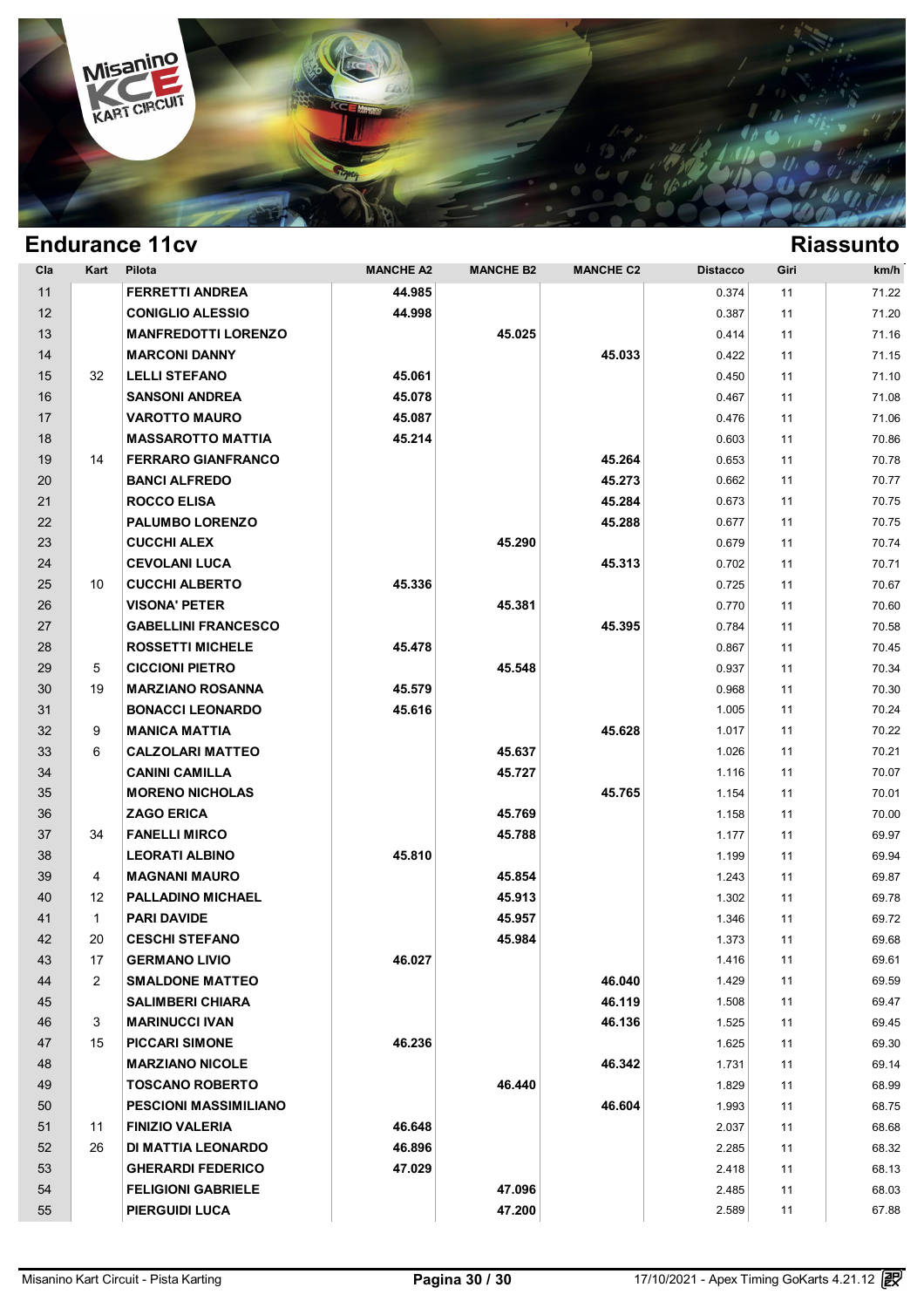## Endurance 11cv

## Riassunto

| Cla | Kart | Pilota | MANCHE A2 | MANCHE B2 | MANCHE C2 | Distacco | Giri | km/h |
|---|---|---|---|---|---|---|---|---|
| 11 | | FERRETTI ANDREA | 44.985 | | | 0.374 | 11 | 71.22 |
| 12 | | CONIGLIO ALESSIO | 44.998 | | | 0.387 | 11 | 71.20 |
| 13 | | MANFREDOTTI LORENZO | | 45.025 | | 0.414 | 11 | 71.16 |
| 14 | | MARCONI DANNY | | | 45.033 | 0.422 | 11 | 71.15 |
| 15 | 32 | LELLI STEFANO | 45.061 | | | 0.450 | 11 | 71.10 |
| 16 | | SANSONI ANDREA | 45.078 | | | 0.467 | 11 | 71.08 |
| 17 | | VAROTTO MAURO | 45.087 | | | 0.476 | 11 | 71.06 |
| 18 | | MASSAROTTO MATTIA | 45.214 | | | 0.603 | 11 | 70.86 |
| 19 | 14 | FERRARO GIANFRANCO | | | 45.264 | 0.653 | 11 | 70.78 |
| 20 | | BANCI ALFREDO | | | 45.273 | 0.662 | 11 | 70.77 |
| 21 | | ROCCO ELISA | | | 45.284 | 0.673 | 11 | 70.75 |
| 22 | | PALUMBO LORENZO | | | 45.288 | 0.677 | 11 | 70.75 |
| 23 | | CUCCHI ALEX | | 45.290 | | 0.679 | 11 | 70.74 |
| 24 | | CEVOLANI LUCA | | | 45.313 | 0.702 | 11 | 70.71 |
| 25 | 10 | CUCCHI ALBERTO | 45.336 | | | 0.725 | 11 | 70.67 |
| 26 | | VISONA' PETER | | 45.381 | | 0.770 | 11 | 70.60 |
| 27 | | GABELLINI FRANCESCO | | | 45.395 | 0.784 | 11 | 70.58 |
| 28 | | ROSSETTI MICHELE | 45.478 | | | 0.867 | 11 | 70.45 |
| 29 | 5 | CICCIONI PIETRO | | 45.548 | | 0.937 | 11 | 70.34 |
| 30 | 19 | MARZIANO ROSANNA | 45.579 | | | 0.968 | 11 | 70.30 |
| 31 | | BONACCI LEONARDO | 45.616 | | | 1.005 | 11 | 70.24 |
| 32 | 9 | MANICA MATTIA | | | 45.628 | 1.017 | 11 | 70.22 |
| 33 | 6 | CALZOLARI MATTEO | | 45.637 | | 1.026 | 11 | 70.21 |
| 34 | | CANINI CAMILLA | | 45.727 | | 1.116 | 11 | 70.07 |
| 35 | | MORENO NICHOLAS | | | 45.765 | 1.154 | 11 | 70.01 |
| 36 | | ZAGO ERICA | | 45.769 | | 1.158 | 11 | 70.00 |
| 37 | 34 | FANELLI MIRCO | | 45.788 | | 1.177 | 11 | 69.97 |
| 38 | | LEORATI ALBINO | 45.810 | | | 1.199 | 11 | 69.94 |
| 39 | 4 | MAGNANI MAURO | | 45.854 | | 1.243 | 11 | 69.87 |
| 40 | 12 | PALLADINO MICHAEL | | 45.913 | | 1.302 | 11 | 69.78 |
| 41 | 1 | PARI DAVIDE | | 45.957 | | 1.346 | 11 | 69.72 |
| 42 | 20 | CESCHI STEFANO | | 45.984 | | 1.373 | 11 | 69.68 |
| 43 | 17 | GERMANO LIVIO | 46.027 | | | 1.416 | 11 | 69.61 |
| 44 | 2 | SMALDONE MATTEO | | | 46.040 | 1.429 | 11 | 69.59 |
| 45 | | SALIMBERI CHIARA | | | 46.119 | 1.508 | 11 | 69.47 |
| 46 | 3 | MARINUCCI IVAN | | | 46.136 | 1.525 | 11 | 69.45 |
| 47 | 15 | PICCARI SIMONE | 46.236 | | | 1.625 | 11 | 69.30 |
| 48 | | MARZIANO NICOLE | | | 46.342 | 1.731 | 11 | 69.14 |
| 49 | | TOSCANO ROBERTO | | 46.440 | | 1.829 | 11 | 68.99 |
| 50 | | PESCIONI MASSIMILIANO | | | 46.604 | 1.993 | 11 | 68.75 |
| 51 | 11 | FINIZIO VALERIA | 46.648 | | | 2.037 | 11 | 68.68 |
| 52 | 26 | DI MATTIA LEONARDO | 46.896 | | | 2.285 | 11 | 68.32 |
| 53 | | GHERARDI FEDERICO | 47.029 | | | 2.418 | 11 | 68.13 |
| 54 | | FELIGIONI GABRIELE | | 47.096 | | 2.485 | 11 | 68.03 |
| 55 | | PIERGUIDI LUCA | | 47.200 | | 2.589 | 11 | 67.88 |

Misanino Kart Circuit - Pista Karting — 17/10/2021 - Apex Timing GoKarts 4.21.12